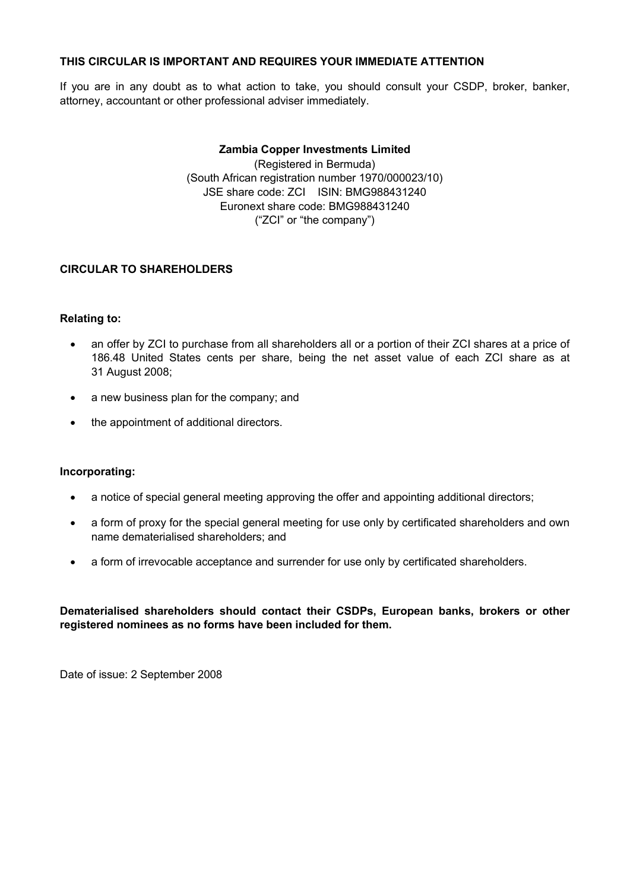**THIS CIRCULAR IS IMPORTANT AND REQUIRES YOUR IMMEDIATE ATTENTION**

If you are in any doubt as to what action to take, you should consult your CSDP, broker, banker, attorney, accountant or other professional adviser immediately.

**Zambia Copper Investments Limited**
(Registered in Bermuda)
(South African registration number 1970/000023/10)
JSE share code: ZCI ISIN: BMG988431240
Euronext share code: BMG988431240
("ZCI" or "the company")

**CIRCULAR TO SHAREHOLDERS**

**Relating to:**

- an offer by ZCI to purchase from all shareholders all or a portion of their ZCI shares at a price of 186.48 United States cents per share, being the net asset value of each ZCI share as at 31 August 2008;
- a new business plan for the company; and
- the appointment of additional directors.

**Incorporating:**

- a notice of special general meeting approving the offer and appointing additional directors;
- a form of proxy for the special general meeting for use only by certificated shareholders and own name dematerialised shareholders; and
- a form of irrevocable acceptance and surrender for use only by certificated shareholders.

**Dematerialised shareholders should contact their CSDPs, European banks, brokers or other registered nominees as no forms have been included for them.**

Date of issue: 2 September 2008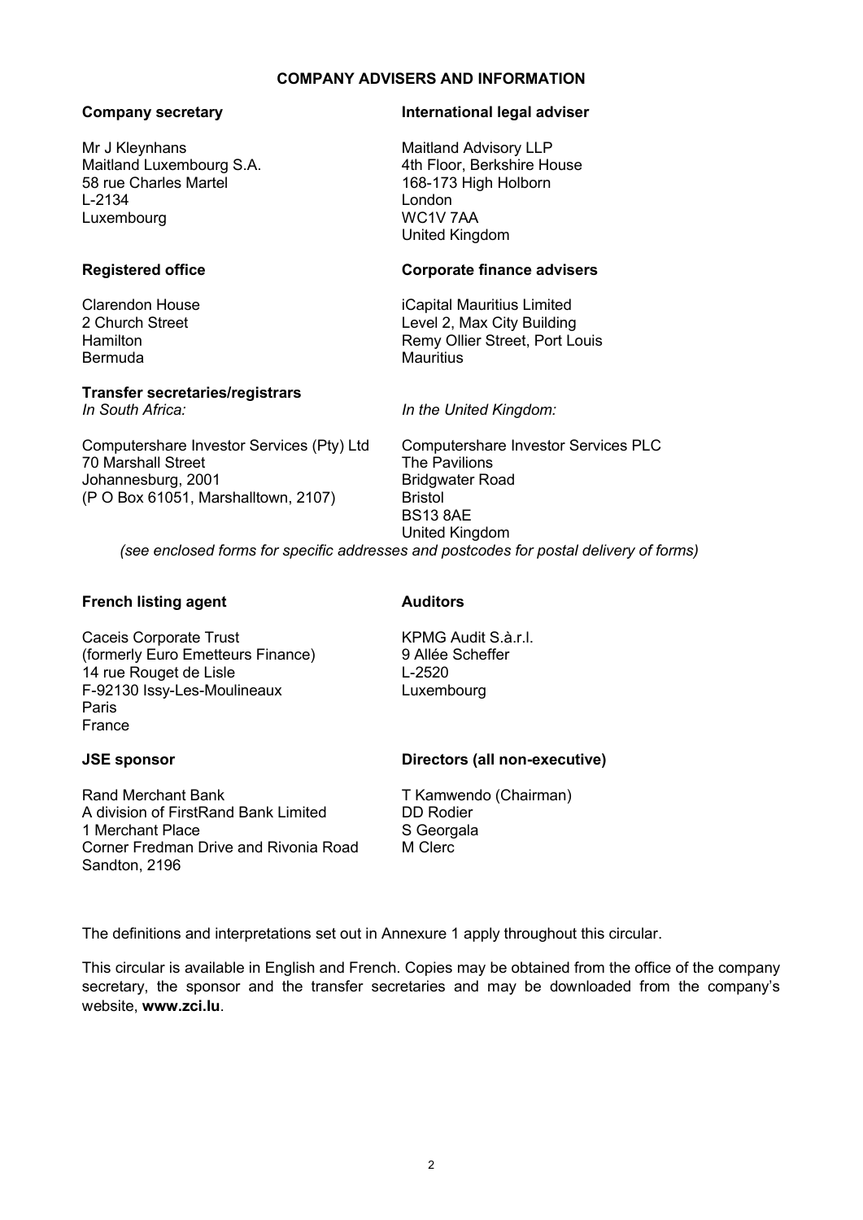# COMPANY ADVISERS AND INFORMATION

**Company secretary**

Mr J Kleynhans
Maitland Luxembourg S.A.
58 rue Charles Martel
L-2134
Luxembourg

**International legal adviser**

Maitland Advisory LLP
4th Floor, Berkshire House
168-173 High Holborn
London
WC1V 7AA
United Kingdom

**Registered office**

Clarendon House
2 Church Street
Hamilton
Bermuda

**Corporate finance advisers**

iCapital Mauritius Limited
Level 2, Max City Building
Remy Ollier Street, Port Louis
Mauritius

**Transfer secretaries/registrars**

*In South Africa:*

Computershare Investor Services (Pty) Ltd
70 Marshall Street
Johannesburg, 2001
(P O Box 61051, Marshalltown, 2107)

*In the United Kingdom:*

Computershare Investor Services PLC
The Pavilions
Bridgwater Road
Bristol
BS13 8AE
United Kingdom

*(see enclosed forms for specific addresses and postcodes for postal delivery of forms)*

**French listing agent**

Caceis Corporate Trust
(formerly Euro Emetteurs Finance)
14 rue Rouget de Lisle
F-92130 Issy-Les-Moulineaux
Paris
France

**Auditors**

KPMG Audit S.à.r.l.
9 Allée Scheffer
L-2520
Luxembourg

**JSE sponsor**

Rand Merchant Bank
A division of FirstRand Bank Limited
1 Merchant Place
Corner Fredman Drive and Rivonia Road
Sandton, 2196

**Directors (all non-executive)**

T Kamwendo (Chairman)
DD Rodier
S Georgala
M Clerc

The definitions and interpretations set out in Annexure 1 apply throughout this circular.

This circular is available in English and French. Copies may be obtained from the office of the company secretary, the sponsor and the transfer secretaries and may be downloaded from the company's website, **www.zci.lu**.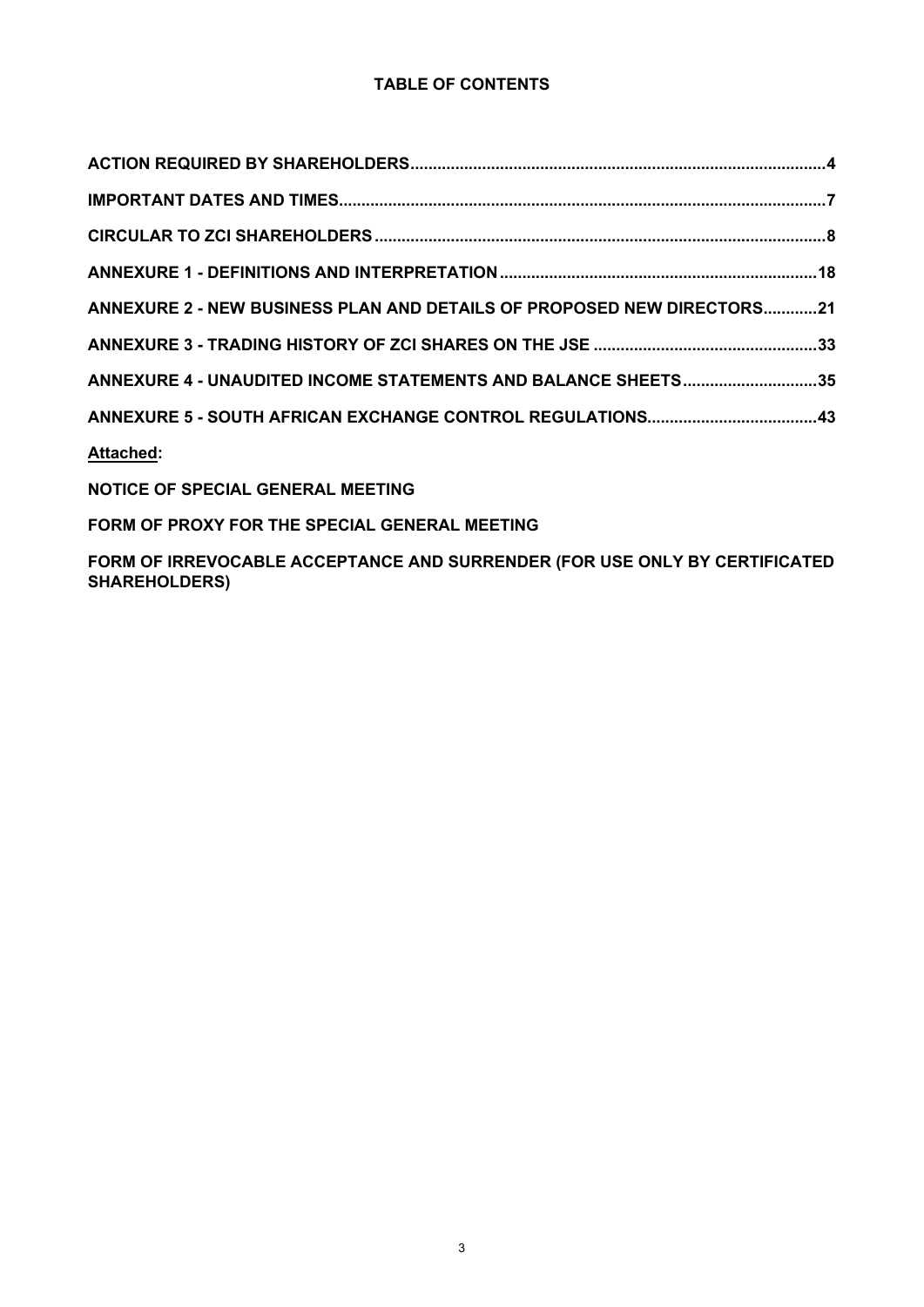# TABLE OF CONTENTS

| | |
|---|---|
| **ACTION REQUIRED BY SHAREHOLDERS** | **4** |
| **IMPORTANT DATES AND TIMES** | **7** |
| **CIRCULAR TO ZCI SHAREHOLDERS** | **8** |
| **ANNEXURE 1 - DEFINITIONS AND INTERPRETATION** | **18** |
| **ANNEXURE 2 - NEW BUSINESS PLAN AND DETAILS OF PROPOSED NEW DIRECTORS** | **21** |
| **ANNEXURE 3 - TRADING HISTORY OF ZCI SHARES ON THE JSE** | **33** |
| **ANNEXURE 4 - UNAUDITED INCOME STATEMENTS AND BALANCE SHEETS** | **35** |
| **ANNEXURE 5 - SOUTH AFRICAN EXCHANGE CONTROL REGULATIONS** | **43** |

**Attached:**

**NOTICE OF SPECIAL GENERAL MEETING**

**FORM OF PROXY FOR THE SPECIAL GENERAL MEETING**

**FORM OF IRREVOCABLE ACCEPTANCE AND SURRENDER (FOR USE ONLY BY CERTIFICATED SHAREHOLDERS)**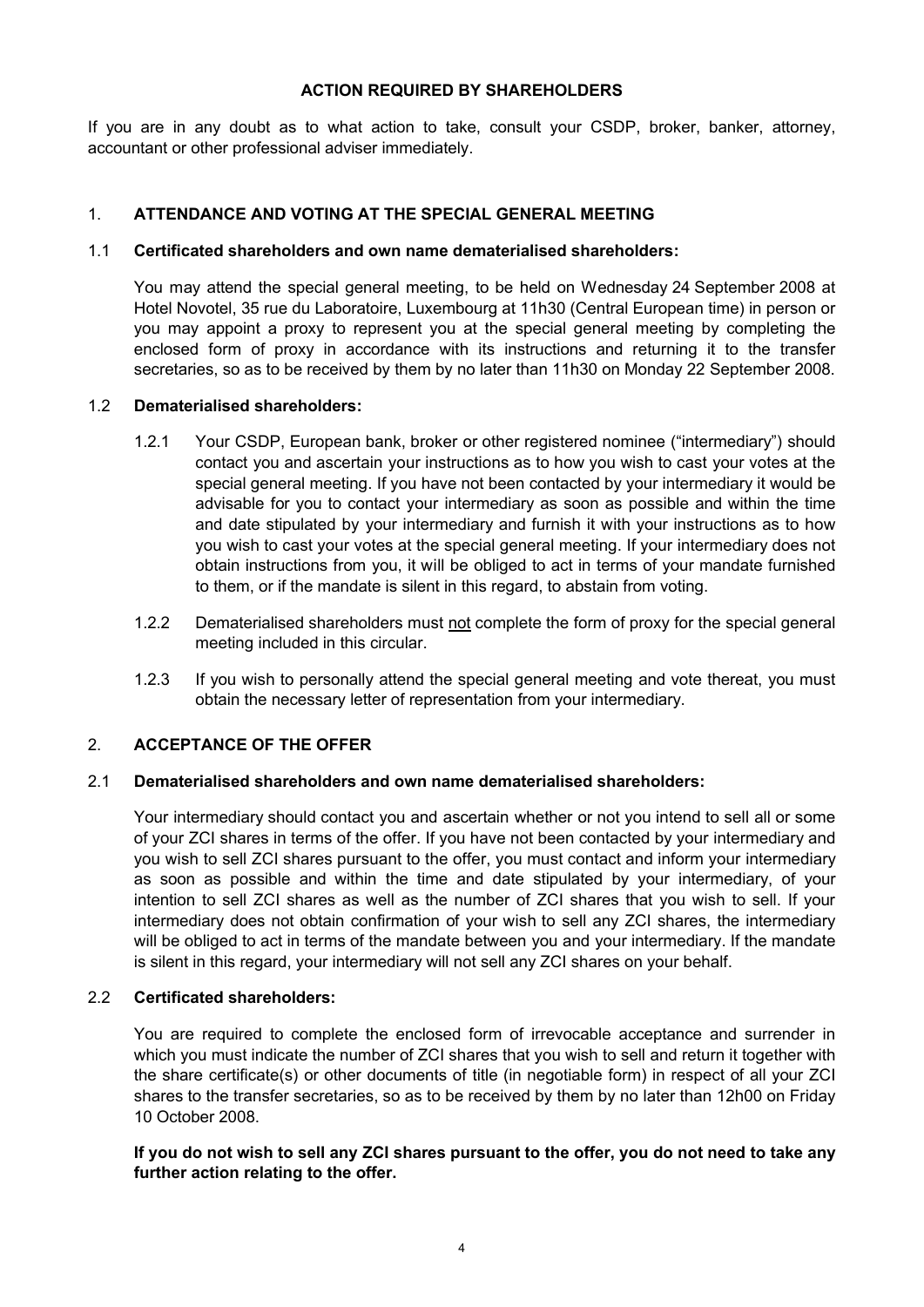# ACTION REQUIRED BY SHAREHOLDERS

If you are in any doubt as to what action to take, consult your CSDP, broker, banker, attorney, accountant or other professional adviser immediately.

## 1. ATTENDANCE AND VOTING AT THE SPECIAL GENERAL MEETING

### 1.1 Certificated shareholders and own name dematerialised shareholders:

You may attend the special general meeting, to be held on Wednesday 24 September 2008 at Hotel Novotel, 35 rue du Laboratoire, Luxembourg at 11h30 (Central European time) in person or you may appoint a proxy to represent you at the special general meeting by completing the enclosed form of proxy in accordance with its instructions and returning it to the transfer secretaries, so as to be received by them by no later than 11h30 on Monday 22 September 2008.

### 1.2 Dematerialised shareholders:

1.2.1 Your CSDP, European bank, broker or other registered nominee ("intermediary") should contact you and ascertain your instructions as to how you wish to cast your votes at the special general meeting. If you have not been contacted by your intermediary it would be advisable for you to contact your intermediary as soon as possible and within the time and date stipulated by your intermediary and furnish it with your instructions as to how you wish to cast your votes at the special general meeting. If your intermediary does not obtain instructions from you, it will be obliged to act in terms of your mandate furnished to them, or if the mandate is silent in this regard, to abstain from voting.

1.2.2 Dematerialised shareholders must not complete the form of proxy for the special general meeting included in this circular.

1.2.3 If you wish to personally attend the special general meeting and vote thereat, you must obtain the necessary letter of representation from your intermediary.

## 2. ACCEPTANCE OF THE OFFER

### 2.1 Dematerialised shareholders and own name dematerialised shareholders:

Your intermediary should contact you and ascertain whether or not you intend to sell all or some of your ZCI shares in terms of the offer. If you have not been contacted by your intermediary and you wish to sell ZCI shares pursuant to the offer, you must contact and inform your intermediary as soon as possible and within the time and date stipulated by your intermediary, of your intention to sell ZCI shares as well as the number of ZCI shares that you wish to sell. If your intermediary does not obtain confirmation of your wish to sell any ZCI shares, the intermediary will be obliged to act in terms of the mandate between you and your intermediary. If the mandate is silent in this regard, your intermediary will not sell any ZCI shares on your behalf.

### 2.2 Certificated shareholders:

You are required to complete the enclosed form of irrevocable acceptance and surrender in which you must indicate the number of ZCI shares that you wish to sell and return it together with the share certificate(s) or other documents of title (in negotiable form) in respect of all your ZCI shares to the transfer secretaries, so as to be received by them by no later than 12h00 on Friday 10 October 2008.

**If you do not wish to sell any ZCI shares pursuant to the offer, you do not need to take any further action relating to the offer.**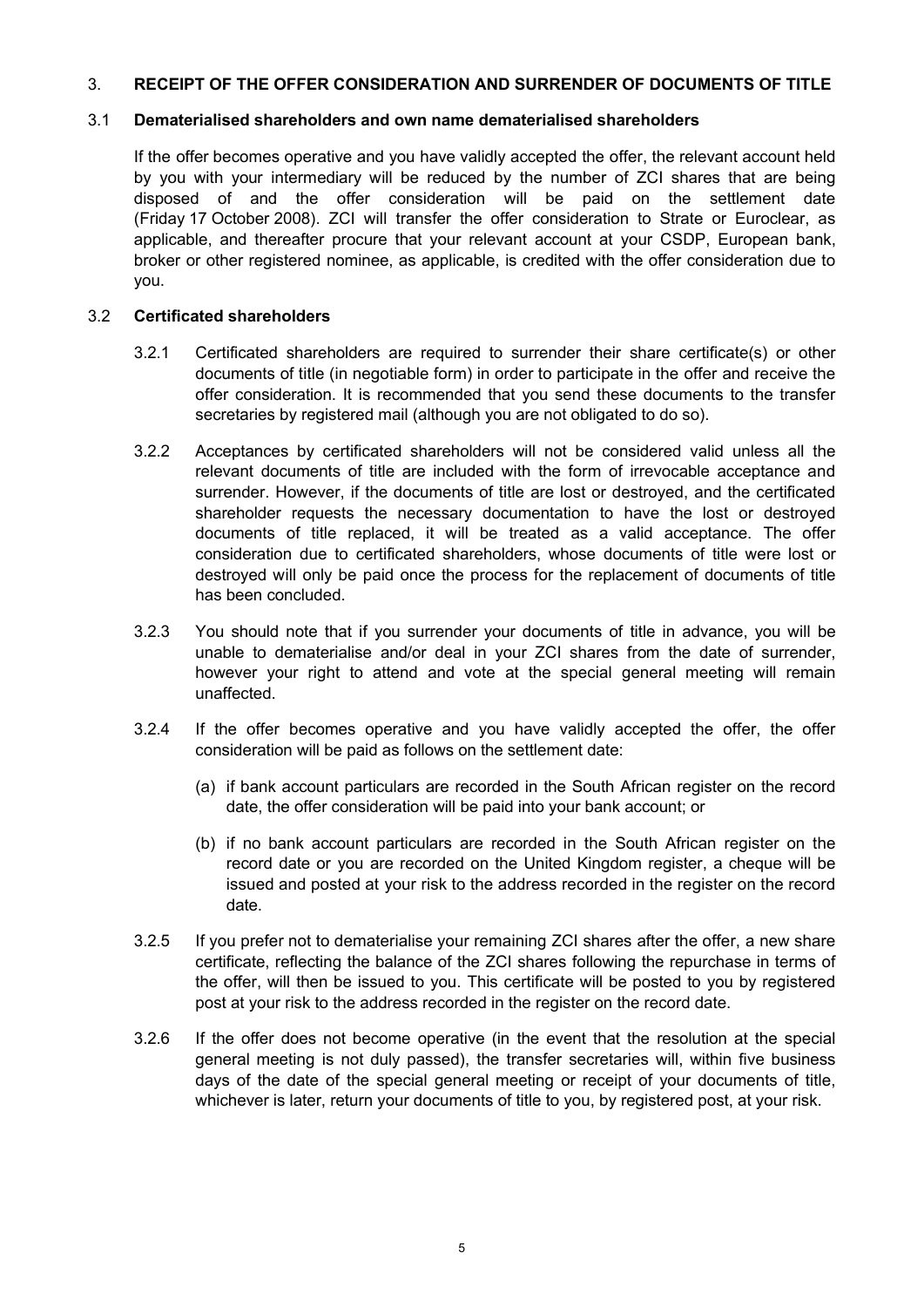## 3. RECEIPT OF THE OFFER CONSIDERATION AND SURRENDER OF DOCUMENTS OF TITLE

### 3.1 Dematerialised shareholders and own name dematerialised shareholders

If the offer becomes operative and you have validly accepted the offer, the relevant account held by you with your intermediary will be reduced by the number of ZCI shares that are being disposed of and the offer consideration will be paid on the settlement date (Friday 17 October 2008). ZCI will transfer the offer consideration to Strate or Euroclear, as applicable, and thereafter procure that your relevant account at your CSDP, European bank, broker or other registered nominee, as applicable, is credited with the offer consideration due to you.

### 3.2 Certificated shareholders

3.2.1 Certificated shareholders are required to surrender their share certificate(s) or other documents of title (in negotiable form) in order to participate in the offer and receive the offer consideration. It is recommended that you send these documents to the transfer secretaries by registered mail (although you are not obligated to do so).

3.2.2 Acceptances by certificated shareholders will not be considered valid unless all the relevant documents of title are included with the form of irrevocable acceptance and surrender. However, if the documents of title are lost or destroyed, and the certificated shareholder requests the necessary documentation to have the lost or destroyed documents of title replaced, it will be treated as a valid acceptance. The offer consideration due to certificated shareholders, whose documents of title were lost or destroyed will only be paid once the process for the replacement of documents of title has been concluded.

3.2.3 You should note that if you surrender your documents of title in advance, you will be unable to dematerialise and/or deal in your ZCI shares from the date of surrender, however your right to attend and vote at the special general meeting will remain unaffected.

3.2.4 If the offer becomes operative and you have validly accepted the offer, the offer consideration will be paid as follows on the settlement date:

(a) if bank account particulars are recorded in the South African register on the record date, the offer consideration will be paid into your bank account; or

(b) if no bank account particulars are recorded in the South African register on the record date or you are recorded on the United Kingdom register, a cheque will be issued and posted at your risk to the address recorded in the register on the record date.

3.2.5 If you prefer not to dematerialise your remaining ZCI shares after the offer, a new share certificate, reflecting the balance of the ZCI shares following the repurchase in terms of the offer, will then be issued to you. This certificate will be posted to you by registered post at your risk to the address recorded in the register on the record date.

3.2.6 If the offer does not become operative (in the event that the resolution at the special general meeting is not duly passed), the transfer secretaries will, within five business days of the date of the special general meeting or receipt of your documents of title, whichever is later, return your documents of title to you, by registered post, at your risk.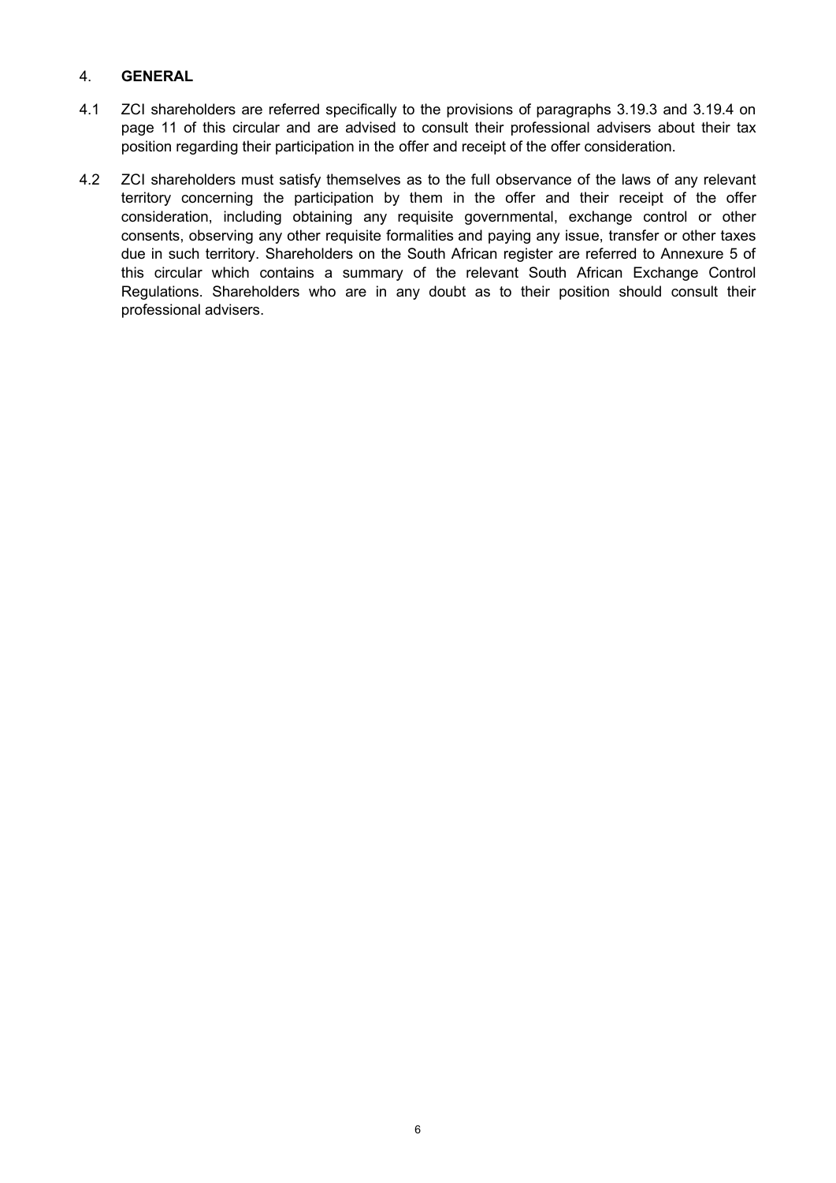## 4. GENERAL

4.1 ZCI shareholders are referred specifically to the provisions of paragraphs 3.19.3 and 3.19.4 on page 11 of this circular and are advised to consult their professional advisers about their tax position regarding their participation in the offer and receipt of the offer consideration.

4.2 ZCI shareholders must satisfy themselves as to the full observance of the laws of any relevant territory concerning the participation by them in the offer and their receipt of the offer consideration, including obtaining any requisite governmental, exchange control or other consents, observing any other requisite formalities and paying any issue, transfer or other taxes due in such territory. Shareholders on the South African register are referred to Annexure 5 of this circular which contains a summary of the relevant South African Exchange Control Regulations. Shareholders who are in any doubt as to their position should consult their professional advisers.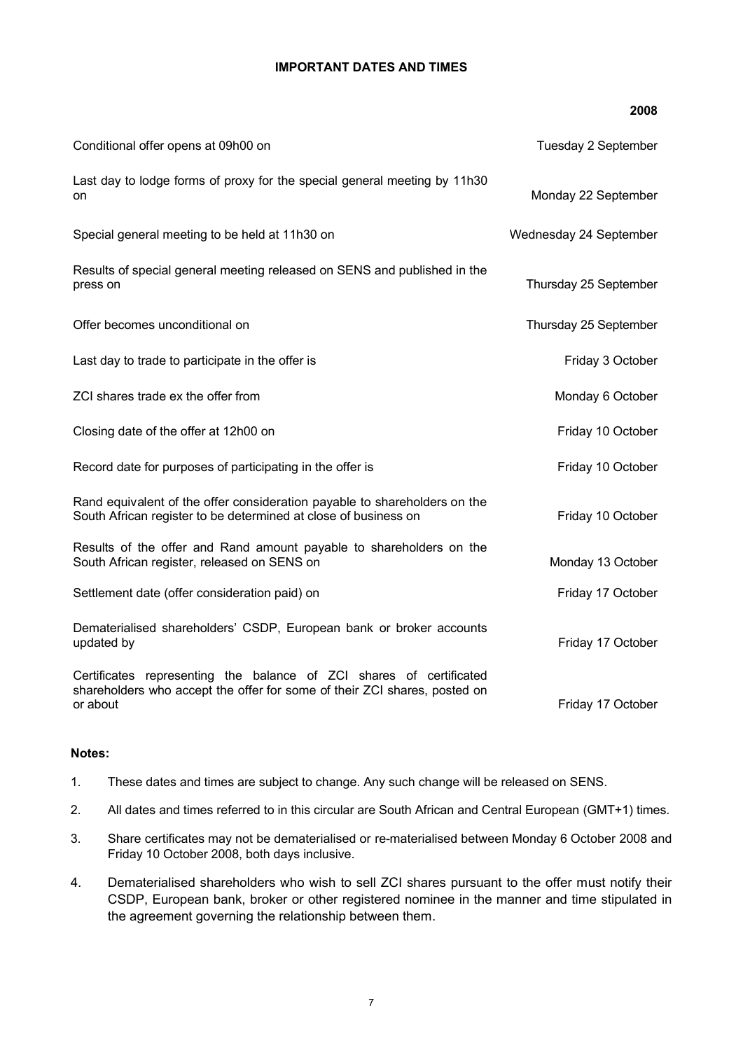# IMPORTANT DATES AND TIMES

| | 2008 |
|---|---|
| Conditional offer opens at 09h00 on | Tuesday 2 September |
| Last day to lodge forms of proxy for the special general meeting by 11h30 on | Monday 22 September |
| Special general meeting to be held at 11h30 on | Wednesday 24 September |
| Results of special general meeting released on SENS and published in the press on | Thursday 25 September |
| Offer becomes unconditional on | Thursday 25 September |
| Last day to trade to participate in the offer is | Friday 3 October |
| ZCI shares trade ex the offer from | Monday 6 October |
| Closing date of the offer at 12h00 on | Friday 10 October |
| Record date for purposes of participating in the offer is | Friday 10 October |
| Rand equivalent of the offer consideration payable to shareholders on the South African register to be determined at close of business on | Friday 10 October |
| Results of the offer and Rand amount payable to shareholders on the South African register, released on SENS on | Monday 13 October |
| Settlement date (offer consideration paid) on | Friday 17 October |
| Dematerialised shareholders' CSDP, European bank or broker accounts updated by | Friday 17 October |
| Certificates representing the balance of ZCI shares of certificated shareholders who accept the offer for some of their ZCI shares, posted on or about | Friday 17 October |

**Notes:**

1. These dates and times are subject to change. Any such change will be released on SENS.
2. All dates and times referred to in this circular are South African and Central European (GMT+1) times.
3. Share certificates may not be dematerialised or re-materialised between Monday 6 October 2008 and Friday 10 October 2008, both days inclusive.
4. Dematerialised shareholders who wish to sell ZCI shares pursuant to the offer must notify their CSDP, European bank, broker or other registered nominee in the manner and time stipulated in the agreement governing the relationship between them.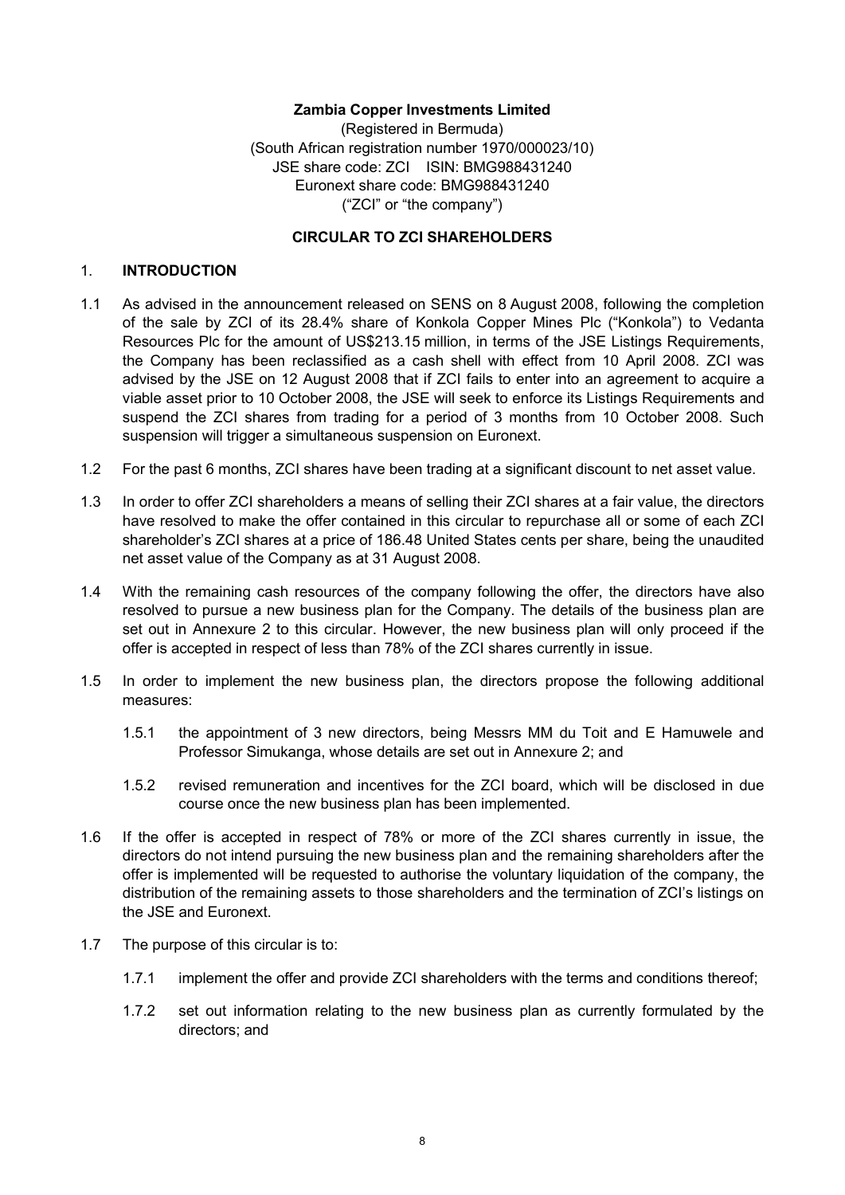**Zambia Copper Investments Limited**

(Registered in Bermuda)
(South African registration number 1970/000023/10)
JSE share code: ZCI ISIN: BMG988431240
Euronext share code: BMG988431240
("ZCI" or "the company")

**CIRCULAR TO ZCI SHAREHOLDERS**

## 1. INTRODUCTION

1.1 As advised in the announcement released on SENS on 8 August 2008, following the completion of the sale by ZCI of its 28.4% share of Konkola Copper Mines Plc ("Konkola") to Vedanta Resources Plc for the amount of US$213.15 million, in terms of the JSE Listings Requirements, the Company has been reclassified as a cash shell with effect from 10 April 2008. ZCI was advised by the JSE on 12 August 2008 that if ZCI fails to enter into an agreement to acquire a viable asset prior to 10 October 2008, the JSE will seek to enforce its Listings Requirements and suspend the ZCI shares from trading for a period of 3 months from 10 October 2008. Such suspension will trigger a simultaneous suspension on Euronext.

1.2 For the past 6 months, ZCI shares have been trading at a significant discount to net asset value.

1.3 In order to offer ZCI shareholders a means of selling their ZCI shares at a fair value, the directors have resolved to make the offer contained in this circular to repurchase all or some of each ZCI shareholder's ZCI shares at a price of 186.48 United States cents per share, being the unaudited net asset value of the Company as at 31 August 2008.

1.4 With the remaining cash resources of the company following the offer, the directors have also resolved to pursue a new business plan for the Company. The details of the business plan are set out in Annexure 2 to this circular. However, the new business plan will only proceed if the offer is accepted in respect of less than 78% of the ZCI shares currently in issue.

1.5 In order to implement the new business plan, the directors propose the following additional measures:

1.5.1 the appointment of 3 new directors, being Messrs MM du Toit and E Hamuwele and Professor Simukanga, whose details are set out in Annexure 2; and

1.5.2 revised remuneration and incentives for the ZCI board, which will be disclosed in due course once the new business plan has been implemented.

1.6 If the offer is accepted in respect of 78% or more of the ZCI shares currently in issue, the directors do not intend pursuing the new business plan and the remaining shareholders after the offer is implemented will be requested to authorise the voluntary liquidation of the company, the distribution of the remaining assets to those shareholders and the termination of ZCI's listings on the JSE and Euronext.

1.7 The purpose of this circular is to:

1.7.1 implement the offer and provide ZCI shareholders with the terms and conditions thereof;

1.7.2 set out information relating to the new business plan as currently formulated by the directors; and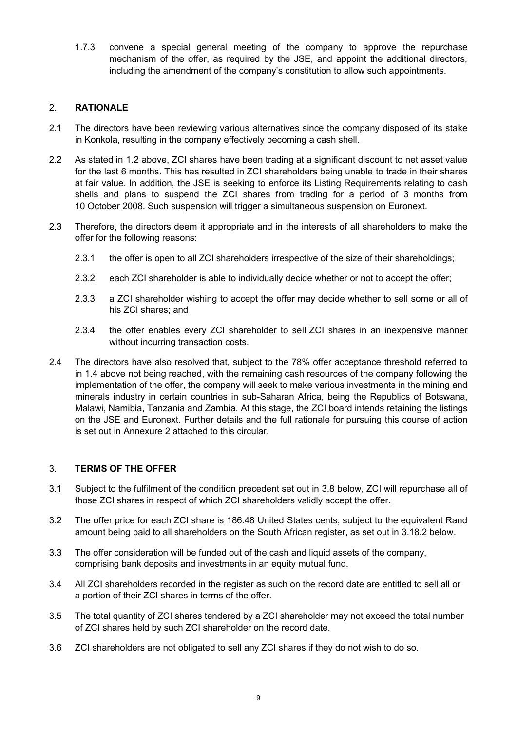1.7.3 convene a special general meeting of the company to approve the repurchase mechanism of the offer, as required by the JSE, and appoint the additional directors, including the amendment of the company's constitution to allow such appointments.

## 2. RATIONALE

2.1 The directors have been reviewing various alternatives since the company disposed of its stake in Konkola, resulting in the company effectively becoming a cash shell.

2.2 As stated in 1.2 above, ZCI shares have been trading at a significant discount to net asset value for the last 6 months. This has resulted in ZCI shareholders being unable to trade in their shares at fair value. In addition, the JSE is seeking to enforce its Listing Requirements relating to cash shells and plans to suspend the ZCI shares from trading for a period of 3 months from 10 October 2008. Such suspension will trigger a simultaneous suspension on Euronext.

2.3 Therefore, the directors deem it appropriate and in the interests of all shareholders to make the offer for the following reasons:

2.3.1 the offer is open to all ZCI shareholders irrespective of the size of their shareholdings;

2.3.2 each ZCI shareholder is able to individually decide whether or not to accept the offer;

2.3.3 a ZCI shareholder wishing to accept the offer may decide whether to sell some or all of his ZCI shares; and

2.3.4 the offer enables every ZCI shareholder to sell ZCI shares in an inexpensive manner without incurring transaction costs.

2.4 The directors have also resolved that, subject to the 78% offer acceptance threshold referred to in 1.4 above not being reached, with the remaining cash resources of the company following the implementation of the offer, the company will seek to make various investments in the mining and minerals industry in certain countries in sub-Saharan Africa, being the Republics of Botswana, Malawi, Namibia, Tanzania and Zambia. At this stage, the ZCI board intends retaining the listings on the JSE and Euronext. Further details and the full rationale for pursuing this course of action is set out in Annexure 2 attached to this circular.

## 3. TERMS OF THE OFFER

3.1 Subject to the fulfilment of the condition precedent set out in 3.8 below, ZCI will repurchase all of those ZCI shares in respect of which ZCI shareholders validly accept the offer.

3.2 The offer price for each ZCI share is 186.48 United States cents, subject to the equivalent Rand amount being paid to all shareholders on the South African register, as set out in 3.18.2 below.

3.3 The offer consideration will be funded out of the cash and liquid assets of the company, comprising bank deposits and investments in an equity mutual fund.

3.4 All ZCI shareholders recorded in the register as such on the record date are entitled to sell all or a portion of their ZCI shares in terms of the offer.

3.5 The total quantity of ZCI shares tendered by a ZCI shareholder may not exceed the total number of ZCI shares held by such ZCI shareholder on the record date.

3.6 ZCI shareholders are not obligated to sell any ZCI shares if they do not wish to do so.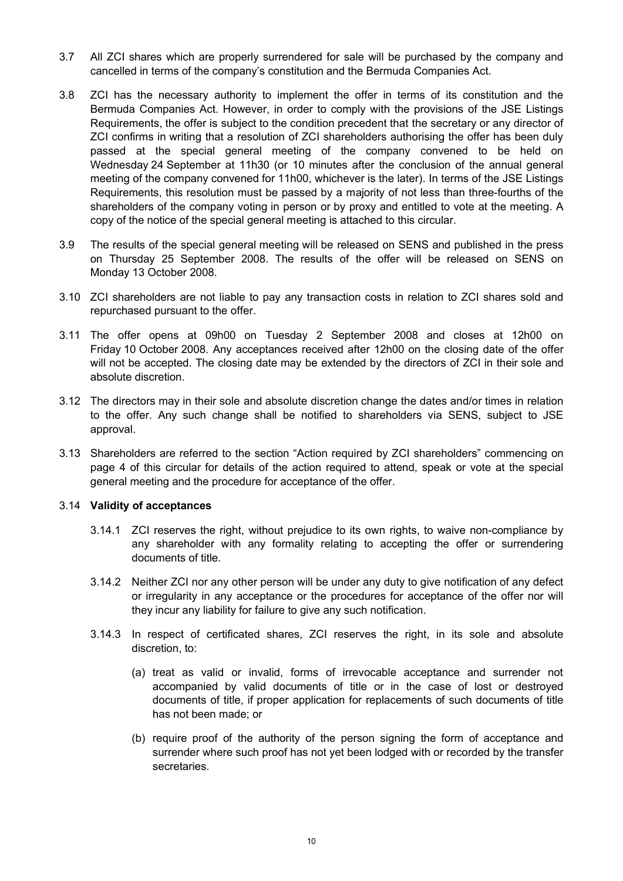3.7 All ZCI shares which are properly surrendered for sale will be purchased by the company and cancelled in terms of the company's constitution and the Bermuda Companies Act.

3.8 ZCI has the necessary authority to implement the offer in terms of its constitution and the Bermuda Companies Act. However, in order to comply with the provisions of the JSE Listings Requirements, the offer is subject to the condition precedent that the secretary or any director of ZCI confirms in writing that a resolution of ZCI shareholders authorising the offer has been duly passed at the special general meeting of the company convened to be held on Wednesday 24 September at 11h30 (or 10 minutes after the conclusion of the annual general meeting of the company convened for 11h00, whichever is the later). In terms of the JSE Listings Requirements, this resolution must be passed by a majority of not less than three-fourths of the shareholders of the company voting in person or by proxy and entitled to vote at the meeting. A copy of the notice of the special general meeting is attached to this circular.

3.9 The results of the special general meeting will be released on SENS and published in the press on Thursday 25 September 2008. The results of the offer will be released on SENS on Monday 13 October 2008.

3.10 ZCI shareholders are not liable to pay any transaction costs in relation to ZCI shares sold and repurchased pursuant to the offer.

3.11 The offer opens at 09h00 on Tuesday 2 September 2008 and closes at 12h00 on Friday 10 October 2008. Any acceptances received after 12h00 on the closing date of the offer will not be accepted. The closing date may be extended by the directors of ZCI in their sole and absolute discretion.

3.12 The directors may in their sole and absolute discretion change the dates and/or times in relation to the offer. Any such change shall be notified to shareholders via SENS, subject to JSE approval.

3.13 Shareholders are referred to the section "Action required by ZCI shareholders" commencing on page 4 of this circular for details of the action required to attend, speak or vote at the special general meeting and the procedure for acceptance of the offer.

3.14 **Validity of acceptances**

3.14.1 ZCI reserves the right, without prejudice to its own rights, to waive non-compliance by any shareholder with any formality relating to accepting the offer or surrendering documents of title.

3.14.2 Neither ZCI nor any other person will be under any duty to give notification of any defect or irregularity in any acceptance or the procedures for acceptance of the offer nor will they incur any liability for failure to give any such notification.

3.14.3 In respect of certificated shares, ZCI reserves the right, in its sole and absolute discretion, to:

(a) treat as valid or invalid, forms of irrevocable acceptance and surrender not accompanied by valid documents of title or in the case of lost or destroyed documents of title, if proper application for replacements of such documents of title has not been made; or

(b) require proof of the authority of the person signing the form of acceptance and surrender where such proof has not yet been lodged with or recorded by the transfer secretaries.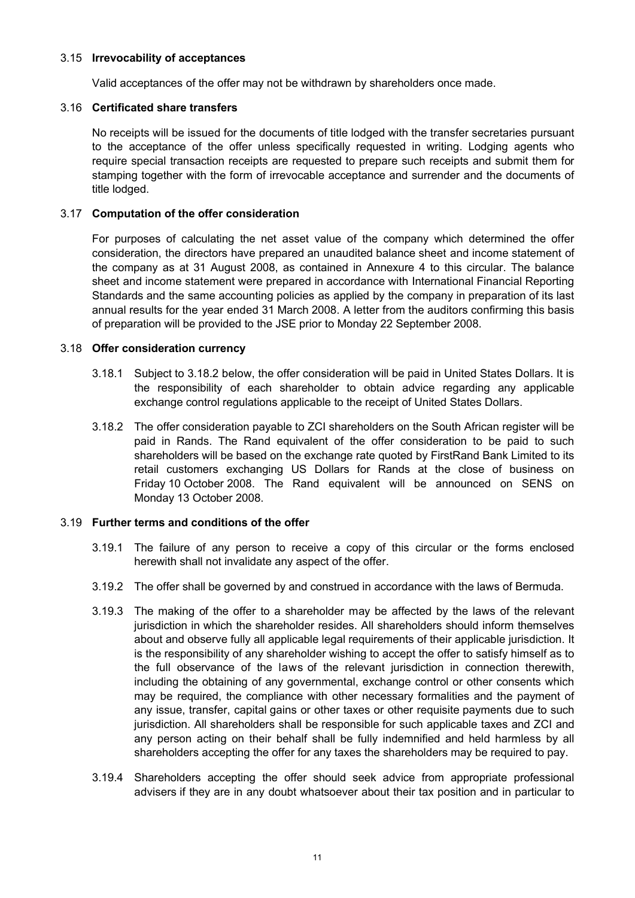3.15 **Irrevocability of acceptances**

Valid acceptances of the offer may not be withdrawn by shareholders once made.

3.16 **Certificated share transfers**

No receipts will be issued for the documents of title lodged with the transfer secretaries pursuant to the acceptance of the offer unless specifically requested in writing. Lodging agents who require special transaction receipts are requested to prepare such receipts and submit them for stamping together with the form of irrevocable acceptance and surrender and the documents of title lodged.

3.17 **Computation of the offer consideration**

For purposes of calculating the net asset value of the company which determined the offer consideration, the directors have prepared an unaudited balance sheet and income statement of the company as at 31 August 2008, as contained in Annexure 4 to this circular. The balance sheet and income statement were prepared in accordance with International Financial Reporting Standards and the same accounting policies as applied by the company in preparation of its last annual results for the year ended 31 March 2008. A letter from the auditors confirming this basis of preparation will be provided to the JSE prior to Monday 22 September 2008.

3.18 **Offer consideration currency**

3.18.1 Subject to 3.18.2 below, the offer consideration will be paid in United States Dollars. It is the responsibility of each shareholder to obtain advice regarding any applicable exchange control regulations applicable to the receipt of United States Dollars.

3.18.2 The offer consideration payable to ZCI shareholders on the South African register will be paid in Rands. The Rand equivalent of the offer consideration to be paid to such shareholders will be based on the exchange rate quoted by FirstRand Bank Limited to its retail customers exchanging US Dollars for Rands at the close of business on Friday 10 October 2008. The Rand equivalent will be announced on SENS on Monday 13 October 2008.

3.19 **Further terms and conditions of the offer**

3.19.1 The failure of any person to receive a copy of this circular or the forms enclosed herewith shall not invalidate any aspect of the offer.

3.19.2 The offer shall be governed by and construed in accordance with the laws of Bermuda.

3.19.3 The making of the offer to a shareholder may be affected by the laws of the relevant jurisdiction in which the shareholder resides. All shareholders should inform themselves about and observe fully all applicable legal requirements of their applicable jurisdiction. It is the responsibility of any shareholder wishing to accept the offer to satisfy himself as to the full observance of the laws of the relevant jurisdiction in connection therewith, including the obtaining of any governmental, exchange control or other consents which may be required, the compliance with other necessary formalities and the payment of any issue, transfer, capital gains or other taxes or other requisite payments due to such jurisdiction. All shareholders shall be responsible for such applicable taxes and ZCI and any person acting on their behalf shall be fully indemnified and held harmless by all shareholders accepting the offer for any taxes the shareholders may be required to pay.

3.19.4 Shareholders accepting the offer should seek advice from appropriate professional advisers if they are in any doubt whatsoever about their tax position and in particular to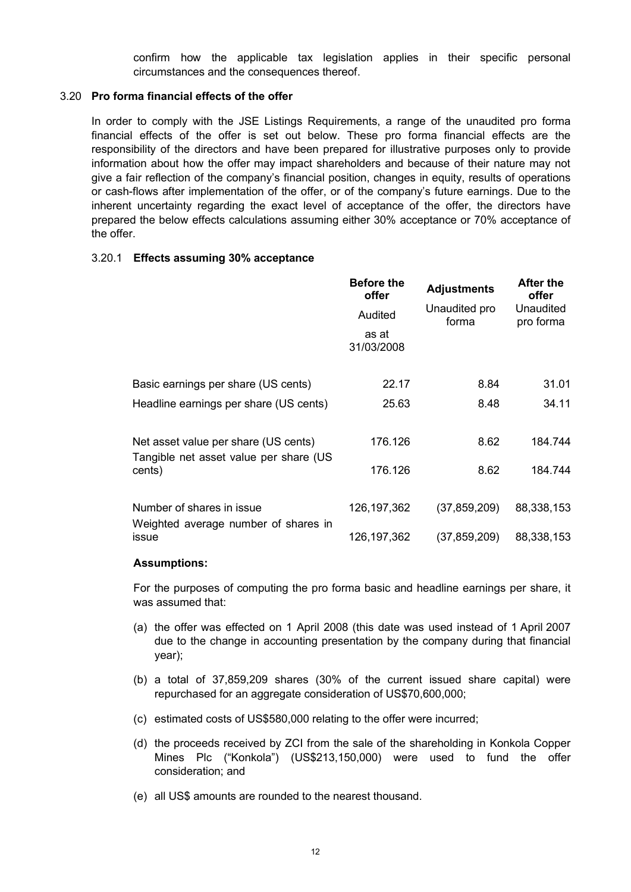confirm how the applicable tax legislation applies in their specific personal circumstances and the consequences thereof.

### 3.20 Pro forma financial effects of the offer

In order to comply with the JSE Listings Requirements, a range of the unaudited pro forma financial effects of the offer is set out below. These pro forma financial effects are the responsibility of the directors and have been prepared for illustrative purposes only to provide information about how the offer may impact shareholders and because of their nature may not give a fair reflection of the company's financial position, changes in equity, results of operations or cash-flows after implementation of the offer, or of the company's future earnings. Due to the inherent uncertainty regarding the exact level of acceptance of the offer, the directors have prepared the below effects calculations assuming either 30% acceptance or 70% acceptance of the offer.

#### 3.20.1 Effects assuming 30% acceptance

| | **Before the offer** | **Adjustments** | **After the offer** |
|---|---|---|---|
| | Audited as at 31/03/2008 | Unaudited pro forma | Unaudited pro forma |
| Basic earnings per share (US cents) | 22.17 | 8.84 | 31.01 |
| Headline earnings per share (US cents) | 25.63 | 8.48 | 34.11 |
| Net asset value per share (US cents) | 176.126 | 8.62 | 184.744 |
| Tangible net asset value per share (US cents) | 176.126 | 8.62 | 184.744 |
| Number of shares in issue | 126,197,362 | (37,859,209) | 88,338,153 |
| Weighted average number of shares in issue | 126,197,362 | (37,859,209) | 88,338,153 |

**Assumptions:**

For the purposes of computing the pro forma basic and headline earnings per share, it was assumed that:

(a) the offer was effected on 1 April 2008 (this date was used instead of 1 April 2007 due to the change in accounting presentation by the company during that financial year);

(b) a total of 37,859,209 shares (30% of the current issued share capital) were repurchased for an aggregate consideration of US$70,600,000;

(c) estimated costs of US$580,000 relating to the offer were incurred;

(d) the proceeds received by ZCI from the sale of the shareholding in Konkola Copper Mines Plc ("Konkola") (US$213,150,000) were used to fund the offer consideration; and

(e) all US$ amounts are rounded to the nearest thousand.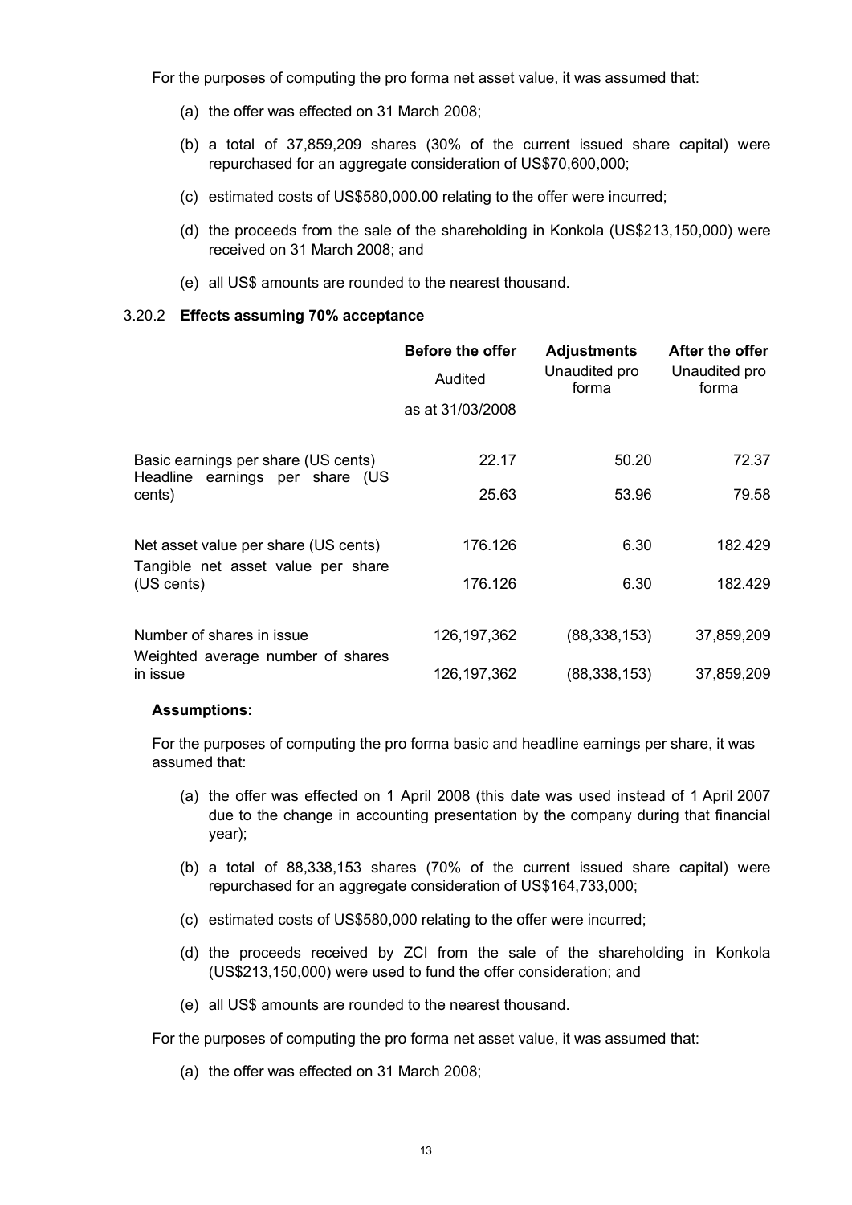For the purposes of computing the pro forma net asset value, it was assumed that:

(a) the offer was effected on 31 March 2008;

(b) a total of 37,859,209 shares (30% of the current issued share capital) were repurchased for an aggregate consideration of US$70,600,000;

(c) estimated costs of US$580,000.00 relating to the offer were incurred;

(d) the proceeds from the sale of the shareholding in Konkola (US$213,150,000) were received on 31 March 2008; and

(e) all US$ amounts are rounded to the nearest thousand.

### 3.20.2 Effects assuming 70% acceptance

| | **Before the offer** | **Adjustments** | **After the offer** |
|---|---|---|---|
| | Audited | Unaudited pro forma | Unaudited pro forma |
| | as at 31/03/2008 | | |
| Basic earnings per share (US cents) | 22.17 | 50.20 | 72.37 |
| Headline earnings per share (US cents) | 25.63 | 53.96 | 79.58 |
| Net asset value per share (US cents) | 176.126 | 6.30 | 182.429 |
| Tangible net asset value per share (US cents) | 176.126 | 6.30 | 182.429 |
| Number of shares in issue | 126,197,362 | (88,338,153) | 37,859,209 |
| Weighted average number of shares in issue | 126,197,362 | (88,338,153) | 37,859,209 |

**Assumptions:**

For the purposes of computing the pro forma basic and headline earnings per share, it was assumed that:

(a) the offer was effected on 1 April 2008 (this date was used instead of 1 April 2007 due to the change in accounting presentation by the company during that financial year);

(b) a total of 88,338,153 shares (70% of the current issued share capital) were repurchased for an aggregate consideration of US$164,733,000;

(c) estimated costs of US$580,000 relating to the offer were incurred;

(d) the proceeds received by ZCI from the sale of the shareholding in Konkola (US$213,150,000) were used to fund the offer consideration; and

(e) all US$ amounts are rounded to the nearest thousand.

For the purposes of computing the pro forma net asset value, it was assumed that:

(a) the offer was effected on 31 March 2008;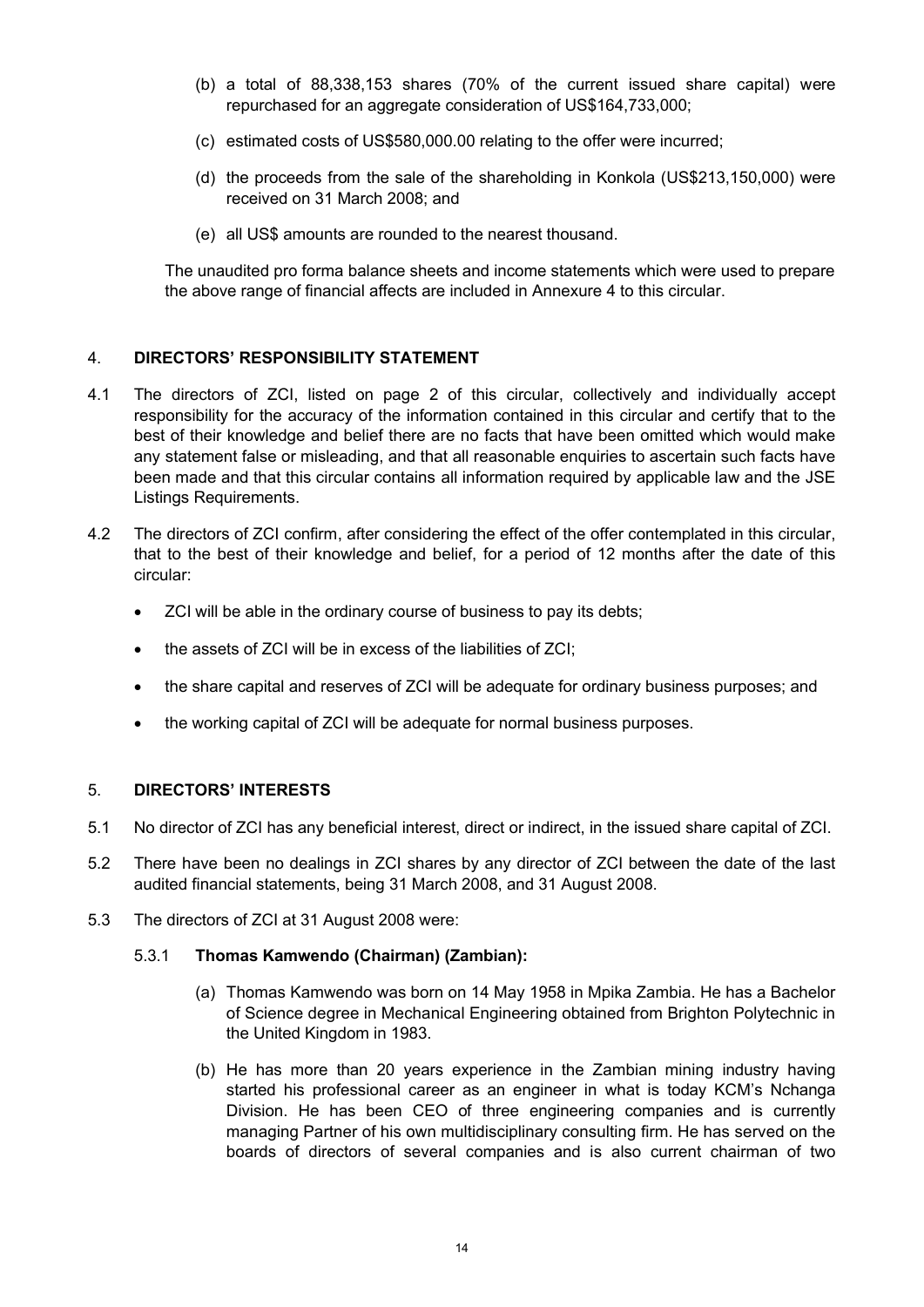(b) a total of 88,338,153 shares (70% of the current issued share capital) were repurchased for an aggregate consideration of US$164,733,000;

(c) estimated costs of US$580,000.00 relating to the offer were incurred;

(d) the proceeds from the sale of the shareholding in Konkola (US$213,150,000) were received on 31 March 2008; and

(e) all US$ amounts are rounded to the nearest thousand.

The unaudited pro forma balance sheets and income statements which were used to prepare the above range of financial affects are included in Annexure 4 to this circular.

## 4. DIRECTORS' RESPONSIBILITY STATEMENT

4.1 The directors of ZCI, listed on page 2 of this circular, collectively and individually accept responsibility for the accuracy of the information contained in this circular and certify that to the best of their knowledge and belief there are no facts that have been omitted which would make any statement false or misleading, and that all reasonable enquiries to ascertain such facts have been made and that this circular contains all information required by applicable law and the JSE Listings Requirements.

4.2 The directors of ZCI confirm, after considering the effect of the offer contemplated in this circular, that to the best of their knowledge and belief, for a period of 12 months after the date of this circular:

- ZCI will be able in the ordinary course of business to pay its debts;
- the assets of ZCI will be in excess of the liabilities of ZCI;
- the share capital and reserves of ZCI will be adequate for ordinary business purposes; and
- the working capital of ZCI will be adequate for normal business purposes.

## 5. DIRECTORS' INTERESTS

5.1 No director of ZCI has any beneficial interest, direct or indirect, in the issued share capital of ZCI.

5.2 There have been no dealings in ZCI shares by any director of ZCI between the date of the last audited financial statements, being 31 March 2008, and 31 August 2008.

5.3 The directors of ZCI at 31 August 2008 were:

5.3.1 **Thomas Kamwendo (Chairman) (Zambian):**

(a) Thomas Kamwendo was born on 14 May 1958 in Mpika Zambia. He has a Bachelor of Science degree in Mechanical Engineering obtained from Brighton Polytechnic in the United Kingdom in 1983.

(b) He has more than 20 years experience in the Zambian mining industry having started his professional career as an engineer in what is today KCM's Nchanga Division. He has been CEO of three engineering companies and is currently managing Partner of his own multidisciplinary consulting firm. He has served on the boards of directors of several companies and is also current chairman of two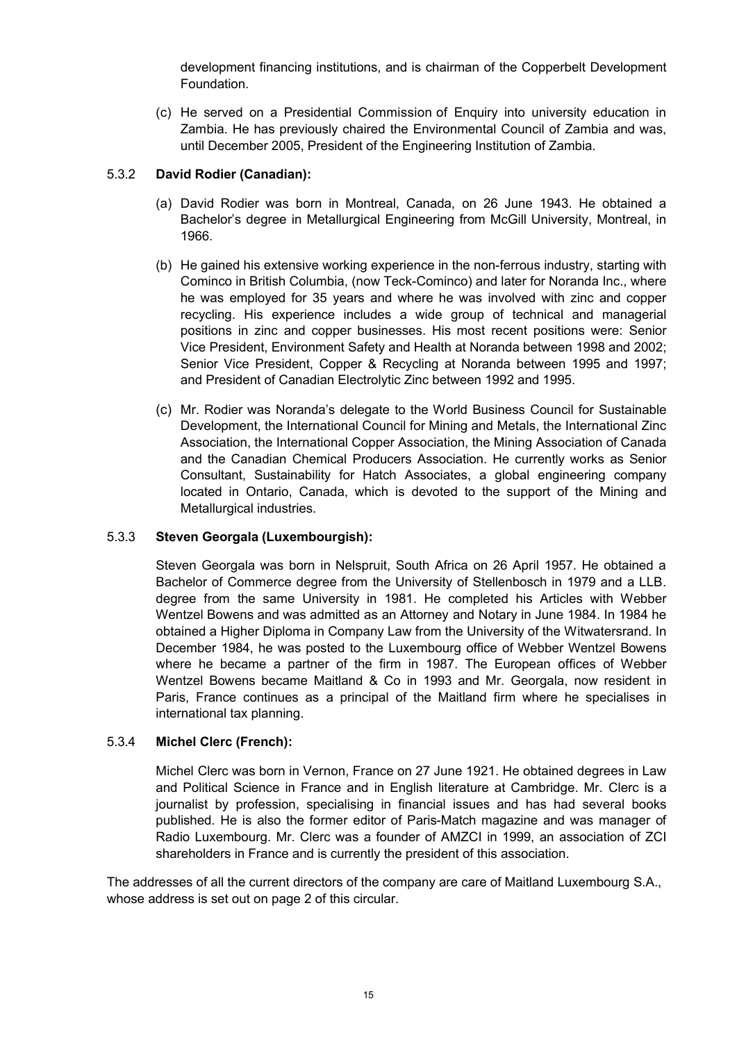development financing institutions, and is chairman of the Copperbelt Development Foundation.

(c) He served on a Presidential Commission of Enquiry into university education in Zambia. He has previously chaired the Environmental Council of Zambia and was, until December 2005, President of the Engineering Institution of Zambia.

5.3.2 **David Rodier (Canadian):**

(a) David Rodier was born in Montreal, Canada, on 26 June 1943. He obtained a Bachelor's degree in Metallurgical Engineering from McGill University, Montreal, in 1966.

(b) He gained his extensive working experience in the non-ferrous industry, starting with Cominco in British Columbia, (now Teck-Cominco) and later for Noranda Inc., where he was employed for 35 years and where he was involved with zinc and copper recycling. His experience includes a wide group of technical and managerial positions in zinc and copper businesses. His most recent positions were: Senior Vice President, Environment Safety and Health at Noranda between 1998 and 2002; Senior Vice President, Copper & Recycling at Noranda between 1995 and 1997; and President of Canadian Electrolytic Zinc between 1992 and 1995.

(c) Mr. Rodier was Noranda's delegate to the World Business Council for Sustainable Development, the International Council for Mining and Metals, the International Zinc Association, the International Copper Association, the Mining Association of Canada and the Canadian Chemical Producers Association. He currently works as Senior Consultant, Sustainability for Hatch Associates, a global engineering company located in Ontario, Canada, which is devoted to the support of the Mining and Metallurgical industries.

5.3.3 **Steven Georgala (Luxembourgish):**

Steven Georgala was born in Nelspruit, South Africa on 26 April 1957. He obtained a Bachelor of Commerce degree from the University of Stellenbosch in 1979 and a LLB. degree from the same University in 1981. He completed his Articles with Webber Wentzel Bowens and was admitted as an Attorney and Notary in June 1984. In 1984 he obtained a Higher Diploma in Company Law from the University of the Witwatersrand. In December 1984, he was posted to the Luxembourg office of Webber Wentzel Bowens where he became a partner of the firm in 1987. The European offices of Webber Wentzel Bowens became Maitland & Co in 1993 and Mr. Georgala, now resident in Paris, France continues as a principal of the Maitland firm where he specialises in international tax planning.

5.3.4 **Michel Clerc (French):**

Michel Clerc was born in Vernon, France on 27 June 1921. He obtained degrees in Law and Political Science in France and in English literature at Cambridge. Mr. Clerc is a journalist by profession, specialising in financial issues and has had several books published. He is also the former editor of Paris-Match magazine and was manager of Radio Luxembourg. Mr. Clerc was a founder of AMZCI in 1999, an association of ZCI shareholders in France and is currently the president of this association.

The addresses of all the current directors of the company are care of Maitland Luxembourg S.A., whose address is set out on page 2 of this circular.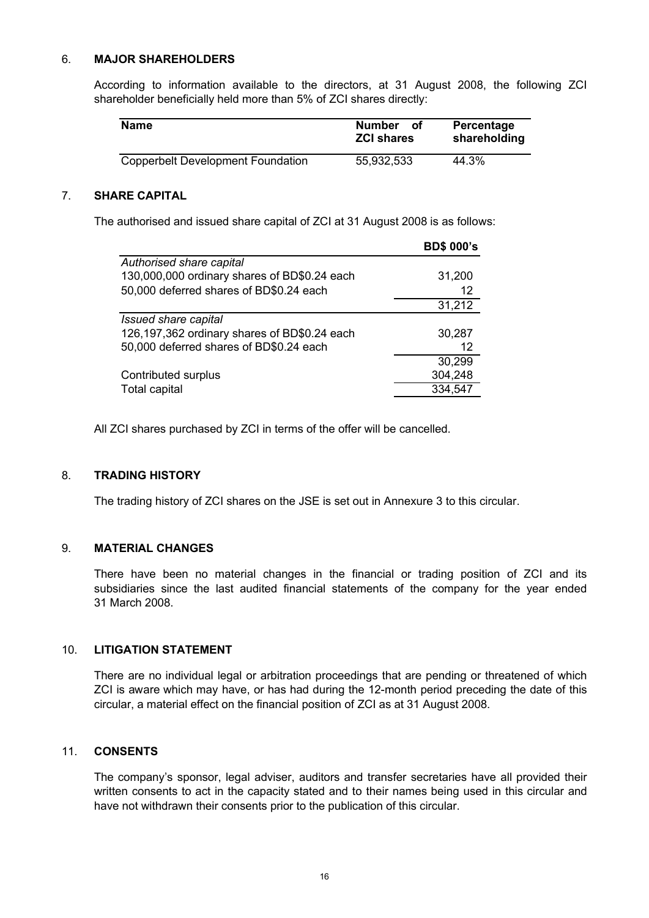## 6. MAJOR SHAREHOLDERS

According to information available to the directors, at 31 August 2008, the following ZCI shareholder beneficially held more than 5% of ZCI shares directly:

| Name | Number of ZCI shares | Percentage shareholding |
|---|---|---|
| Copperbelt Development Foundation | 55,932,533 | 44.3% |

## 7. SHARE CAPITAL

The authorised and issued share capital of ZCI at 31 August 2008 is as follows:

| | BD$ 000's |
|---|---|
| *Authorised share capital* | |
| 130,000,000 ordinary shares of BD$0.24 each | 31,200 |
| 50,000 deferred shares of BD$0.24 each | 12 |
| | 31,212 |
| *Issued share capital* | |
| 126,197,362 ordinary shares of BD$0.24 each | 30,287 |
| 50,000 deferred shares of BD$0.24 each | 12 |
| | 30,299 |
| Contributed surplus | 304,248 |
| Total capital | 334,547 |

All ZCI shares purchased by ZCI in terms of the offer will be cancelled.

## 8. TRADING HISTORY

The trading history of ZCI shares on the JSE is set out in Annexure 3 to this circular.

## 9. MATERIAL CHANGES

There have been no material changes in the financial or trading position of ZCI and its subsidiaries since the last audited financial statements of the company for the year ended 31 March 2008.

## 10. LITIGATION STATEMENT

There are no individual legal or arbitration proceedings that are pending or threatened of which ZCI is aware which may have, or has had during the 12-month period preceding the date of this circular, a material effect on the financial position of ZCI as at 31 August 2008.

## 11. CONSENTS

The company's sponsor, legal adviser, auditors and transfer secretaries have all provided their written consents to act in the capacity stated and to their names being used in this circular and have not withdrawn their consents prior to the publication of this circular.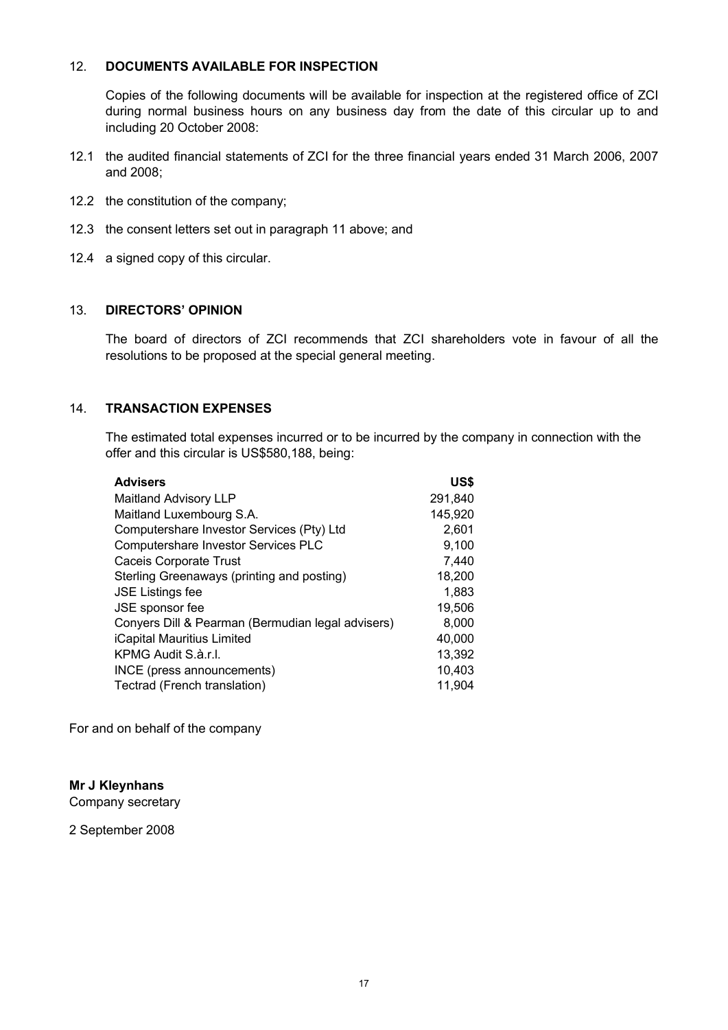## 12. DOCUMENTS AVAILABLE FOR INSPECTION

Copies of the following documents will be available for inspection at the registered office of ZCI during normal business hours on any business day from the date of this circular up to and including 20 October 2008:

12.1 the audited financial statements of ZCI for the three financial years ended 31 March 2006, 2007 and 2008;

12.2 the constitution of the company;

12.3 the consent letters set out in paragraph 11 above; and

12.4 a signed copy of this circular.

## 13. DIRECTORS' OPINION

The board of directors of ZCI recommends that ZCI shareholders vote in favour of all the resolutions to be proposed at the special general meeting.

## 14. TRANSACTION EXPENSES

The estimated total expenses incurred or to be incurred by the company in connection with the offer and this circular is US$580,188, being:

| Advisers | US$ |
|---|---:|
| Maitland Advisory LLP | 291,840 |
| Maitland Luxembourg S.A. | 145,920 |
| Computershare Investor Services (Pty) Ltd | 2,601 |
| Computershare Investor Services PLC | 9,100 |
| Caceis Corporate Trust | 7,440 |
| Sterling Greenaways (printing and posting) | 18,200 |
| JSE Listings fee | 1,883 |
| JSE sponsor fee | 19,506 |
| Conyers Dill & Pearman (Bermudian legal advisers) | 8,000 |
| iCapital Mauritius Limited | 40,000 |
| KPMG Audit S.à.r.l. | 13,392 |
| INCE (press announcements) | 10,403 |
| Tectrad (French translation) | 11,904 |

For and on behalf of the company

**Mr J Kleynhans**
Company secretary

2 September 2008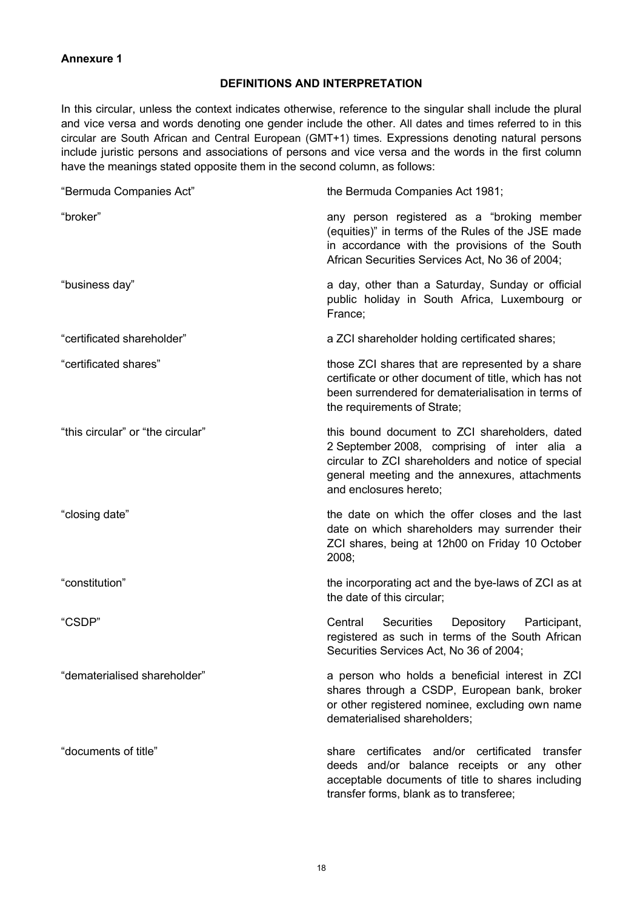**Annexure 1**

## DEFINITIONS AND INTERPRETATION

In this circular, unless the context indicates otherwise, reference to the singular shall include the plural and vice versa and words denoting one gender include the other. All dates and times referred to in this circular are South African and Central European (GMT+1) times. Expressions denoting natural persons include juristic persons and associations of persons and vice versa and the words in the first column have the meanings stated opposite them in the second column, as follows:

| | |
|---|---|
| "Bermuda Companies Act" | the Bermuda Companies Act 1981; |
| "broker" | any person registered as a "broking member (equities)" in terms of the Rules of the JSE made in accordance with the provisions of the South African Securities Services Act, No 36 of 2004; |
| "business day" | a day, other than a Saturday, Sunday or official public holiday in South Africa, Luxembourg or France; |
| "certificated shareholder" | a ZCI shareholder holding certificated shares; |
| "certificated shares" | those ZCI shares that are represented by a share certificate or other document of title, which has not been surrendered for dematerialisation in terms of the requirements of Strate; |
| "this circular" or "the circular" | this bound document to ZCI shareholders, dated 2 September 2008, comprising of inter alia a circular to ZCI shareholders and notice of special general meeting and the annexures, attachments and enclosures hereto; |
| "closing date" | the date on which the offer closes and the last date on which shareholders may surrender their ZCI shares, being at 12h00 on Friday 10 October 2008; |
| "constitution" | the incorporating act and the bye-laws of ZCI as at the date of this circular; |
| "CSDP" | Central Securities Depository Participant, registered as such in terms of the South African Securities Services Act, No 36 of 2004; |
| "dematerialised shareholder" | a person who holds a beneficial interest in ZCI shares through a CSDP, European bank, broker or other registered nominee, excluding own name dematerialised shareholders; |
| "documents of title" | share certificates and/or certificated transfer deeds and/or balance receipts or any other acceptable documents of title to shares including transfer forms, blank as to transferee; |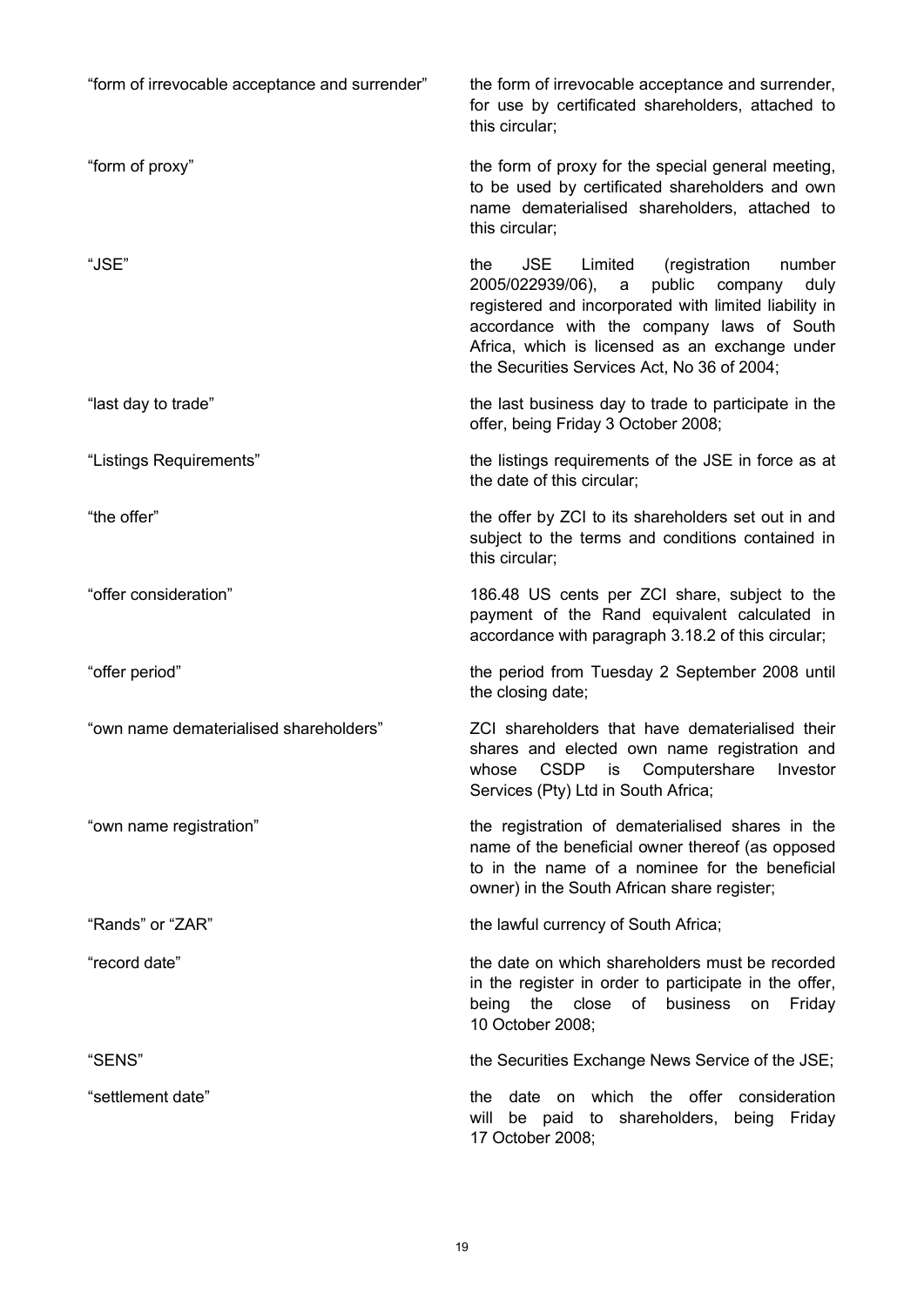| | |
|---|---|
| "form of irrevocable acceptance and surrender" | the form of irrevocable acceptance and surrender, for use by certificated shareholders, attached to this circular; |
| "form of proxy" | the form of proxy for the special general meeting, to be used by certificated shareholders and own name dematerialised shareholders, attached to this circular; |
| "JSE" | the JSE Limited (registration number 2005/022939/06), a public company duly registered and incorporated with limited liability in accordance with the company laws of South Africa, which is licensed as an exchange under the Securities Services Act, No 36 of 2004; |
| "last day to trade" | the last business day to trade to participate in the offer, being Friday 3 October 2008; |
| "Listings Requirements" | the listings requirements of the JSE in force as at the date of this circular; |
| "the offer" | the offer by ZCI to its shareholders set out in and subject to the terms and conditions contained in this circular; |
| "offer consideration" | 186.48 US cents per ZCI share, subject to the payment of the Rand equivalent calculated in accordance with paragraph 3.18.2 of this circular; |
| "offer period" | the period from Tuesday 2 September 2008 until the closing date; |
| "own name dematerialised shareholders" | ZCI shareholders that have dematerialised their shares and elected own name registration and whose CSDP is Computershare Investor Services (Pty) Ltd in South Africa; |
| "own name registration" | the registration of dematerialised shares in the name of the beneficial owner thereof (as opposed to in the name of a nominee for the beneficial owner) in the South African share register; |
| "Rands" or "ZAR" | the lawful currency of South Africa; |
| "record date" | the date on which shareholders must be recorded in the register in order to participate in the offer, being the close of business on Friday 10 October 2008; |
| "SENS" | the Securities Exchange News Service of the JSE; |
| "settlement date" | the date on which the offer consideration will be paid to shareholders, being Friday 17 October 2008; |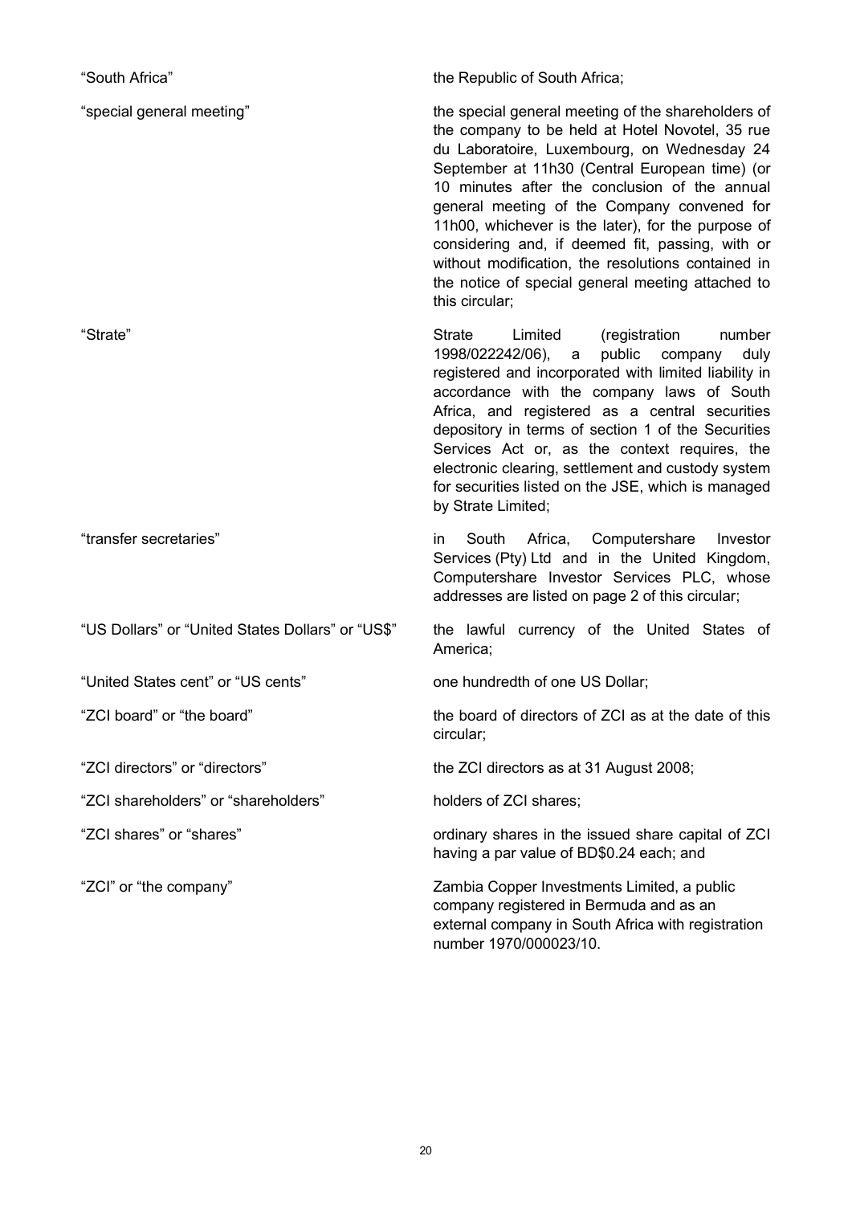| | |
|---|---|
| "South Africa" | the Republic of South Africa; |
| "special general meeting" | the special general meeting of the shareholders of the company to be held at Hotel Novotel, 35 rue du Laboratoire, Luxembourg, on Wednesday 24 September at 11h30 (Central European time) (or 10 minutes after the conclusion of the annual general meeting of the Company convened for 11h00, whichever is the later), for the purpose of considering and, if deemed fit, passing, with or without modification, the resolutions contained in the notice of special general meeting attached to this circular; |
| "Strate" | Strate Limited (registration number 1998/022242/06), a public company duly registered and incorporated with limited liability in accordance with the company laws of South Africa, and registered as a central securities depository in terms of section 1 of the Securities Services Act or, as the context requires, the electronic clearing, settlement and custody system for securities listed on the JSE, which is managed by Strate Limited; |
| "transfer secretaries" | in South Africa, Computershare Investor Services (Pty) Ltd and in the United Kingdom, Computershare Investor Services PLC, whose addresses are listed on page 2 of this circular; |
| "US Dollars" or "United States Dollars" or "US$" | the lawful currency of the United States of America; |
| "United States cent" or "US cents" | one hundredth of one US Dollar; |
| "ZCI board" or "the board" | the board of directors of ZCI as at the date of this circular; |
| "ZCI directors" or "directors" | the ZCI directors as at 31 August 2008; |
| "ZCI shareholders" or "shareholders" | holders of ZCI shares; |
| "ZCI shares" or "shares" | ordinary shares in the issued share capital of ZCI having a par value of BD$0.24 each; and |
| "ZCI" or "the company" | Zambia Copper Investments Limited, a public company registered in Bermuda and as an external company in South Africa with registration number 1970/000023/10. |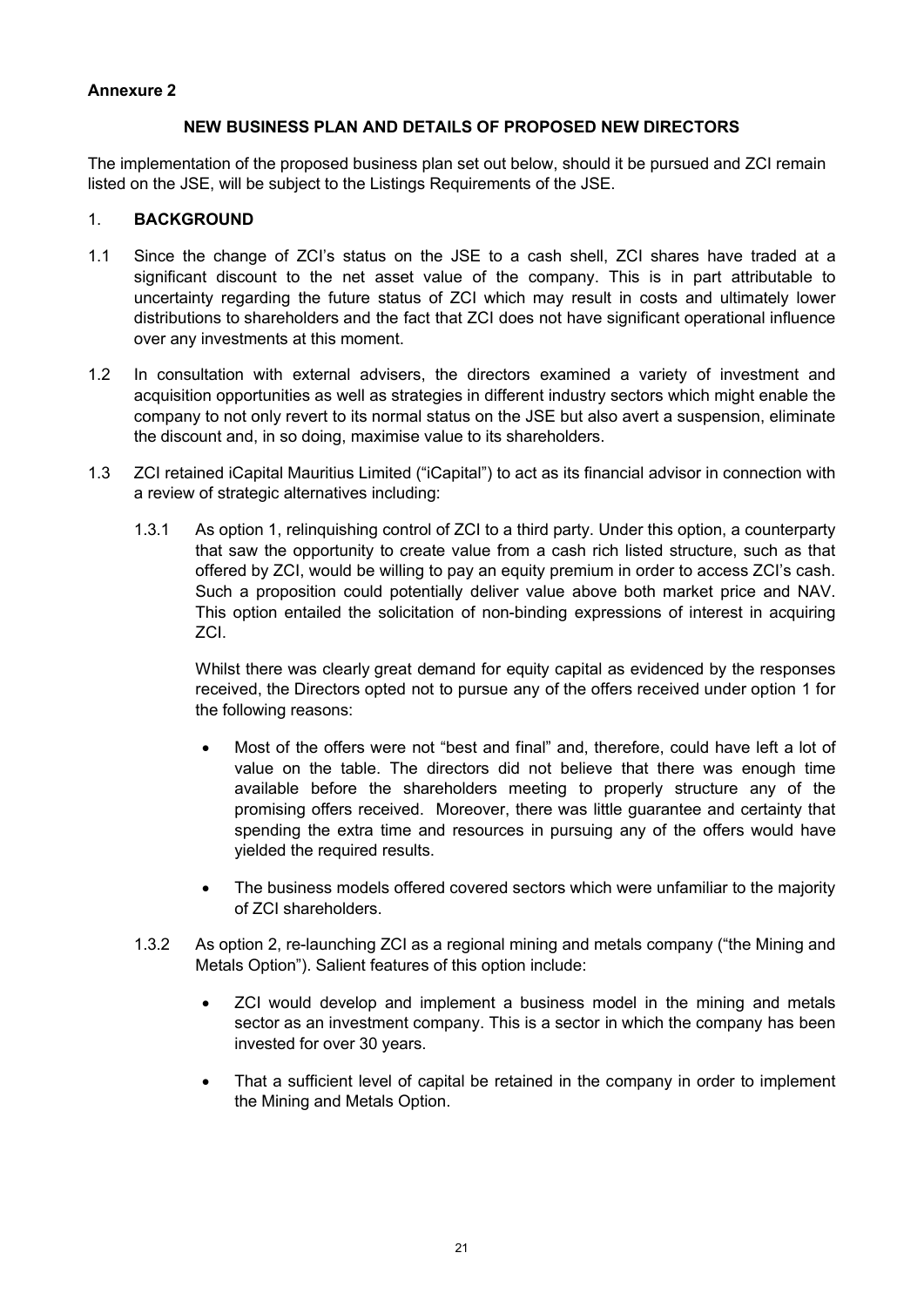**Annexure 2**

## NEW BUSINESS PLAN AND DETAILS OF PROPOSED NEW DIRECTORS

The implementation of the proposed business plan set out below, should it be pursued and ZCI remain listed on the JSE, will be subject to the Listings Requirements of the JSE.

1. **BACKGROUND**

1.1 Since the change of ZCI's status on the JSE to a cash shell, ZCI shares have traded at a significant discount to the net asset value of the company. This is in part attributable to uncertainty regarding the future status of ZCI which may result in costs and ultimately lower distributions to shareholders and the fact that ZCI does not have significant operational influence over any investments at this moment.

1.2 In consultation with external advisers, the directors examined a variety of investment and acquisition opportunities as well as strategies in different industry sectors which might enable the company to not only revert to its normal status on the JSE but also avert a suspension, eliminate the discount and, in so doing, maximise value to its shareholders.

1.3 ZCI retained iCapital Mauritius Limited ("iCapital") to act as its financial advisor in connection with a review of strategic alternatives including:

1.3.1 As option 1, relinquishing control of ZCI to a third party. Under this option, a counterparty that saw the opportunity to create value from a cash rich listed structure, such as that offered by ZCI, would be willing to pay an equity premium in order to access ZCI's cash. Such a proposition could potentially deliver value above both market price and NAV. This option entailed the solicitation of non-binding expressions of interest in acquiring ZCI.

Whilst there was clearly great demand for equity capital as evidenced by the responses received, the Directors opted not to pursue any of the offers received under option 1 for the following reasons:

- Most of the offers were not "best and final" and, therefore, could have left a lot of value on the table. The directors did not believe that there was enough time available before the shareholders meeting to properly structure any of the promising offers received. Moreover, there was little guarantee and certainty that spending the extra time and resources in pursuing any of the offers would have yielded the required results.
- The business models offered covered sectors which were unfamiliar to the majority of ZCI shareholders.

1.3.2 As option 2, re-launching ZCI as a regional mining and metals company ("the Mining and Metals Option"). Salient features of this option include:

- ZCI would develop and implement a business model in the mining and metals sector as an investment company. This is a sector in which the company has been invested for over 30 years.
- That a sufficient level of capital be retained in the company in order to implement the Mining and Metals Option.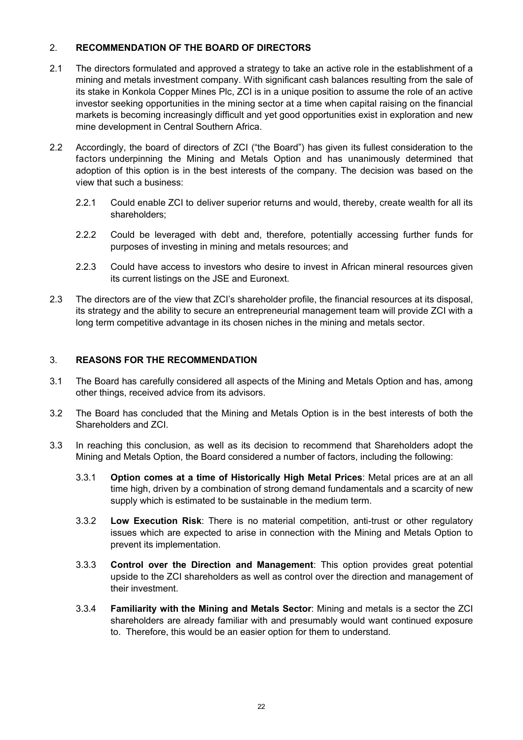## 2. RECOMMENDATION OF THE BOARD OF DIRECTORS

2.1 The directors formulated and approved a strategy to take an active role in the establishment of a mining and metals investment company. With significant cash balances resulting from the sale of its stake in Konkola Copper Mines Plc, ZCI is in a unique position to assume the role of an active investor seeking opportunities in the mining sector at a time when capital raising on the financial markets is becoming increasingly difficult and yet good opportunities exist in exploration and new mine development in Central Southern Africa.

2.2 Accordingly, the board of directors of ZCI ("the Board") has given its fullest consideration to the factors underpinning the Mining and Metals Option and has unanimously determined that adoption of this option is in the best interests of the company. The decision was based on the view that such a business:

2.2.1 Could enable ZCI to deliver superior returns and would, thereby, create wealth for all its shareholders;

2.2.2 Could be leveraged with debt and, therefore, potentially accessing further funds for purposes of investing in mining and metals resources; and

2.2.3 Could have access to investors who desire to invest in African mineral resources given its current listings on the JSE and Euronext.

2.3 The directors are of the view that ZCI's shareholder profile, the financial resources at its disposal, its strategy and the ability to secure an entrepreneurial management team will provide ZCI with a long term competitive advantage in its chosen niches in the mining and metals sector.

## 3. REASONS FOR THE RECOMMENDATION

3.1 The Board has carefully considered all aspects of the Mining and Metals Option and has, among other things, received advice from its advisors.

3.2 The Board has concluded that the Mining and Metals Option is in the best interests of both the Shareholders and ZCI.

3.3 In reaching this conclusion, as well as its decision to recommend that Shareholders adopt the Mining and Metals Option, the Board considered a number of factors, including the following:

3.3.1 **Option comes at a time of Historically High Metal Prices**: Metal prices are at an all time high, driven by a combination of strong demand fundamentals and a scarcity of new supply which is estimated to be sustainable in the medium term.

3.3.2 **Low Execution Risk**: There is no material competition, anti-trust or other regulatory issues which are expected to arise in connection with the Mining and Metals Option to prevent its implementation.

3.3.3 **Control over the Direction and Management**: This option provides great potential upside to the ZCI shareholders as well as control over the direction and management of their investment.

3.3.4 **Familiarity with the Mining and Metals Sector**: Mining and metals is a sector the ZCI shareholders are already familiar with and presumably would want continued exposure to. Therefore, this would be an easier option for them to understand.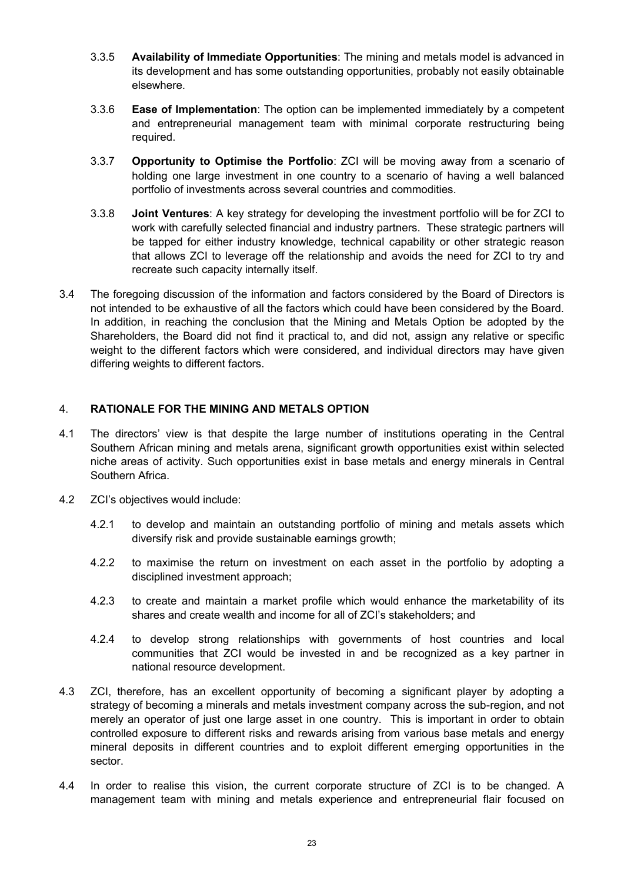3.3.5 **Availability of Immediate Opportunities**: The mining and metals model is advanced in its development and has some outstanding opportunities, probably not easily obtainable elsewhere.

3.3.6 **Ease of Implementation**: The option can be implemented immediately by a competent and entrepreneurial management team with minimal corporate restructuring being required.

3.3.7 **Opportunity to Optimise the Portfolio**: ZCI will be moving away from a scenario of holding one large investment in one country to a scenario of having a well balanced portfolio of investments across several countries and commodities.

3.3.8 **Joint Ventures**: A key strategy for developing the investment portfolio will be for ZCI to work with carefully selected financial and industry partners. These strategic partners will be tapped for either industry knowledge, technical capability or other strategic reason that allows ZCI to leverage off the relationship and avoids the need for ZCI to try and recreate such capacity internally itself.

3.4 The foregoing discussion of the information and factors considered by the Board of Directors is not intended to be exhaustive of all the factors which could have been considered by the Board. In addition, in reaching the conclusion that the Mining and Metals Option be adopted by the Shareholders, the Board did not find it practical to, and did not, assign any relative or specific weight to the different factors which were considered, and individual directors may have given differing weights to different factors.

## 4. RATIONALE FOR THE MINING AND METALS OPTION

4.1 The directors' view is that despite the large number of institutions operating in the Central Southern African mining and metals arena, significant growth opportunities exist within selected niche areas of activity. Such opportunities exist in base metals and energy minerals in Central Southern Africa.

4.2 ZCI's objectives would include:

4.2.1 to develop and maintain an outstanding portfolio of mining and metals assets which diversify risk and provide sustainable earnings growth;

4.2.2 to maximise the return on investment on each asset in the portfolio by adopting a disciplined investment approach;

4.2.3 to create and maintain a market profile which would enhance the marketability of its shares and create wealth and income for all of ZCI's stakeholders; and

4.2.4 to develop strong relationships with governments of host countries and local communities that ZCI would be invested in and be recognized as a key partner in national resource development.

4.3 ZCI, therefore, has an excellent opportunity of becoming a significant player by adopting a strategy of becoming a minerals and metals investment company across the sub-region, and not merely an operator of just one large asset in one country. This is important in order to obtain controlled exposure to different risks and rewards arising from various base metals and energy mineral deposits in different countries and to exploit different emerging opportunities in the sector.

4.4 In order to realise this vision, the current corporate structure of ZCI is to be changed. A management team with mining and metals experience and entrepreneurial flair focused on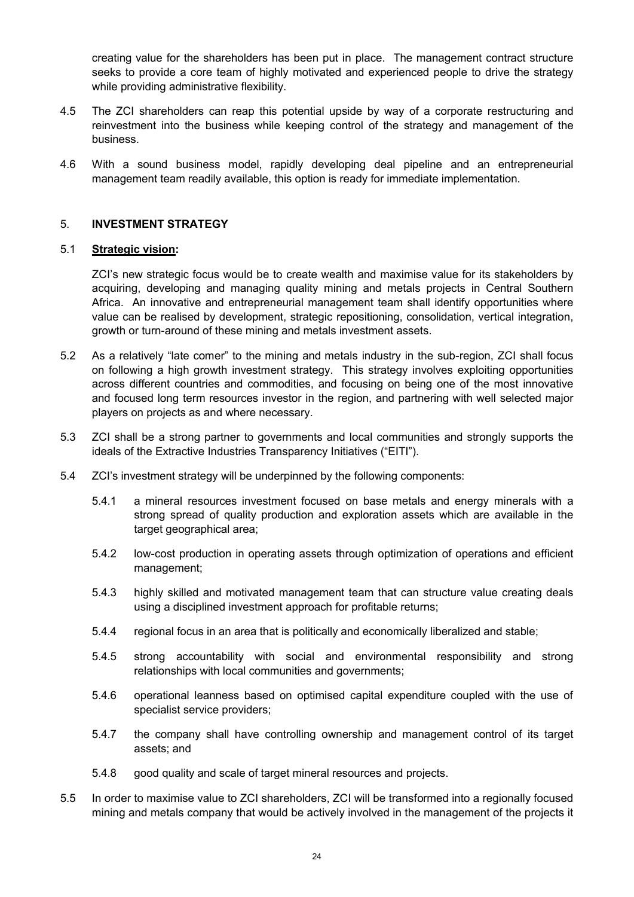creating value for the shareholders has been put in place. The management contract structure seeks to provide a core team of highly motivated and experienced people to drive the strategy while providing administrative flexibility.

4.5 The ZCI shareholders can reap this potential upside by way of a corporate restructuring and reinvestment into the business while keeping control of the strategy and management of the business.

4.6 With a sound business model, rapidly developing deal pipeline and an entrepreneurial management team readily available, this option is ready for immediate implementation.

## 5. INVESTMENT STRATEGY

### 5.1 Strategic vision:

ZCI's new strategic focus would be to create wealth and maximise value for its stakeholders by acquiring, developing and managing quality mining and metals projects in Central Southern Africa. An innovative and entrepreneurial management team shall identify opportunities where value can be realised by development, strategic repositioning, consolidation, vertical integration, growth or turn-around of these mining and metals investment assets.

5.2 As a relatively "late comer" to the mining and metals industry in the sub-region, ZCI shall focus on following a high growth investment strategy. This strategy involves exploiting opportunities across different countries and commodities, and focusing on being one of the most innovative and focused long term resources investor in the region, and partnering with well selected major players on projects as and where necessary.

5.3 ZCI shall be a strong partner to governments and local communities and strongly supports the ideals of the Extractive Industries Transparency Initiatives ("EITI").

5.4 ZCI's investment strategy will be underpinned by the following components:

5.4.1 a mineral resources investment focused on base metals and energy minerals with a strong spread of quality production and exploration assets which are available in the target geographical area;

5.4.2 low-cost production in operating assets through optimization of operations and efficient management;

5.4.3 highly skilled and motivated management team that can structure value creating deals using a disciplined investment approach for profitable returns;

5.4.4 regional focus in an area that is politically and economically liberalized and stable;

5.4.5 strong accountability with social and environmental responsibility and strong relationships with local communities and governments;

5.4.6 operational leanness based on optimised capital expenditure coupled with the use of specialist service providers;

5.4.7 the company shall have controlling ownership and management control of its target assets; and

5.4.8 good quality and scale of target mineral resources and projects.

5.5 In order to maximise value to ZCI shareholders, ZCI will be transformed into a regionally focused mining and metals company that would be actively involved in the management of the projects it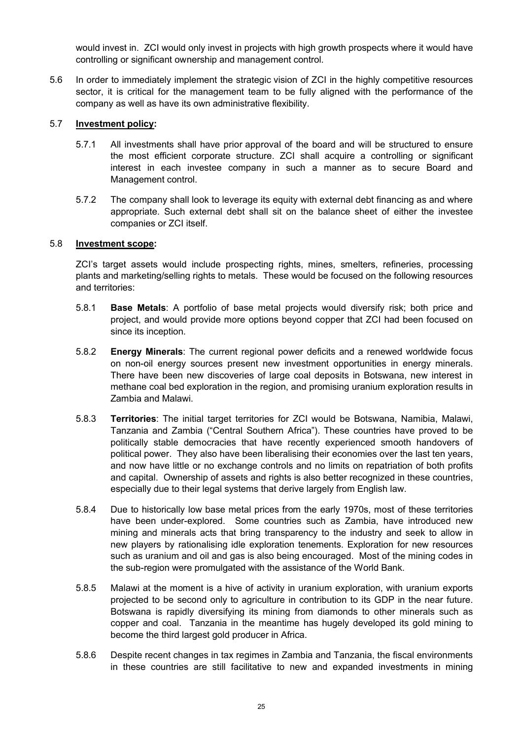would invest in. ZCI would only invest in projects with high growth prospects where it would have controlling or significant ownership and management control.

5.6 In order to immediately implement the strategic vision of ZCI in the highly competitive resources sector, it is critical for the management team to be fully aligned with the performance of the company as well as have its own administrative flexibility.

5.7 **Investment policy:**

5.7.1 All investments shall have prior approval of the board and will be structured to ensure the most efficient corporate structure. ZCI shall acquire a controlling or significant interest in each investee company in such a manner as to secure Board and Management control.

5.7.2 The company shall look to leverage its equity with external debt financing as and where appropriate. Such external debt shall sit on the balance sheet of either the investee companies or ZCI itself.

5.8 **Investment scope:**

ZCI's target assets would include prospecting rights, mines, smelters, refineries, processing plants and marketing/selling rights to metals. These would be focused on the following resources and territories:

5.8.1 **Base Metals**: A portfolio of base metal projects would diversify risk; both price and project, and would provide more options beyond copper that ZCI had been focused on since its inception.

5.8.2 **Energy Minerals**: The current regional power deficits and a renewed worldwide focus on non-oil energy sources present new investment opportunities in energy minerals. There have been new discoveries of large coal deposits in Botswana, new interest in methane coal bed exploration in the region, and promising uranium exploration results in Zambia and Malawi.

5.8.3 **Territories**: The initial target territories for ZCI would be Botswana, Namibia, Malawi, Tanzania and Zambia ("Central Southern Africa"). These countries have proved to be politically stable democracies that have recently experienced smooth handovers of political power. They also have been liberalising their economies over the last ten years, and now have little or no exchange controls and no limits on repatriation of both profits and capital. Ownership of assets and rights is also better recognized in these countries, especially due to their legal systems that derive largely from English law.

5.8.4 Due to historically low base metal prices from the early 1970s, most of these territories have been under-explored. Some countries such as Zambia, have introduced new mining and minerals acts that bring transparency to the industry and seek to allow in new players by rationalising idle exploration tenements. Exploration for new resources such as uranium and oil and gas is also being encouraged. Most of the mining codes in the sub-region were promulgated with the assistance of the World Bank.

5.8.5 Malawi at the moment is a hive of activity in uranium exploration, with uranium exports projected to be second only to agriculture in contribution to its GDP in the near future. Botswana is rapidly diversifying its mining from diamonds to other minerals such as copper and coal. Tanzania in the meantime has hugely developed its gold mining to become the third largest gold producer in Africa.

5.8.6 Despite recent changes in tax regimes in Zambia and Tanzania, the fiscal environments in these countries are still facilitative to new and expanded investments in mining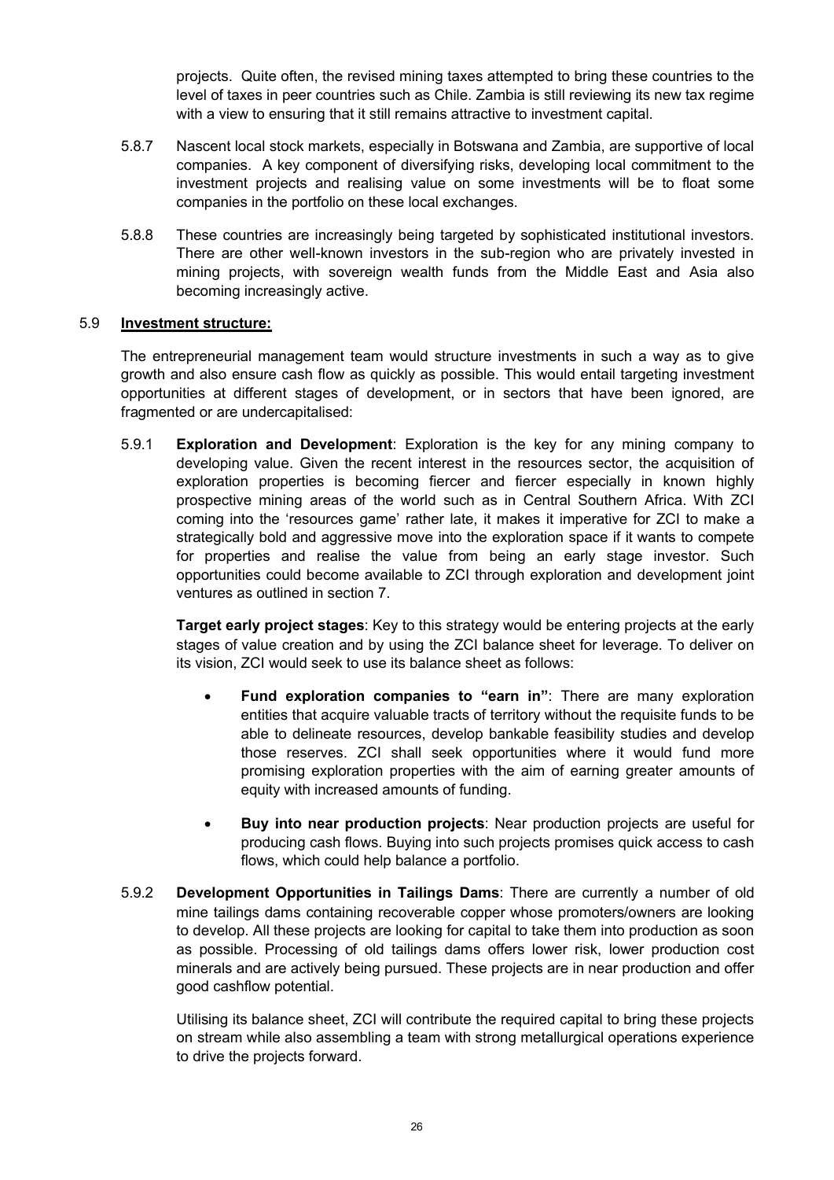projects. Quite often, the revised mining taxes attempted to bring these countries to the level of taxes in peer countries such as Chile. Zambia is still reviewing its new tax regime with a view to ensuring that it still remains attractive to investment capital.

5.8.7 Nascent local stock markets, especially in Botswana and Zambia, are supportive of local companies. A key component of diversifying risks, developing local commitment to the investment projects and realising value on some investments will be to float some companies in the portfolio on these local exchanges.

5.8.8 These countries are increasingly being targeted by sophisticated institutional investors. There are other well-known investors in the sub-region who are privately invested in mining projects, with sovereign wealth funds from the Middle East and Asia also becoming increasingly active.

## 5.9 Investment structure:

The entrepreneurial management team would structure investments in such a way as to give growth and also ensure cash flow as quickly as possible. This would entail targeting investment opportunities at different stages of development, or in sectors that have been ignored, are fragmented or are undercapitalised:

5.9.1 **Exploration and Development**: Exploration is the key for any mining company to developing value. Given the recent interest in the resources sector, the acquisition of exploration properties is becoming fiercer and fiercer especially in known highly prospective mining areas of the world such as in Central Southern Africa. With ZCI coming into the 'resources game' rather late, it makes it imperative for ZCI to make a strategically bold and aggressive move into the exploration space if it wants to compete for properties and realise the value from being an early stage investor. Such opportunities could become available to ZCI through exploration and development joint ventures as outlined in section 7.

**Target early project stages**: Key to this strategy would be entering projects at the early stages of value creation and by using the ZCI balance sheet for leverage. To deliver on its vision, ZCI would seek to use its balance sheet as follows:

- **Fund exploration companies to "earn in"**: There are many exploration entities that acquire valuable tracts of territory without the requisite funds to be able to delineate resources, develop bankable feasibility studies and develop those reserves. ZCI shall seek opportunities where it would fund more promising exploration properties with the aim of earning greater amounts of equity with increased amounts of funding.
- **Buy into near production projects**: Near production projects are useful for producing cash flows. Buying into such projects promises quick access to cash flows, which could help balance a portfolio.

5.9.2 **Development Opportunities in Tailings Dams**: There are currently a number of old mine tailings dams containing recoverable copper whose promoters/owners are looking to develop. All these projects are looking for capital to take them into production as soon as possible. Processing of old tailings dams offers lower risk, lower production cost minerals and are actively being pursued. These projects are in near production and offer good cashflow potential.

Utilising its balance sheet, ZCI will contribute the required capital to bring these projects on stream while also assembling a team with strong metallurgical operations experience to drive the projects forward.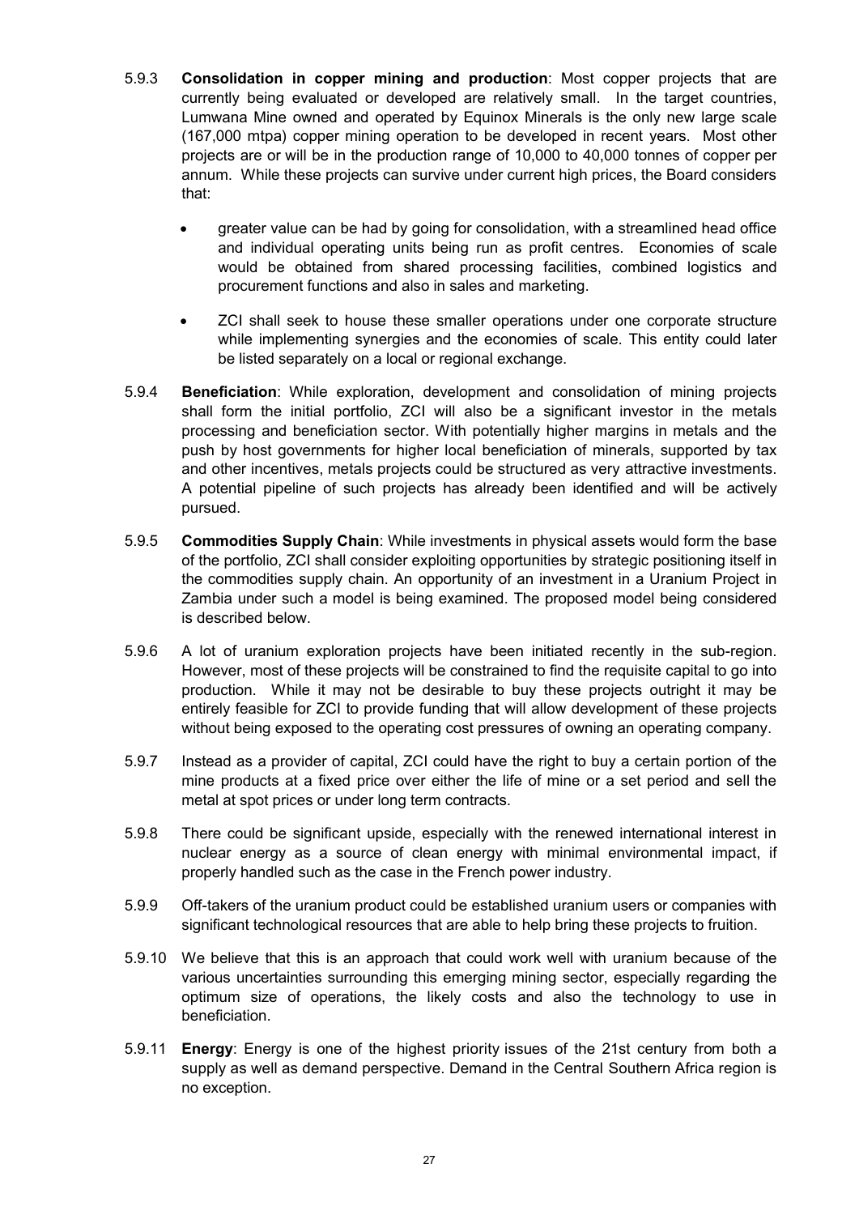5.9.3 **Consolidation in copper mining and production**: Most copper projects that are currently being evaluated or developed are relatively small. In the target countries, Lumwana Mine owned and operated by Equinox Minerals is the only new large scale (167,000 mtpa) copper mining operation to be developed in recent years. Most other projects are or will be in the production range of 10,000 to 40,000 tonnes of copper per annum. While these projects can survive under current high prices, the Board considers that:

- greater value can be had by going for consolidation, with a streamlined head office and individual operating units being run as profit centres. Economies of scale would be obtained from shared processing facilities, combined logistics and procurement functions and also in sales and marketing.
- ZCI shall seek to house these smaller operations under one corporate structure while implementing synergies and the economies of scale. This entity could later be listed separately on a local or regional exchange.

5.9.4 **Beneficiation**: While exploration, development and consolidation of mining projects shall form the initial portfolio, ZCI will also be a significant investor in the metals processing and beneficiation sector. With potentially higher margins in metals and the push by host governments for higher local beneficiation of minerals, supported by tax and other incentives, metals projects could be structured as very attractive investments. A potential pipeline of such projects has already been identified and will be actively pursued.

5.9.5 **Commodities Supply Chain**: While investments in physical assets would form the base of the portfolio, ZCI shall consider exploiting opportunities by strategic positioning itself in the commodities supply chain. An opportunity of an investment in a Uranium Project in Zambia under such a model is being examined. The proposed model being considered is described below.

5.9.6 A lot of uranium exploration projects have been initiated recently in the sub-region. However, most of these projects will be constrained to find the requisite capital to go into production. While it may not be desirable to buy these projects outright it may be entirely feasible for ZCI to provide funding that will allow development of these projects without being exposed to the operating cost pressures of owning an operating company.

5.9.7 Instead as a provider of capital, ZCI could have the right to buy a certain portion of the mine products at a fixed price over either the life of mine or a set period and sell the metal at spot prices or under long term contracts.

5.9.8 There could be significant upside, especially with the renewed international interest in nuclear energy as a source of clean energy with minimal environmental impact, if properly handled such as the case in the French power industry.

5.9.9 Off-takers of the uranium product could be established uranium users or companies with significant technological resources that are able to help bring these projects to fruition.

5.9.10 We believe that this is an approach that could work well with uranium because of the various uncertainties surrounding this emerging mining sector, especially regarding the optimum size of operations, the likely costs and also the technology to use in beneficiation.

5.9.11 **Energy**: Energy is one of the highest priority issues of the 21st century from both a supply as well as demand perspective. Demand in the Central Southern Africa region is no exception.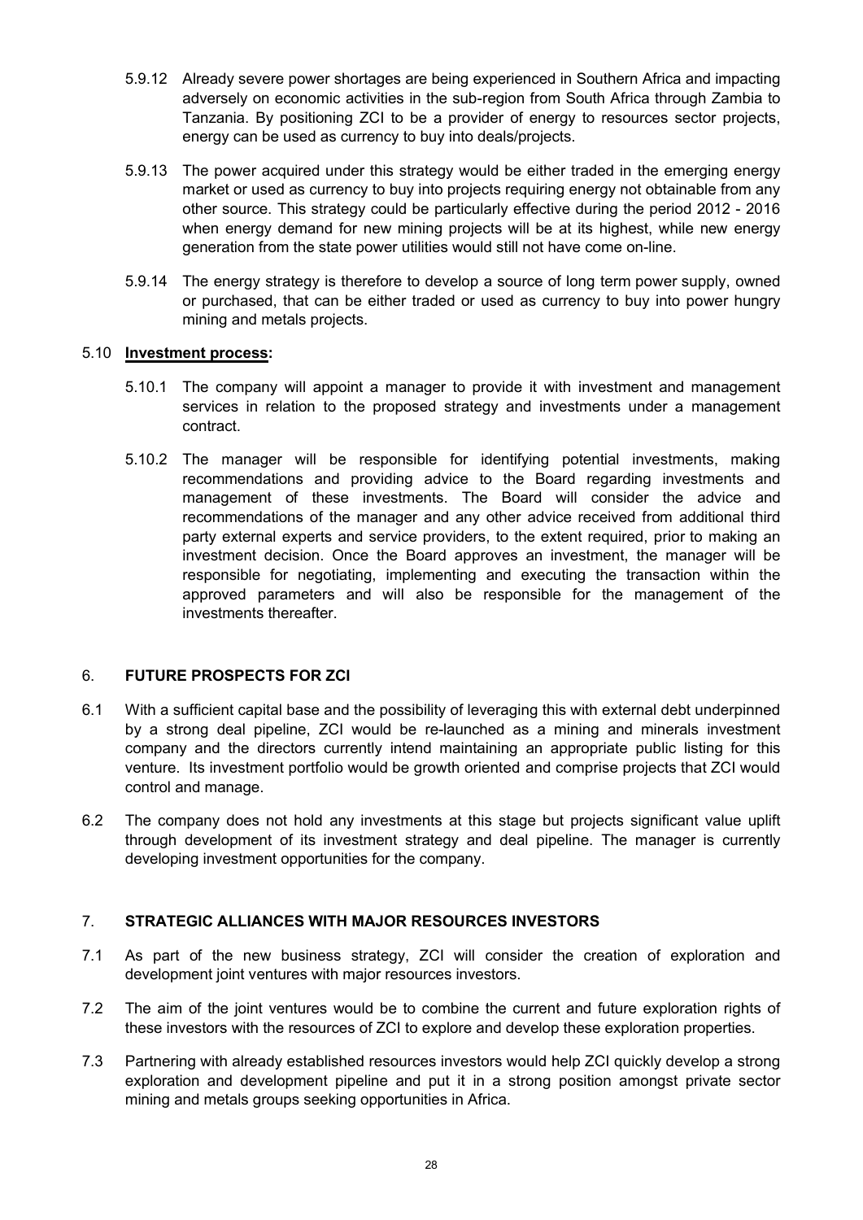5.9.12 Already severe power shortages are being experienced in Southern Africa and impacting adversely on economic activities in the sub-region from South Africa through Zambia to Tanzania. By positioning ZCI to be a provider of energy to resources sector projects, energy can be used as currency to buy into deals/projects.

5.9.13 The power acquired under this strategy would be either traded in the emerging energy market or used as currency to buy into projects requiring energy not obtainable from any other source. This strategy could be particularly effective during the period 2012 - 2016 when energy demand for new mining projects will be at its highest, while new energy generation from the state power utilities would still not have come on-line.

5.9.14 The energy strategy is therefore to develop a source of long term power supply, owned or purchased, that can be either traded or used as currency to buy into power hungry mining and metals projects.

5.10 **Investment process:**

5.10.1 The company will appoint a manager to provide it with investment and management services in relation to the proposed strategy and investments under a management contract.

5.10.2 The manager will be responsible for identifying potential investments, making recommendations and providing advice to the Board regarding investments and management of these investments. The Board will consider the advice and recommendations of the manager and any other advice received from additional third party external experts and service providers, to the extent required, prior to making an investment decision. Once the Board approves an investment, the manager will be responsible for negotiating, implementing and executing the transaction within the approved parameters and will also be responsible for the management of the investments thereafter.

## 6. FUTURE PROSPECTS FOR ZCI

6.1 With a sufficient capital base and the possibility of leveraging this with external debt underpinned by a strong deal pipeline, ZCI would be re-launched as a mining and minerals investment company and the directors currently intend maintaining an appropriate public listing for this venture. Its investment portfolio would be growth oriented and comprise projects that ZCI would control and manage.

6.2 The company does not hold any investments at this stage but projects significant value uplift through development of its investment strategy and deal pipeline. The manager is currently developing investment opportunities for the company.

## 7. STRATEGIC ALLIANCES WITH MAJOR RESOURCES INVESTORS

7.1 As part of the new business strategy, ZCI will consider the creation of exploration and development joint ventures with major resources investors.

7.2 The aim of the joint ventures would be to combine the current and future exploration rights of these investors with the resources of ZCI to explore and develop these exploration properties.

7.3 Partnering with already established resources investors would help ZCI quickly develop a strong exploration and development pipeline and put it in a strong position amongst private sector mining and metals groups seeking opportunities in Africa.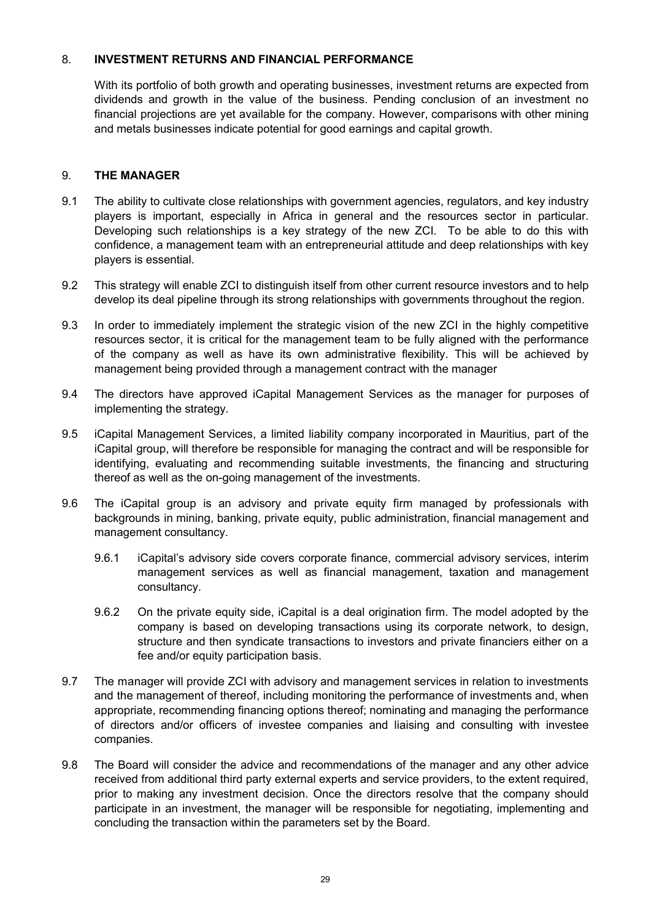## 8. INVESTMENT RETURNS AND FINANCIAL PERFORMANCE

With its portfolio of both growth and operating businesses, investment returns are expected from dividends and growth in the value of the business. Pending conclusion of an investment no financial projections are yet available for the company. However, comparisons with other mining and metals businesses indicate potential for good earnings and capital growth.

## 9. THE MANAGER

9.1 The ability to cultivate close relationships with government agencies, regulators, and key industry players is important, especially in Africa in general and the resources sector in particular. Developing such relationships is a key strategy of the new ZCI. To be able to do this with confidence, a management team with an entrepreneurial attitude and deep relationships with key players is essential.

9.2 This strategy will enable ZCI to distinguish itself from other current resource investors and to help develop its deal pipeline through its strong relationships with governments throughout the region.

9.3 In order to immediately implement the strategic vision of the new ZCI in the highly competitive resources sector, it is critical for the management team to be fully aligned with the performance of the company as well as have its own administrative flexibility. This will be achieved by management being provided through a management contract with the manager

9.4 The directors have approved iCapital Management Services as the manager for purposes of implementing the strategy.

9.5 iCapital Management Services, a limited liability company incorporated in Mauritius, part of the iCapital group, will therefore be responsible for managing the contract and will be responsible for identifying, evaluating and recommending suitable investments, the financing and structuring thereof as well as the on-going management of the investments.

9.6 The iCapital group is an advisory and private equity firm managed by professionals with backgrounds in mining, banking, private equity, public administration, financial management and management consultancy.

9.6.1 iCapital's advisory side covers corporate finance, commercial advisory services, interim management services as well as financial management, taxation and management consultancy.

9.6.2 On the private equity side, iCapital is a deal origination firm. The model adopted by the company is based on developing transactions using its corporate network, to design, structure and then syndicate transactions to investors and private financiers either on a fee and/or equity participation basis.

9.7 The manager will provide ZCI with advisory and management services in relation to investments and the management of thereof, including monitoring the performance of investments and, when appropriate, recommending financing options thereof; nominating and managing the performance of directors and/or officers of investee companies and liaising and consulting with investee companies.

9.8 The Board will consider the advice and recommendations of the manager and any other advice received from additional third party external experts and service providers, to the extent required, prior to making any investment decision. Once the directors resolve that the company should participate in an investment, the manager will be responsible for negotiating, implementing and concluding the transaction within the parameters set by the Board.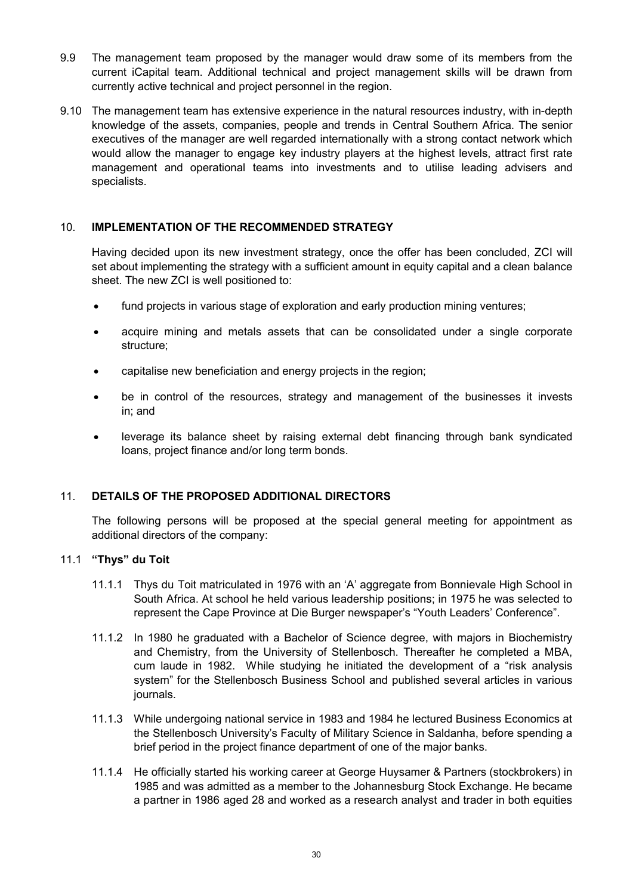9.9 The management team proposed by the manager would draw some of its members from the current iCapital team. Additional technical and project management skills will be drawn from currently active technical and project personnel in the region.

9.10 The management team has extensive experience in the natural resources industry, with in-depth knowledge of the assets, companies, people and trends in Central Southern Africa. The senior executives of the manager are well regarded internationally with a strong contact network which would allow the manager to engage key industry players at the highest levels, attract first rate management and operational teams into investments and to utilise leading advisers and specialists.

## 10. IMPLEMENTATION OF THE RECOMMENDED STRATEGY

Having decided upon its new investment strategy, once the offer has been concluded, ZCI will set about implementing the strategy with a sufficient amount in equity capital and a clean balance sheet. The new ZCI is well positioned to:

- fund projects in various stage of exploration and early production mining ventures;
- acquire mining and metals assets that can be consolidated under a single corporate structure;
- capitalise new beneficiation and energy projects in the region;
- be in control of the resources, strategy and management of the businesses it invests in; and
- leverage its balance sheet by raising external debt financing through bank syndicated loans, project finance and/or long term bonds.

## 11. DETAILS OF THE PROPOSED ADDITIONAL DIRECTORS

The following persons will be proposed at the special general meeting for appointment as additional directors of the company:

### 11.1 "Thys" du Toit

11.1.1 Thys du Toit matriculated in 1976 with an 'A' aggregate from Bonnievale High School in South Africa. At school he held various leadership positions; in 1975 he was selected to represent the Cape Province at Die Burger newspaper's "Youth Leaders' Conference".

11.1.2 In 1980 he graduated with a Bachelor of Science degree, with majors in Biochemistry and Chemistry, from the University of Stellenbosch. Thereafter he completed a MBA, cum laude in 1982. While studying he initiated the development of a "risk analysis system" for the Stellenbosch Business School and published several articles in various journals.

11.1.3 While undergoing national service in 1983 and 1984 he lectured Business Economics at the Stellenbosch University's Faculty of Military Science in Saldanha, before spending a brief period in the project finance department of one of the major banks.

11.1.4 He officially started his working career at George Huysamer & Partners (stockbrokers) in 1985 and was admitted as a member to the Johannesburg Stock Exchange. He became a partner in 1986 aged 28 and worked as a research analyst and trader in both equities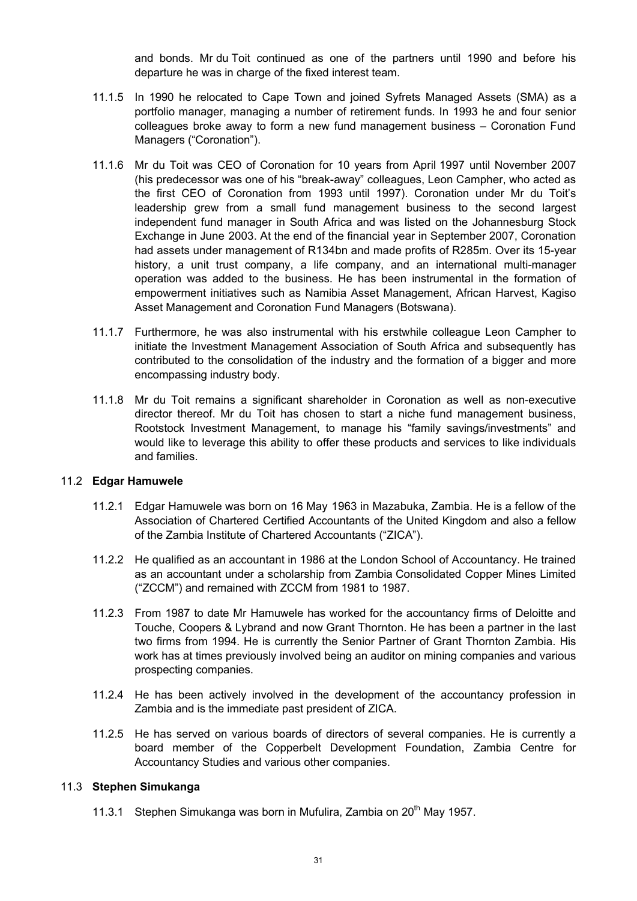and bonds. Mr du Toit continued as one of the partners until 1990 and before his departure he was in charge of the fixed interest team.

11.1.5 In 1990 he relocated to Cape Town and joined Syfrets Managed Assets (SMA) as a portfolio manager, managing a number of retirement funds. In 1993 he and four senior colleagues broke away to form a new fund management business – Coronation Fund Managers ("Coronation").

11.1.6 Mr du Toit was CEO of Coronation for 10 years from April 1997 until November 2007 (his predecessor was one of his "break-away" colleagues, Leon Campher, who acted as the first CEO of Coronation from 1993 until 1997). Coronation under Mr du Toit's leadership grew from a small fund management business to the second largest independent fund manager in South Africa and was listed on the Johannesburg Stock Exchange in June 2003. At the end of the financial year in September 2007, Coronation had assets under management of R134bn and made profits of R285m. Over its 15-year history, a unit trust company, a life company, and an international multi-manager operation was added to the business. He has been instrumental in the formation of empowerment initiatives such as Namibia Asset Management, African Harvest, Kagiso Asset Management and Coronation Fund Managers (Botswana).

11.1.7 Furthermore, he was also instrumental with his erstwhile colleague Leon Campher to initiate the Investment Management Association of South Africa and subsequently has contributed to the consolidation of the industry and the formation of a bigger and more encompassing industry body.

11.1.8 Mr du Toit remains a significant shareholder in Coronation as well as non-executive director thereof. Mr du Toit has chosen to start a niche fund management business, Rootstock Investment Management, to manage his "family savings/investments" and would like to leverage this ability to offer these products and services to like individuals and families.

### 11.2 **Edgar Hamuwele**

11.2.1 Edgar Hamuwele was born on 16 May 1963 in Mazabuka, Zambia. He is a fellow of the Association of Chartered Certified Accountants of the United Kingdom and also a fellow of the Zambia Institute of Chartered Accountants ("ZICA").

11.2.2 He qualified as an accountant in 1986 at the London School of Accountancy. He trained as an accountant under a scholarship from Zambia Consolidated Copper Mines Limited ("ZCCM") and remained with ZCCM from 1981 to 1987.

11.2.3 From 1987 to date Mr Hamuwele has worked for the accountancy firms of Deloitte and Touche, Coopers & Lybrand and now Grant Thornton. He has been a partner in the last two firms from 1994. He is currently the Senior Partner of Grant Thornton Zambia. His work has at times previously involved being an auditor on mining companies and various prospecting companies.

11.2.4 He has been actively involved in the development of the accountancy profession in Zambia and is the immediate past president of ZICA.

11.2.5 He has served on various boards of directors of several companies. He is currently a board member of the Copperbelt Development Foundation, Zambia Centre for Accountancy Studies and various other companies.

### 11.3 **Stephen Simukanga**

11.3.1 Stephen Simukanga was born in Mufulira, Zambia on 20th May 1957.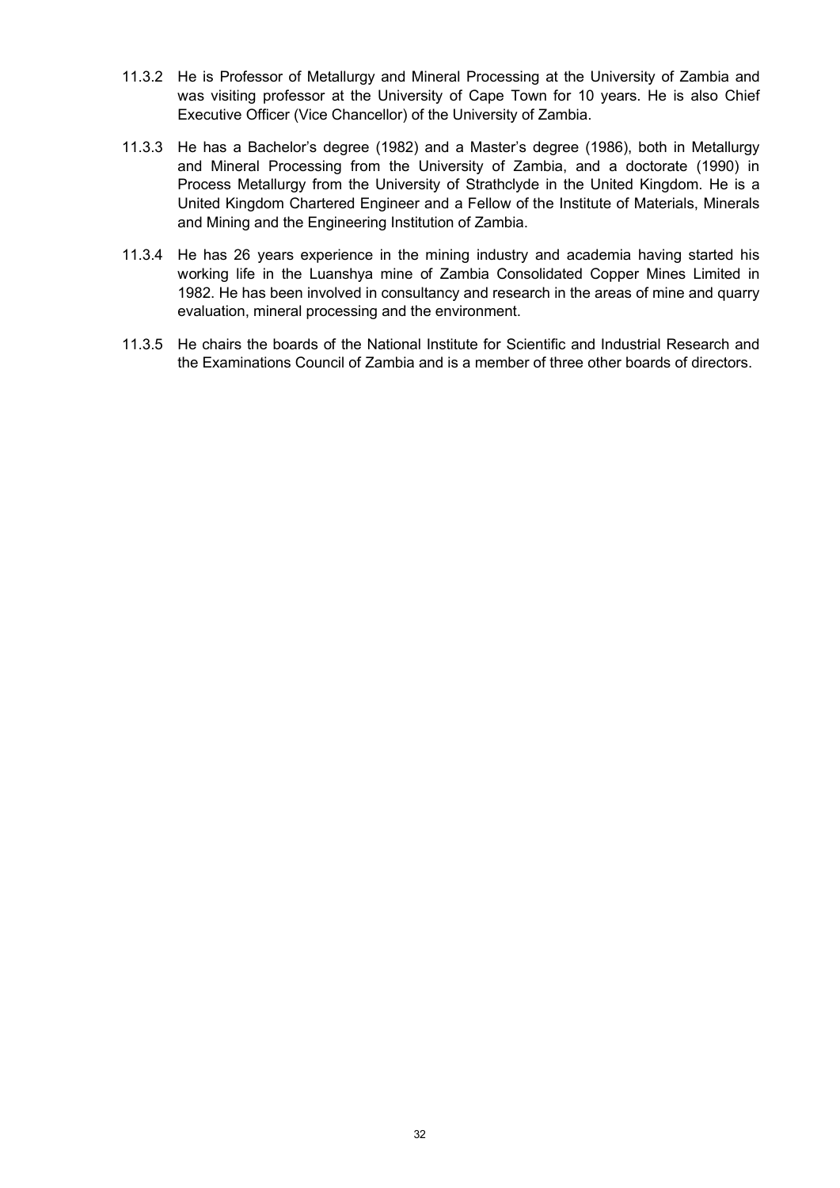11.3.2 He is Professor of Metallurgy and Mineral Processing at the University of Zambia and was visiting professor at the University of Cape Town for 10 years. He is also Chief Executive Officer (Vice Chancellor) of the University of Zambia.

11.3.3 He has a Bachelor's degree (1982) and a Master's degree (1986), both in Metallurgy and Mineral Processing from the University of Zambia, and a doctorate (1990) in Process Metallurgy from the University of Strathclyde in the United Kingdom. He is a United Kingdom Chartered Engineer and a Fellow of the Institute of Materials, Minerals and Mining and the Engineering Institution of Zambia.

11.3.4 He has 26 years experience in the mining industry and academia having started his working life in the Luanshya mine of Zambia Consolidated Copper Mines Limited in 1982. He has been involved in consultancy and research in the areas of mine and quarry evaluation, mineral processing and the environment.

11.3.5 He chairs the boards of the National Institute for Scientific and Industrial Research and the Examinations Council of Zambia and is a member of three other boards of directors.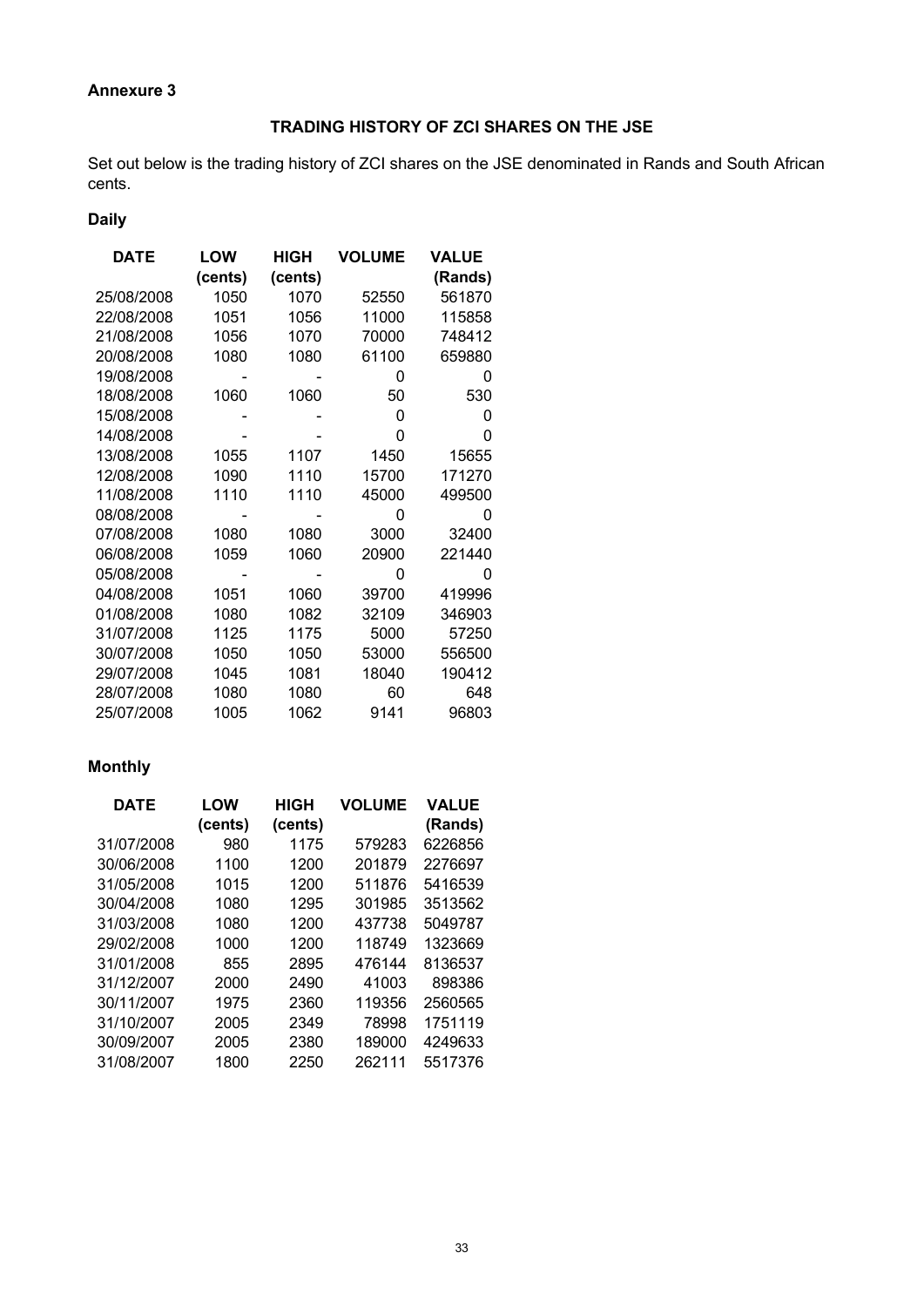**Annexure 3**

## TRADING HISTORY OF ZCI SHARES ON THE JSE

Set out below is the trading history of ZCI shares on the JSE denominated in Rands and South African cents.

**Daily**

| DATE | LOW (cents) | HIGH (cents) | VOLUME | VALUE (Rands) |
|---|---|---|---|---|
| 25/08/2008 | 1050 | 1070 | 52550 | 561870 |
| 22/08/2008 | 1051 | 1056 | 11000 | 115858 |
| 21/08/2008 | 1056 | 1070 | 70000 | 748412 |
| 20/08/2008 | 1080 | 1080 | 61100 | 659880 |
| 19/08/2008 | - | - | 0 | 0 |
| 18/08/2008 | 1060 | 1060 | 50 | 530 |
| 15/08/2008 | - | - | 0 | 0 |
| 14/08/2008 | - | - | 0 | 0 |
| 13/08/2008 | 1055 | 1107 | 1450 | 15655 |
| 12/08/2008 | 1090 | 1110 | 15700 | 171270 |
| 11/08/2008 | 1110 | 1110 | 45000 | 499500 |
| 08/08/2008 | - | - | 0 | 0 |
| 07/08/2008 | 1080 | 1080 | 3000 | 32400 |
| 06/08/2008 | 1059 | 1060 | 20900 | 221440 |
| 05/08/2008 | - | - | 0 | 0 |
| 04/08/2008 | 1051 | 1060 | 39700 | 419996 |
| 01/08/2008 | 1080 | 1082 | 32109 | 346903 |
| 31/07/2008 | 1125 | 1175 | 5000 | 57250 |
| 30/07/2008 | 1050 | 1050 | 53000 | 556500 |
| 29/07/2008 | 1045 | 1081 | 18040 | 190412 |
| 28/07/2008 | 1080 | 1080 | 60 | 648 |
| 25/07/2008 | 1005 | 1062 | 9141 | 96803 |

**Monthly**

| DATE | LOW (cents) | HIGH (cents) | VOLUME | VALUE (Rands) |
|---|---|---|---|---|
| 31/07/2008 | 980 | 1175 | 579283 | 6226856 |
| 30/06/2008 | 1100 | 1200 | 201879 | 2276697 |
| 31/05/2008 | 1015 | 1200 | 511876 | 5416539 |
| 30/04/2008 | 1080 | 1295 | 301985 | 3513562 |
| 31/03/2008 | 1080 | 1200 | 437738 | 5049787 |
| 29/02/2008 | 1000 | 1200 | 118749 | 1323669 |
| 31/01/2008 | 855 | 2895 | 476144 | 8136537 |
| 31/12/2007 | 2000 | 2490 | 41003 | 898386 |
| 30/11/2007 | 1975 | 2360 | 119356 | 2560565 |
| 31/10/2007 | 2005 | 2349 | 78998 | 1751119 |
| 30/09/2007 | 2005 | 2380 | 189000 | 4249633 |
| 31/08/2007 | 1800 | 2250 | 262111 | 5517376 |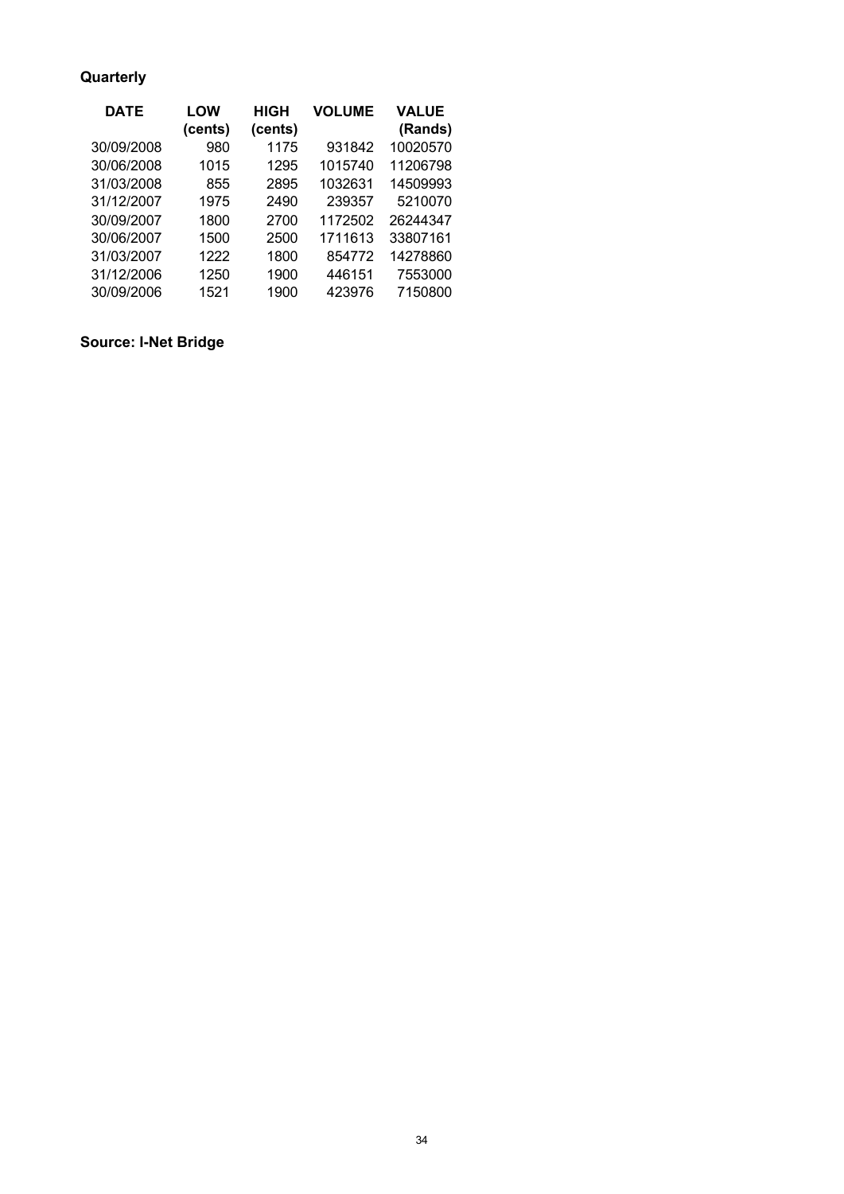**Quarterly**

| DATE | LOW (cents) | HIGH (cents) | VOLUME | VALUE (Rands) |
|---|---|---|---|---|
| 30/09/2008 | 980 | 1175 | 931842 | 10020570 |
| 30/06/2008 | 1015 | 1295 | 1015740 | 11206798 |
| 31/03/2008 | 855 | 2895 | 1032631 | 14509993 |
| 31/12/2007 | 1975 | 2490 | 239357 | 5210070 |
| 30/09/2007 | 1800 | 2700 | 1172502 | 26244347 |
| 30/06/2007 | 1500 | 2500 | 1711613 | 33807161 |
| 31/03/2007 | 1222 | 1800 | 854772 | 14278860 |
| 31/12/2006 | 1250 | 1900 | 446151 | 7553000 |
| 30/09/2006 | 1521 | 1900 | 423976 | 7150800 |

**Source: I-Net Bridge**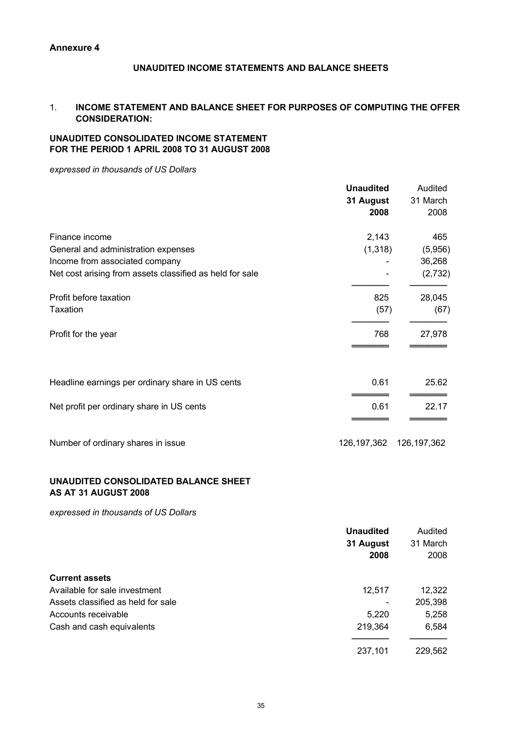**Annexure 4**

## UNAUDITED INCOME STATEMENTS AND BALANCE SHEETS

### 1. INCOME STATEMENT AND BALANCE SHEET FOR PURPOSES OF COMPUTING THE OFFER CONSIDERATION:

### UNAUDITED CONSOLIDATED INCOME STATEMENT FOR THE PERIOD 1 APRIL 2008 TO 31 AUGUST 2008

*expressed in thousands of US Dollars*

| | **Unaudited 31 August 2008** | Audited 31 March 2008 |
|---|---|---|
| Finance income | 2,143 | 465 |
| General and administration expenses | (1,318) | (5,956) |
| Income from associated company | - | 36,268 |
| Net cost arising from assets classified as held for sale | - | (2,732) |
| Profit before taxation | 825 | 28,045 |
| Taxation | (57) | (67) |
| Profit for the year | 768 | 27,978 |
| Headline earnings per ordinary share in US cents | 0.61 | 25.62 |
| Net profit per ordinary share in US cents | 0.61 | 22.17 |
| Number of ordinary shares in issue | 126,197,362 | 126,197,362 |

### UNAUDITED CONSOLIDATED BALANCE SHEET AS AT 31 AUGUST 2008

*expressed in thousands of US Dollars*

| | **Unaudited 31 August 2008** | Audited 31 March 2008 |
|---|---|---|
| **Current assets** | | |
| Available for sale investment | 12,517 | 12,322 |
| Assets classified as held for sale | - | 205,398 |
| Accounts receivable | 5,220 | 5,258 |
| Cash and cash equivalents | 219,364 | 6,584 |
| | 237,101 | 229,562 |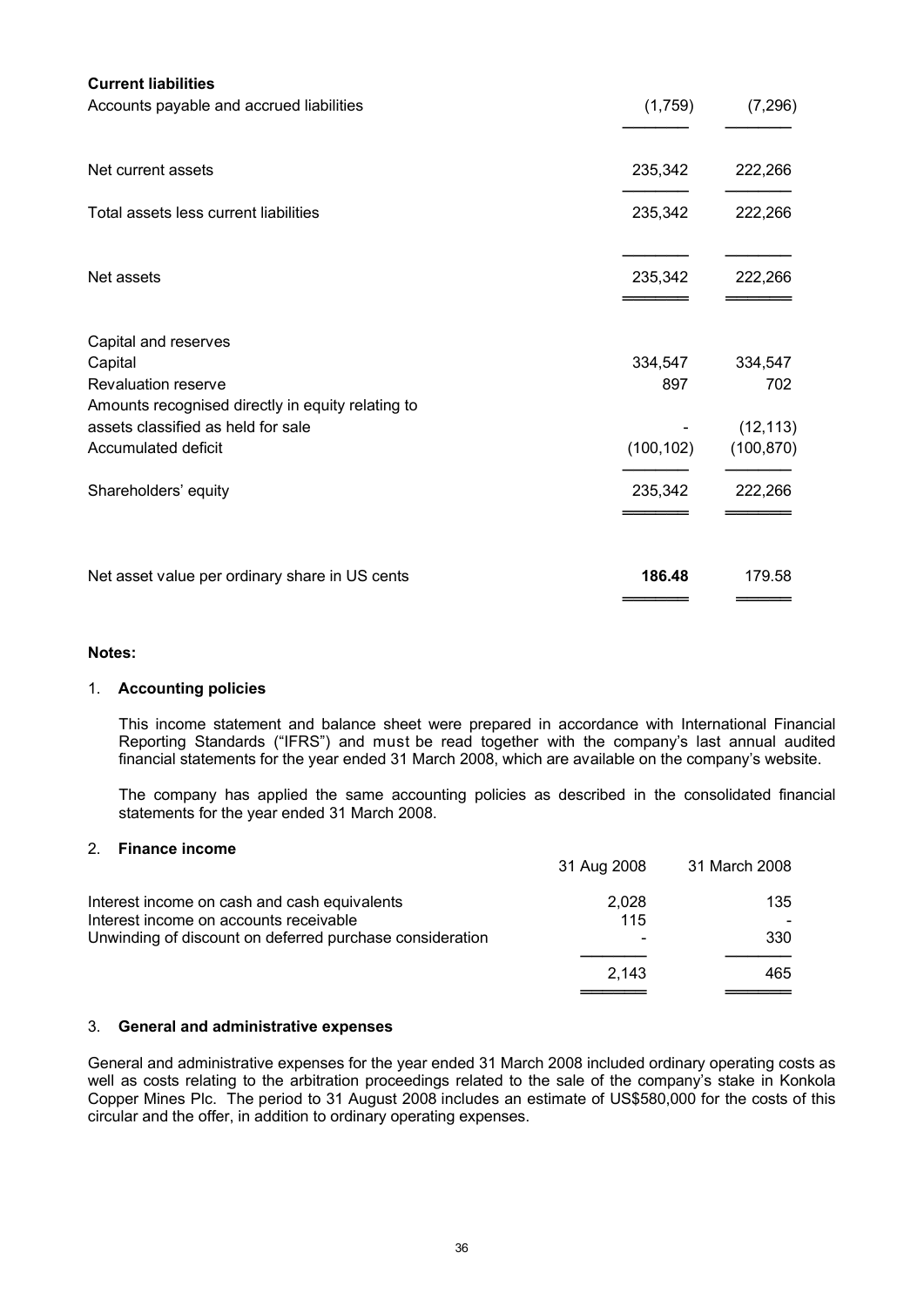| | | |
|---|---|---|
| **Current liabilities** | | |
| Accounts payable and accrued liabilities | (1,759) | (7,296) |
| Net current assets | 235,342 | 222,266 |
| Total assets less current liabilities | 235,342 | 222,266 |
| Net assets | 235,342 | 222,266 |
| Capital and reserves | | |
| Capital | 334,547 | 334,547 |
| Revaluation reserve | 897 | 702 |
| Amounts recognised directly in equity relating to assets classified as held for sale | - | (12,113) |
| Accumulated deficit | (100,102) | (100,870) |
| Shareholders' equity | 235,342 | 222,266 |
| Net asset value per ordinary share in US cents | **186.48** | 179.58 |

**Notes:**

1. **Accounting policies**

   This income statement and balance sheet were prepared in accordance with International Financial Reporting Standards ("IFRS") and must be read together with the company's last annual audited financial statements for the year ended 31 March 2008, which are available on the company's website.

   The company has applied the same accounting policies as described in the consolidated financial statements for the year ended 31 March 2008.

2. **Finance income**

| | 31 Aug 2008 | 31 March 2008 |
|---|---|---|
| Interest income on cash and cash equivalents | 2,028 | 135 |
| Interest income on accounts receivable | 115 | - |
| Unwinding of discount on deferred purchase consideration | - | 330 |
| | 2,143 | 465 |

3. **General and administrative expenses**

General and administrative expenses for the year ended 31 March 2008 included ordinary operating costs as well as costs relating to the arbitration proceedings related to the sale of the company's stake in Konkola Copper Mines Plc. The period to 31 August 2008 includes an estimate of US$580,000 for the costs of this circular and the offer, in addition to ordinary operating expenses.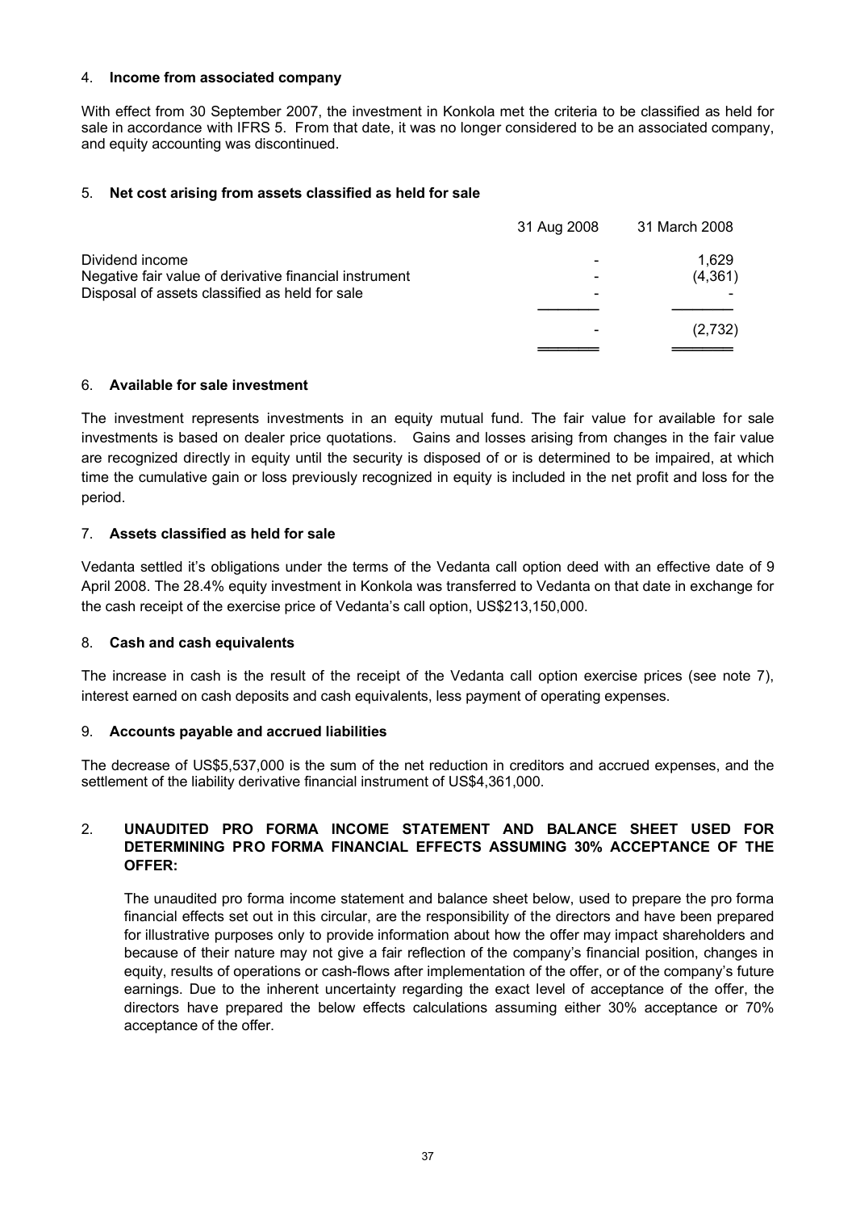4. **Income from associated company**

With effect from 30 September 2007, the investment in Konkola met the criteria to be classified as held for sale in accordance with IFRS 5. From that date, it was no longer considered to be an associated company, and equity accounting was discontinued.

5. **Net cost arising from assets classified as held for sale**

| | 31 Aug 2008 | 31 March 2008 |
|---|---|---|
| Dividend income | - | 1,629 |
| Negative fair value of derivative financial instrument | - | (4,361) |
| Disposal of assets classified as held for sale | - | - |
| | - | (2,732) |

6. **Available for sale investment**

The investment represents investments in an equity mutual fund. The fair value for available for sale investments is based on dealer price quotations. Gains and losses arising from changes in the fair value are recognized directly in equity until the security is disposed of or is determined to be impaired, at which time the cumulative gain or loss previously recognized in equity is included in the net profit and loss for the period.

7. **Assets classified as held for sale**

Vedanta settled it's obligations under the terms of the Vedanta call option deed with an effective date of 9 April 2008. The 28.4% equity investment in Konkola was transferred to Vedanta on that date in exchange for the cash receipt of the exercise price of Vedanta's call option, US$213,150,000.

8. **Cash and cash equivalents**

The increase in cash is the result of the receipt of the Vedanta call option exercise prices (see note 7), interest earned on cash deposits and cash equivalents, less payment of operating expenses.

9. **Accounts payable and accrued liabilities**

The decrease of US$5,537,000 is the sum of the net reduction in creditors and accrued expenses, and the settlement of the liability derivative financial instrument of US$4,361,000.

2. **UNAUDITED PRO FORMA INCOME STATEMENT AND BALANCE SHEET USED FOR DETERMINING PRO FORMA FINANCIAL EFFECTS ASSUMING 30% ACCEPTANCE OF THE OFFER:**

   The unaudited pro forma income statement and balance sheet below, used to prepare the pro forma financial effects set out in this circular, are the responsibility of the directors and have been prepared for illustrative purposes only to provide information about how the offer may impact shareholders and because of their nature may not give a fair reflection of the company's financial position, changes in equity, results of operations or cash-flows after implementation of the offer, or of the company's future earnings. Due to the inherent uncertainty regarding the exact level of acceptance of the offer, the directors have prepared the below effects calculations assuming either 30% acceptance or 70% acceptance of the offer.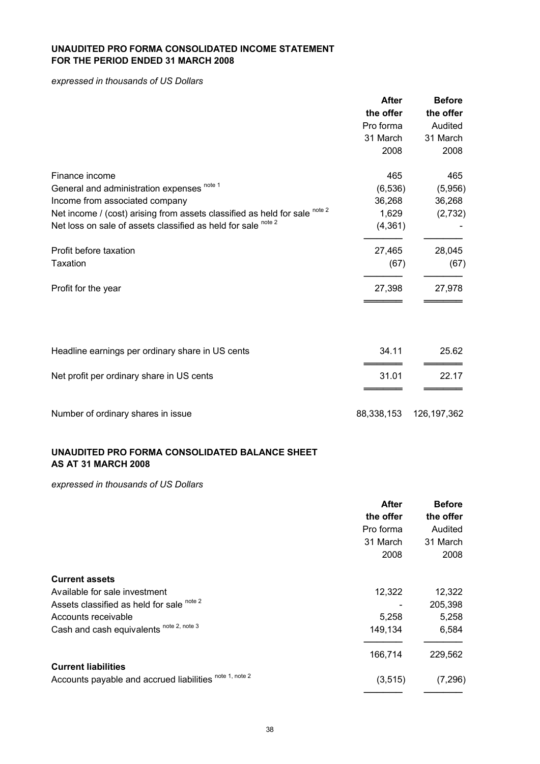**UNAUDITED PRO FORMA CONSOLIDATED INCOME STATEMENT FOR THE PERIOD ENDED 31 MARCH 2008**

*expressed in thousands of US Dollars*

| | **After the offer** Pro forma 31 March 2008 | **Before the offer** Audited 31 March 2008 |
|---|---|---|
| Finance income | 465 | 465 |
| General and administration expenses [note 1] | (6,536) | (5,956) |
| Income from associated company | 36,268 | 36,268 |
| Net income / (cost) arising from assets classified as held for sale [note 2] | 1,629 | (2,732) |
| Net loss on sale of assets classified as held for sale [note 2] | (4,361) | - |
| Profit before taxation | 27,465 | 28,045 |
| Taxation | (67) | (67) |
| Profit for the year | 27,398 | 27,978 |
| Headline earnings per ordinary share in US cents | 34.11 | 25.62 |
| Net profit per ordinary share in US cents | 31.01 | 22.17 |
| Number of ordinary shares in issue | 88,338,153 | 126,197,362 |

**UNAUDITED PRO FORMA CONSOLIDATED BALANCE SHEET AS AT 31 MARCH 2008**

*expressed in thousands of US Dollars*

| | **After the offer** Pro forma 31 March 2008 | **Before the offer** Audited 31 March 2008 |
|---|---|---|
| **Current assets** | | |
| Available for sale investment | 12,322 | 12,322 |
| Assets classified as held for sale [note 2] | - | 205,398 |
| Accounts receivable | 5,258 | 5,258 |
| Cash and cash equivalents [note 2, note 3] | 149,134 | 6,584 |
| | 166,714 | 229,562 |
| **Current liabilities** | | |
| Accounts payable and accrued liabilities [note 1, note 2] | (3,515) | (7,296) |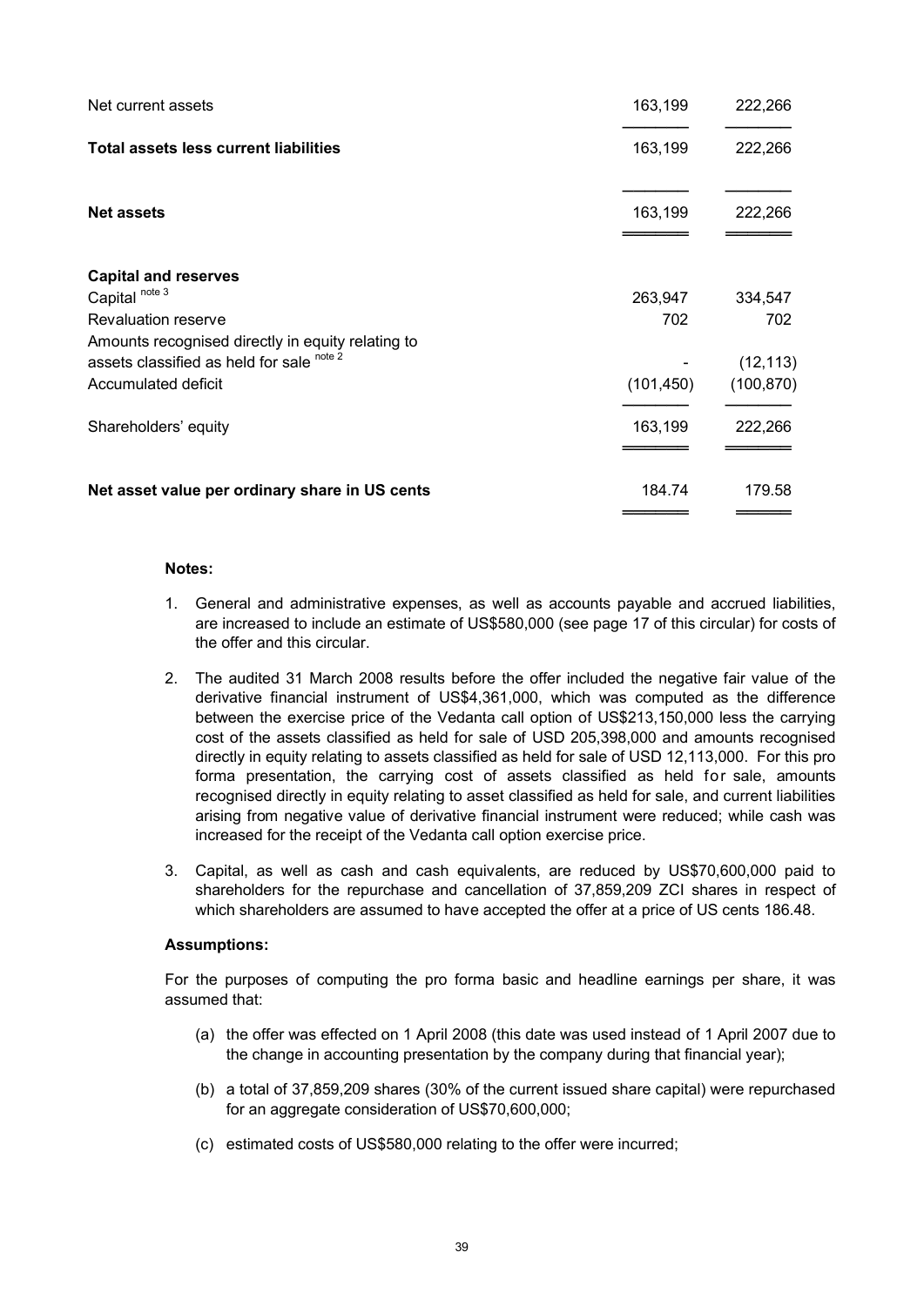| | | |
|---|---|---|
| Net current assets | 163,199 | 222,266 |
| **Total assets less current liabilities** | 163,199 | 222,266 |
| **Net assets** | 163,199 | 222,266 |
| **Capital and reserves** | | |
| Capital [note 3] | 263,947 | 334,547 |
| Revaluation reserve | 702 | 702 |
| Amounts recognised directly in equity relating to assets classified as held for sale [note 2] | - | (12,113) |
| Accumulated deficit | (101,450) | (100,870) |
| Shareholders' equity | 163,199 | 222,266 |
| **Net asset value per ordinary share in US cents** | 184.74 | 179.58 |

**Notes:**

1. General and administrative expenses, as well as accounts payable and accrued liabilities, are increased to include an estimate of US$580,000 (see page 17 of this circular) for costs of the offer and this circular.
2. The audited 31 March 2008 results before the offer included the negative fair value of the derivative financial instrument of US$4,361,000, which was computed as the difference between the exercise price of the Vedanta call option of US$213,150,000 less the carrying cost of the assets classified as held for sale of USD 205,398,000 and amounts recognised directly in equity relating to assets classified as held for sale of USD 12,113,000. For this pro forma presentation, the carrying cost of assets classified as held for sale, amounts recognised directly in equity relating to asset classified as held for sale, and current liabilities arising from negative value of derivative financial instrument were reduced; while cash was increased for the receipt of the Vedanta call option exercise price.
3. Capital, as well as cash and cash equivalents, are reduced by US$70,600,000 paid to shareholders for the repurchase and cancellation of 37,859,209 ZCI shares in respect of which shareholders are assumed to have accepted the offer at a price of US cents 186.48.

**Assumptions:**

For the purposes of computing the pro forma basic and headline earnings per share, it was assumed that:

(a) the offer was effected on 1 April 2008 (this date was used instead of 1 April 2007 due to the change in accounting presentation by the company during that financial year);

(b) a total of 37,859,209 shares (30% of the current issued share capital) were repurchased for an aggregate consideration of US$70,600,000;

(c) estimated costs of US$580,000 relating to the offer were incurred;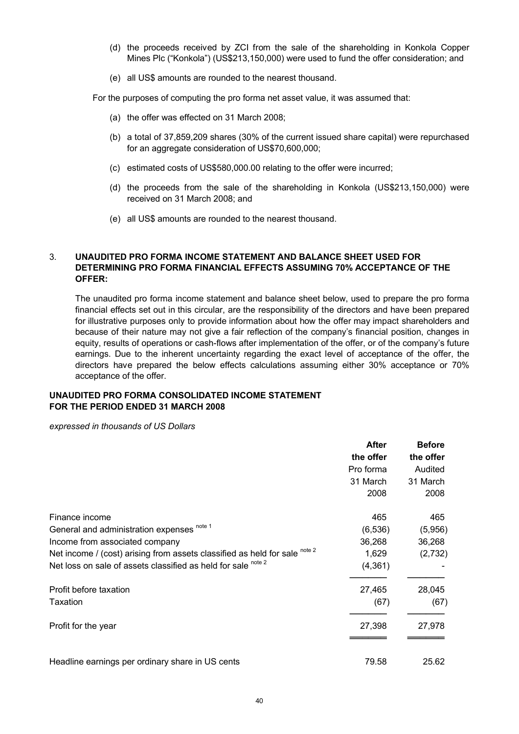(d) the proceeds received by ZCI from the sale of the shareholding in Konkola Copper Mines Plc ("Konkola") (US$213,150,000) were used to fund the offer consideration; and

(e) all US$ amounts are rounded to the nearest thousand.

For the purposes of computing the pro forma net asset value, it was assumed that:

(a) the offer was effected on 31 March 2008;

(b) a total of 37,859,209 shares (30% of the current issued share capital) were repurchased for an aggregate consideration of US$70,600,000;

(c) estimated costs of US$580,000.00 relating to the offer were incurred;

(d) the proceeds from the sale of the shareholding in Konkola (US$213,150,000) were received on 31 March 2008; and

(e) all US$ amounts are rounded to the nearest thousand.

## 3. UNAUDITED PRO FORMA INCOME STATEMENT AND BALANCE SHEET USED FOR DETERMINING PRO FORMA FINANCIAL EFFECTS ASSUMING 70% ACCEPTANCE OF THE OFFER:

The unaudited pro forma income statement and balance sheet below, used to prepare the pro forma financial effects set out in this circular, are the responsibility of the directors and have been prepared for illustrative purposes only to provide information about how the offer may impact shareholders and because of their nature may not give a fair reflection of the company's financial position, changes in equity, results of operations or cash-flows after implementation of the offer, or of the company's future earnings. Due to the inherent uncertainty regarding the exact level of acceptance of the offer, the directors have prepared the below effects calculations assuming either 30% acceptance or 70% acceptance of the offer.

**UNAUDITED PRO FORMA CONSOLIDATED INCOME STATEMENT FOR THE PERIOD ENDED 31 MARCH 2008**

*expressed in thousands of US Dollars*

| | **After the offer** Pro forma 31 March 2008 | **Before the offer** Audited 31 March 2008 |
|---|---|---|
| Finance income | 465 | 465 |
| General and administration expenses [note 1] | (6,536) | (5,956) |
| Income from associated company | 36,268 | 36,268 |
| Net income / (cost) arising from assets classified as held for sale [note 2] | 1,629 | (2,732) |
| Net loss on sale of assets classified as held for sale [note 2] | (4,361) | - |
| Profit before taxation | 27,465 | 28,045 |
| Taxation | (67) | (67) |
| Profit for the year | 27,398 | 27,978 |
| Headline earnings per ordinary share in US cents | 79.58 | 25.62 |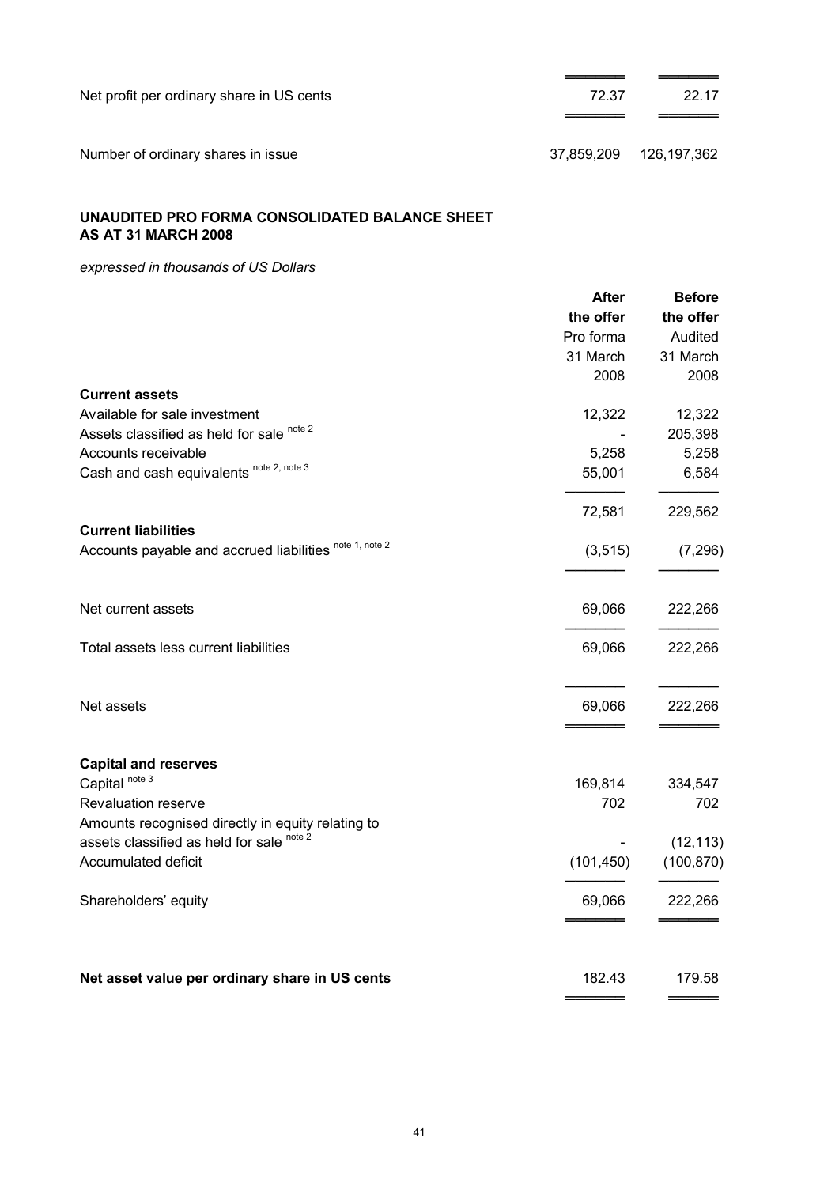| | | |
|---|---|---|
| Net profit per ordinary share in US cents | 72.37 | 22.17 |
| Number of ordinary shares in issue | 37,859,209 | 126,197,362 |

**UNAUDITED PRO FORMA CONSOLIDATED BALANCE SHEET AS AT 31 MARCH 2008**

*expressed in thousands of US Dollars*

| | **After the offer** Pro forma 31 March 2008 | **Before the offer** Audited 31 March 2008 |
|---|---|---|
| **Current assets** | | |
| Available for sale investment | 12,322 | 12,322 |
| Assets classified as held for sale [note 2] | - | 205,398 |
| Accounts receivable | 5,258 | 5,258 |
| Cash and cash equivalents [note 2, note 3] | 55,001 | 6,584 |
| | 72,581 | 229,562 |
| **Current liabilities** | | |
| Accounts payable and accrued liabilities [note 1, note 2] | (3,515) | (7,296) |
| Net current assets | 69,066 | 222,266 |
| Total assets less current liabilities | 69,066 | 222,266 |
| Net assets | 69,066 | 222,266 |
| **Capital and reserves** | | |
| Capital [note 3] | 169,814 | 334,547 |
| Revaluation reserve | 702 | 702 |
| Amounts recognised directly in equity relating to assets classified as held for sale [note 2] | - | (12,113) |
| Accumulated deficit | (101,450) | (100,870) |
| Shareholders' equity | 69,066 | 222,266 |
| **Net asset value per ordinary share in US cents** | 182.43 | 179.58 |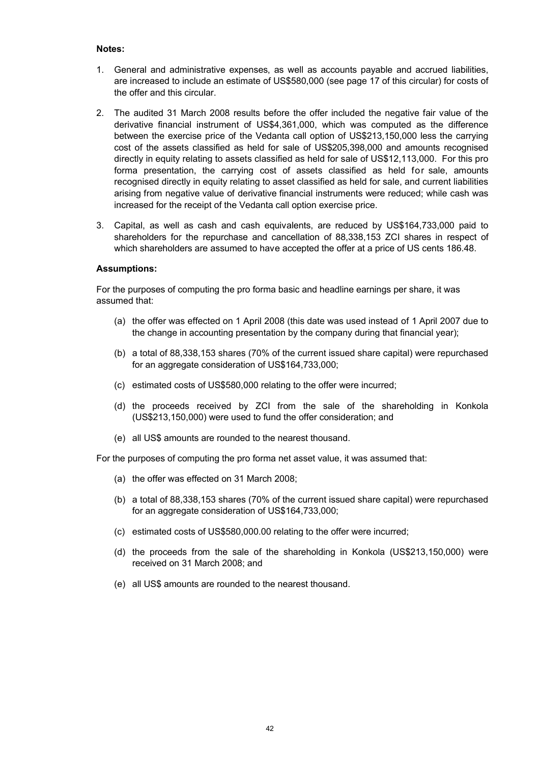**Notes:**

1. General and administrative expenses, as well as accounts payable and accrued liabilities, are increased to include an estimate of US$580,000 (see page 17 of this circular) for costs of the offer and this circular.
2. The audited 31 March 2008 results before the offer included the negative fair value of the derivative financial instrument of US$4,361,000, which was computed as the difference between the exercise price of the Vedanta call option of US$213,150,000 less the carrying cost of the assets classified as held for sale of US$205,398,000 and amounts recognised directly in equity relating to assets classified as held for sale of US$12,113,000. For this pro forma presentation, the carrying cost of assets classified as held for sale, amounts recognised directly in equity relating to asset classified as held for sale, and current liabilities arising from negative value of derivative financial instruments were reduced; while cash was increased for the receipt of the Vedanta call option exercise price.
3. Capital, as well as cash and cash equivalents, are reduced by US$164,733,000 paid to shareholders for the repurchase and cancellation of 88,338,153 ZCI shares in respect of which shareholders are assumed to have accepted the offer at a price of US cents 186.48.

**Assumptions:**

For the purposes of computing the pro forma basic and headline earnings per share, it was assumed that:

(a) the offer was effected on 1 April 2008 (this date was used instead of 1 April 2007 due to the change in accounting presentation by the company during that financial year);

(b) a total of 88,338,153 shares (70% of the current issued share capital) were repurchased for an aggregate consideration of US$164,733,000;

(c) estimated costs of US$580,000 relating to the offer were incurred;

(d) the proceeds received by ZCI from the sale of the shareholding in Konkola (US$213,150,000) were used to fund the offer consideration; and

(e) all US$ amounts are rounded to the nearest thousand.

For the purposes of computing the pro forma net asset value, it was assumed that:

(a) the offer was effected on 31 March 2008;

(b) a total of 88,338,153 shares (70% of the current issued share capital) were repurchased for an aggregate consideration of US$164,733,000;

(c) estimated costs of US$580,000.00 relating to the offer were incurred;

(d) the proceeds from the sale of the shareholding in Konkola (US$213,150,000) were received on 31 March 2008; and

(e) all US$ amounts are rounded to the nearest thousand.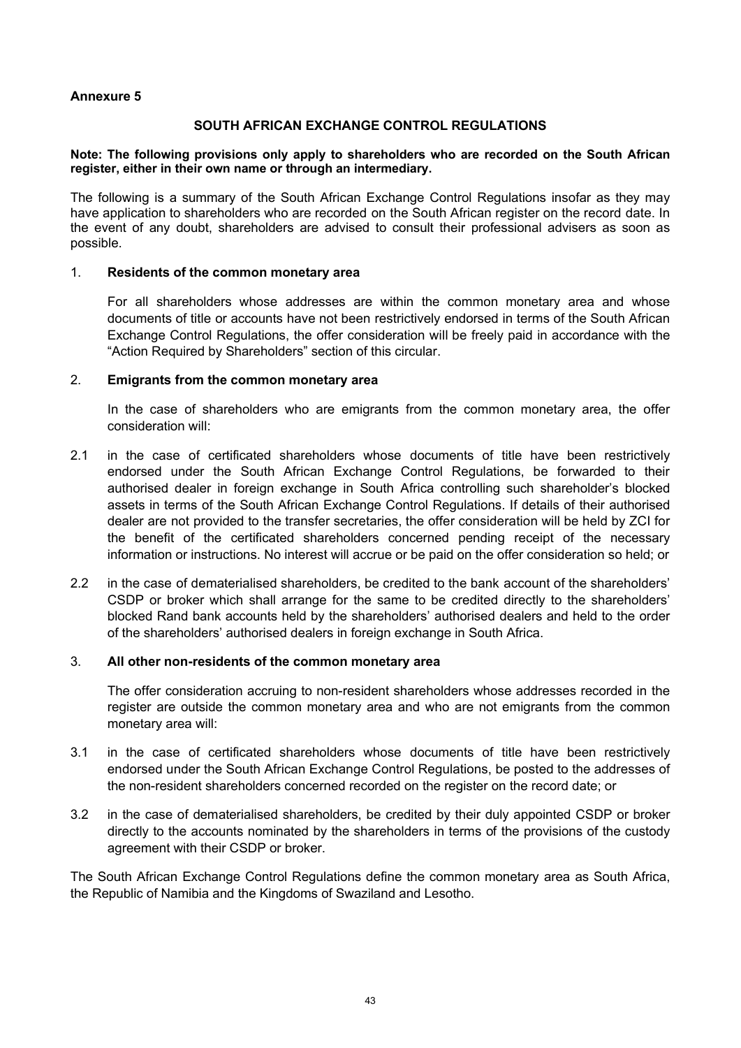**Annexure 5**

## SOUTH AFRICAN EXCHANGE CONTROL REGULATIONS

**Note: The following provisions only apply to shareholders who are recorded on the South African register, either in their own name or through an intermediary.**

The following is a summary of the South African Exchange Control Regulations insofar as they may have application to shareholders who are recorded on the South African register on the record date. In the event of any doubt, shareholders are advised to consult their professional advisers as soon as possible.

1. **Residents of the common monetary area**

   For all shareholders whose addresses are within the common monetary area and whose documents of title or accounts have not been restrictively endorsed in terms of the South African Exchange Control Regulations, the offer consideration will be freely paid in accordance with the "Action Required by Shareholders" section of this circular.

2. **Emigrants from the common monetary area**

   In the case of shareholders who are emigrants from the common monetary area, the offer consideration will:

2.1 in the case of certificated shareholders whose documents of title have been restrictively endorsed under the South African Exchange Control Regulations, be forwarded to their authorised dealer in foreign exchange in South Africa controlling such shareholder's blocked assets in terms of the South African Exchange Control Regulations. If details of their authorised dealer are not provided to the transfer secretaries, the offer consideration will be held by ZCI for the benefit of the certificated shareholders concerned pending receipt of the necessary information or instructions. No interest will accrue or be paid on the offer consideration so held; or

2.2 in the case of dematerialised shareholders, be credited to the bank account of the shareholders' CSDP or broker which shall arrange for the same to be credited directly to the shareholders' blocked Rand bank accounts held by the shareholders' authorised dealers and held to the order of the shareholders' authorised dealers in foreign exchange in South Africa.

3. **All other non-residents of the common monetary area**

   The offer consideration accruing to non-resident shareholders whose addresses recorded in the register are outside the common monetary area and who are not emigrants from the common monetary area will:

3.1 in the case of certificated shareholders whose documents of title have been restrictively endorsed under the South African Exchange Control Regulations, be posted to the addresses of the non-resident shareholders concerned recorded on the register on the record date; or

3.2 in the case of dematerialised shareholders, be credited by their duly appointed CSDP or broker directly to the accounts nominated by the shareholders in terms of the provisions of the custody agreement with their CSDP or broker.

The South African Exchange Control Regulations define the common monetary area as South Africa, the Republic of Namibia and the Kingdoms of Swaziland and Lesotho.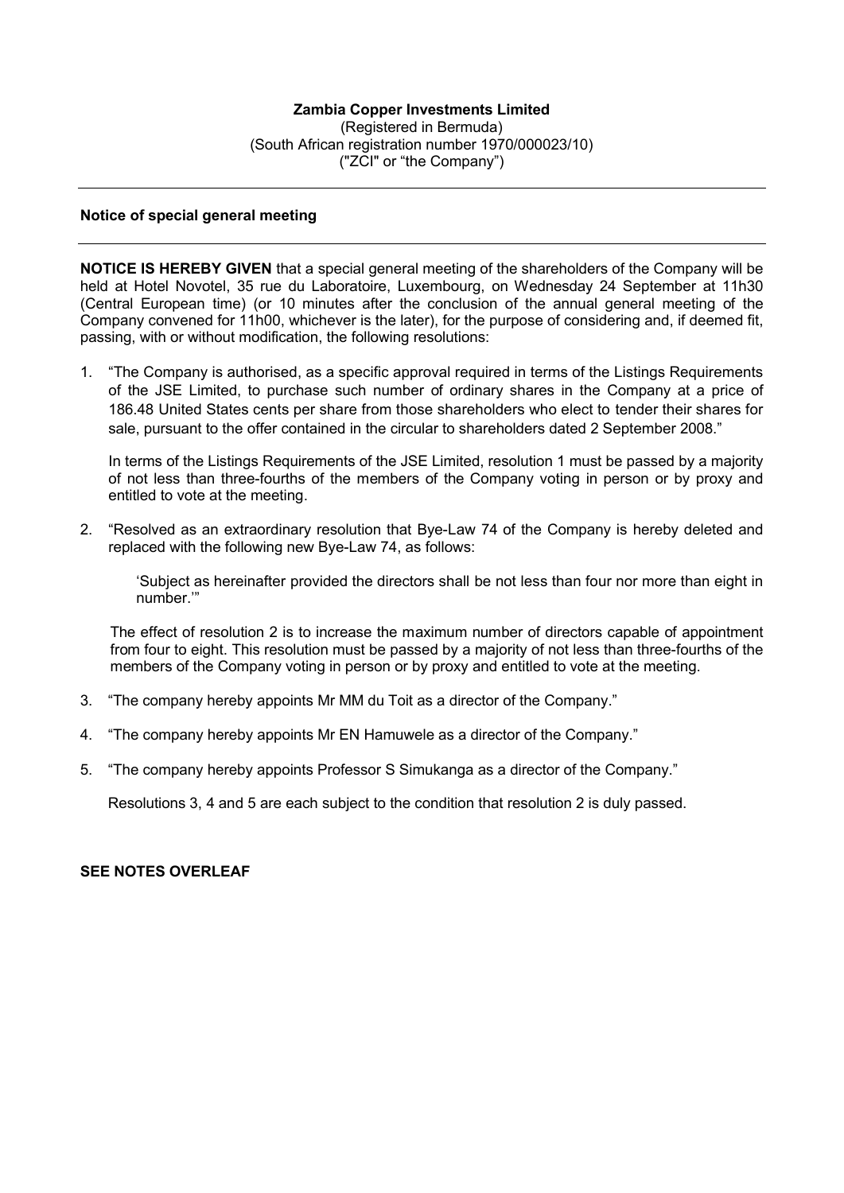**Zambia Copper Investments Limited**
(Registered in Bermuda)
(South African registration number 1970/000023/10)
("ZCI" or "the Company")

---

**Notice of special general meeting**

---

**NOTICE IS HEREBY GIVEN** that a special general meeting of the shareholders of the Company will be held at Hotel Novotel, 35 rue du Laboratoire, Luxembourg, on Wednesday 24 September at 11h30 (Central European time) (or 10 minutes after the conclusion of the annual general meeting of the Company convened for 11h00, whichever is the later), for the purpose of considering and, if deemed fit, passing, with or without modification, the following resolutions:

1. "The Company is authorised, as a specific approval required in terms of the Listings Requirements of the JSE Limited, to purchase such number of ordinary shares in the Company at a price of 186.48 United States cents per share from those shareholders who elect to tender their shares for sale, pursuant to the offer contained in the circular to shareholders dated 2 September 2008."

   In terms of the Listings Requirements of the JSE Limited, resolution 1 must be passed by a majority of not less than three-fourths of the members of the Company voting in person or by proxy and entitled to vote at the meeting.

2. "Resolved as an extraordinary resolution that Bye-Law 74 of the Company is hereby deleted and replaced with the following new Bye-Law 74, as follows:

   'Subject as hereinafter provided the directors shall be not less than four nor more than eight in number.'"

   The effect of resolution 2 is to increase the maximum number of directors capable of appointment from four to eight. This resolution must be passed by a majority of not less than three-fourths of the members of the Company voting in person or by proxy and entitled to vote at the meeting.

3. "The company hereby appoints Mr MM du Toit as a director of the Company."

4. "The company hereby appoints Mr EN Hamuwele as a director of the Company."

5. "The company hereby appoints Professor S Simukanga as a director of the Company."

   Resolutions 3, 4 and 5 are each subject to the condition that resolution 2 is duly passed.

**SEE NOTES OVERLEAF**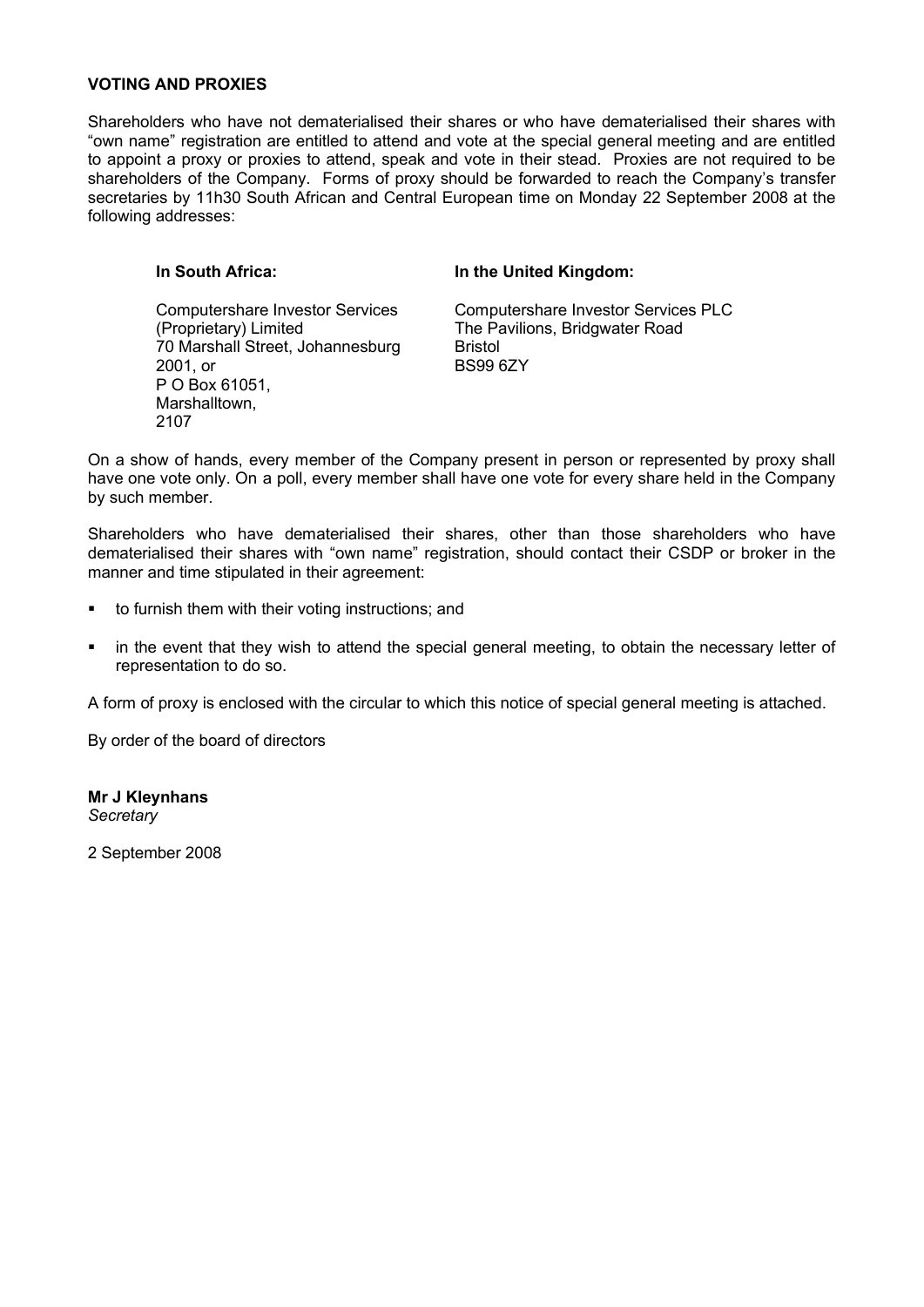**VOTING AND PROXIES**

Shareholders who have not dematerialised their shares or who have dematerialised their shares with "own name" registration are entitled to attend and vote at the special general meeting and are entitled to appoint a proxy or proxies to attend, speak and vote in their stead. Proxies are not required to be shareholders of the Company. Forms of proxy should be forwarded to reach the Company's transfer secretaries by 11h30 South African and Central European time on Monday 22 September 2008 at the following addresses:

| **In South Africa:** | **In the United Kingdom:** |
|---|---|
| Computershare Investor Services (Proprietary) Limited<br>70 Marshall Street, Johannesburg<br>2001, or<br>P O Box 61051,<br>Marshalltown,<br>2107 | Computershare Investor Services PLC<br>The Pavilions, Bridgwater Road<br>Bristol<br>BS99 6ZY |

On a show of hands, every member of the Company present in person or represented by proxy shall have one vote only. On a poll, every member shall have one vote for every share held in the Company by such member.

Shareholders who have dematerialised their shares, other than those shareholders who have dematerialised their shares with "own name" registration, should contact their CSDP or broker in the manner and time stipulated in their agreement:

- to furnish them with their voting instructions; and
- in the event that they wish to attend the special general meeting, to obtain the necessary letter of representation to do so.

A form of proxy is enclosed with the circular to which this notice of special general meeting is attached.

By order of the board of directors

**Mr J Kleynhans**
*Secretary*

2 September 2008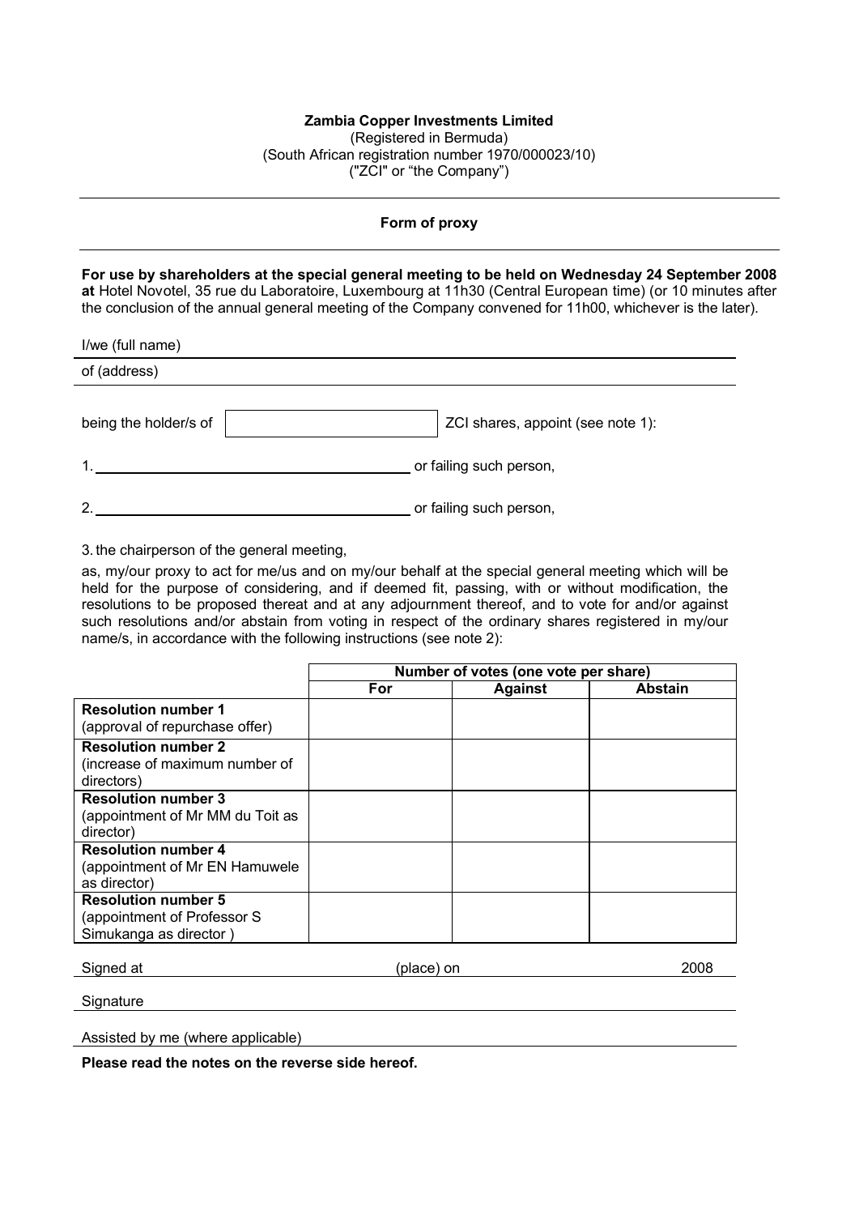**Zambia Copper Investments Limited**
(Registered in Bermuda)
(South African registration number 1970/000023/10)
("ZCI" or "the Company")

---

**Form of proxy**

---

**For use by shareholders at the special general meeting to be held on Wednesday 24 September 2008 at** Hotel Novotel, 35 rue du Laboratoire, Luxembourg at 11h30 (Central European time) (or 10 minutes after the conclusion of the annual general meeting of the Company convened for 11h00, whichever is the later).

I/we (full name) ____________________________________________

of (address) ____________________________________________

being the holder/s of [                    ] ZCI shares, appoint (see note 1):

1. ________________________________________ or failing such person,

2. ________________________________________ or failing such person,

3. the chairperson of the general meeting,

as, my/our proxy to act for me/us and on my/our behalf at the special general meeting which will be held for the purpose of considering, and if deemed fit, passing, with or without modification, the resolutions to be proposed thereat and at any adjournment thereof, and to vote for and/or against such resolutions and/or abstain from voting in respect of the ordinary shares registered in my/our name/s, in accordance with the following instructions (see note 2):

| | Number of votes (one vote per share) | | |
|---|---|---|---|
| | For | Against | Abstain |
| **Resolution number 1** (approval of repurchase offer) | | | |
| **Resolution number 2** (increase of maximum number of directors) | | | |
| **Resolution number 3** (appointment of Mr MM du Toit as director) | | | |
| **Resolution number 4** (appointment of Mr EN Hamuwele as director) | | | |
| **Resolution number 5** (appointment of Professor S Simukanga as director ) | | | |

Signed at ____________________ (place) on ____________________ 2008

Signature ____________________________________________

Assisted by me (where applicable) ____________________________________________

**Please read the notes on the reverse side hereof.**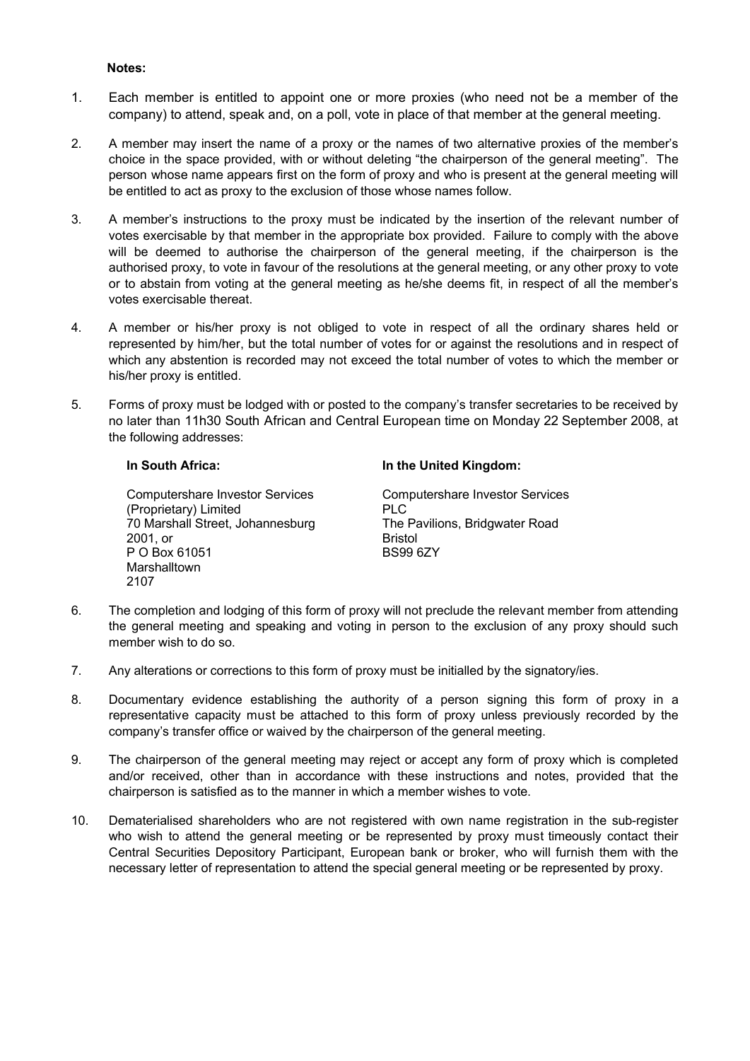**Notes:**

1. Each member is entitled to appoint one or more proxies (who need not be a member of the company) to attend, speak and, on a poll, vote in place of that member at the general meeting.

2. A member may insert the name of a proxy or the names of two alternative proxies of the member's choice in the space provided, with or without deleting "the chairperson of the general meeting". The person whose name appears first on the form of proxy and who is present at the general meeting will be entitled to act as proxy to the exclusion of those whose names follow.

3. A member's instructions to the proxy must be indicated by the insertion of the relevant number of votes exercisable by that member in the appropriate box provided. Failure to comply with the above will be deemed to authorise the chairperson of the general meeting, if the chairperson is the authorised proxy, to vote in favour of the resolutions at the general meeting, or any other proxy to vote or to abstain from voting at the general meeting as he/she deems fit, in respect of all the member's votes exercisable thereat.

4. A member or his/her proxy is not obliged to vote in respect of all the ordinary shares held or represented by him/her, but the total number of votes for or against the resolutions and in respect of which any abstention is recorded may not exceed the total number of votes to which the member or his/her proxy is entitled.

5. Forms of proxy must be lodged with or posted to the company's transfer secretaries to be received by no later than 11h30 South African and Central European time on Monday 22 September 2008, at the following addresses:

   **In South Africa:**

   Computershare Investor Services (Proprietary) Limited
   70 Marshall Street, Johannesburg
   2001, or
   P O Box 61051
   Marshalltown
   2107

   **In the United Kingdom:**

   Computershare Investor Services PLC
   The Pavilions, Bridgwater Road
   Bristol
   BS99 6ZY

6. The completion and lodging of this form of proxy will not preclude the relevant member from attending the general meeting and speaking and voting in person to the exclusion of any proxy should such member wish to do so.

7. Any alterations or corrections to this form of proxy must be initialled by the signatory/ies.

8. Documentary evidence establishing the authority of a person signing this form of proxy in a representative capacity must be attached to this form of proxy unless previously recorded by the company's transfer office or waived by the chairperson of the general meeting.

9. The chairperson of the general meeting may reject or accept any form of proxy which is completed and/or received, other than in accordance with these instructions and notes, provided that the chairperson is satisfied as to the manner in which a member wishes to vote.

10. Dematerialised shareholders who are not registered with own name registration in the sub-register who wish to attend the general meeting or be represented by proxy must timeously contact their Central Securities Depository Participant, European bank or broker, who will furnish them with the necessary letter of representation to attend the special general meeting or be represented by proxy.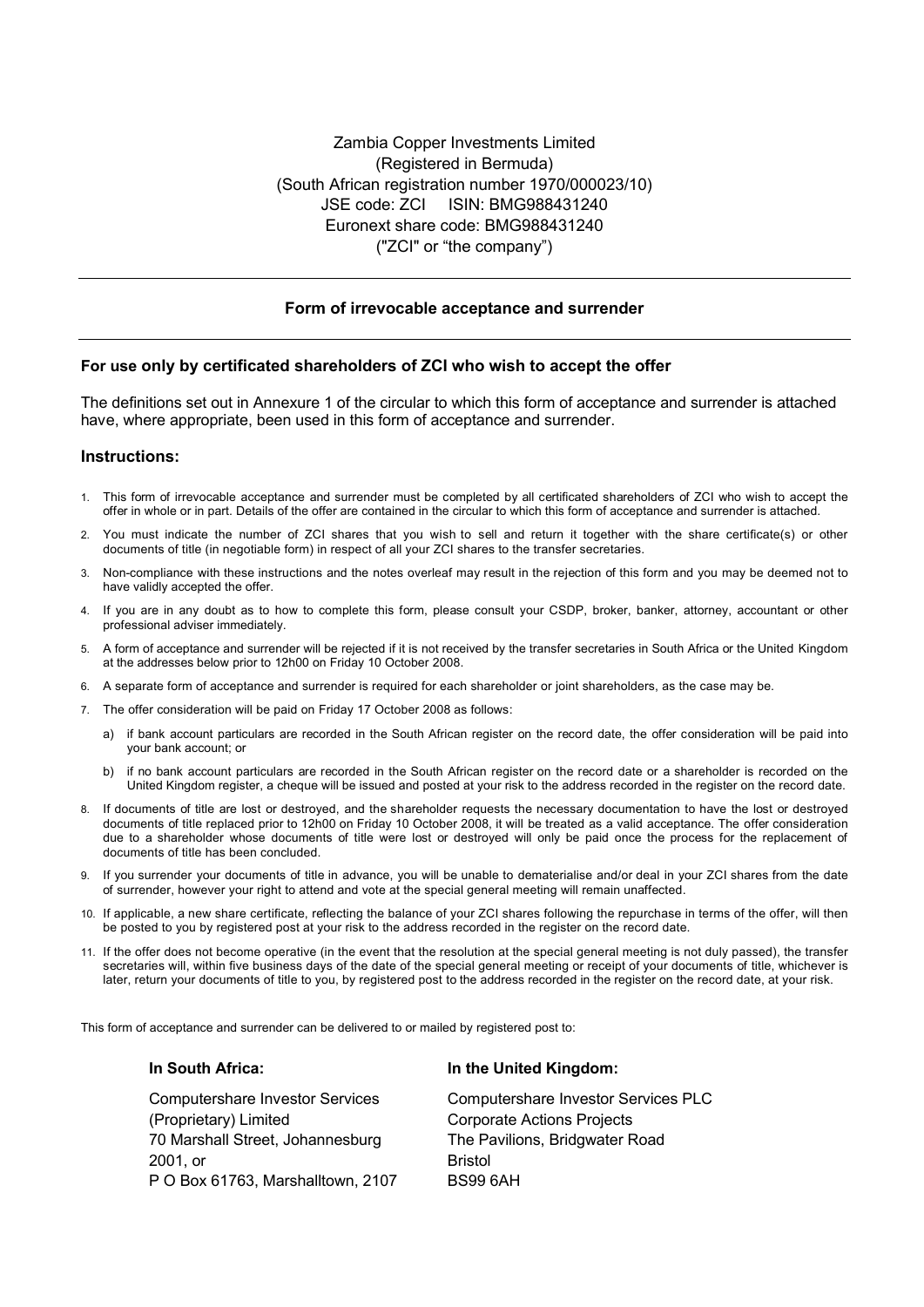Zambia Copper Investments Limited
(Registered in Bermuda)
(South African registration number 1970/000023/10)
JSE code: ZCI ISIN: BMG988431240
Euronext share code: BMG988431240
("ZCI" or "the company")

---

## Form of irrevocable acceptance and surrender

---

### For use only by certificated shareholders of ZCI who wish to accept the offer

The definitions set out in Annexure 1 of the circular to which this form of acceptance and surrender is attached have, where appropriate, been used in this form of acceptance and surrender.

### Instructions:

1. This form of irrevocable acceptance and surrender must be completed by all certificated shareholders of ZCI who wish to accept the offer in whole or in part. Details of the offer are contained in the circular to which this form of acceptance and surrender is attached.
2. You must indicate the number of ZCI shares that you wish to sell and return it together with the share certificate(s) or other documents of title (in negotiable form) in respect of all your ZCI shares to the transfer secretaries.
3. Non-compliance with these instructions and the notes overleaf may result in the rejection of this form and you may be deemed not to have validly accepted the offer.
4. If you are in any doubt as to how to complete this form, please consult your CSDP, broker, banker, attorney, accountant or other professional adviser immediately.
5. A form of acceptance and surrender will be rejected if it is not received by the transfer secretaries in South Africa or the United Kingdom at the addresses below prior to 12h00 on Friday 10 October 2008.
6. A separate form of acceptance and surrender is required for each shareholder or joint shareholders, as the case may be.
7. The offer consideration will be paid on Friday 17 October 2008 as follows:
   a) if bank account particulars are recorded in the South African register on the record date, the offer consideration will be paid into your bank account; or
   b) if no bank account particulars are recorded in the South African register on the record date or a shareholder is recorded on the United Kingdom register, a cheque will be issued and posted at your risk to the address recorded in the register on the record date.
8. If documents of title are lost or destroyed, and the shareholder requests the necessary documentation to have the lost or destroyed documents of title replaced prior to 12h00 on Friday 10 October 2008, it will be treated as a valid acceptance. The offer consideration due to a shareholder whose documents of title were lost or destroyed will only be paid once the process for the replacement of documents of title has been concluded.
9. If you surrender your documents of title in advance, you will be unable to dematerialise and/or deal in your ZCI shares from the date of surrender, however your right to attend and vote at the special general meeting will remain unaffected.
10. If applicable, a new share certificate, reflecting the balance of your ZCI shares following the repurchase in terms of the offer, will then be posted to you by registered post at your risk to the address recorded in the register on the record date.
11. If the offer does not become operative (in the event that the resolution at the special general meeting is not duly passed), the transfer secretaries will, within five business days of the date of the special general meeting or receipt of your documents of title, whichever is later, return your documents of title to you, by registered post to the address recorded in the register on the record date, at your risk.

This form of acceptance and surrender can be delivered to or mailed by registered post to:

**In South Africa:**

Computershare Investor Services (Proprietary) Limited
70 Marshall Street, Johannesburg
2001, or
P O Box 61763, Marshalltown, 2107

**In the United Kingdom:**

Computershare Investor Services PLC
Corporate Actions Projects
The Pavilions, Bridgwater Road
Bristol
BS99 6AH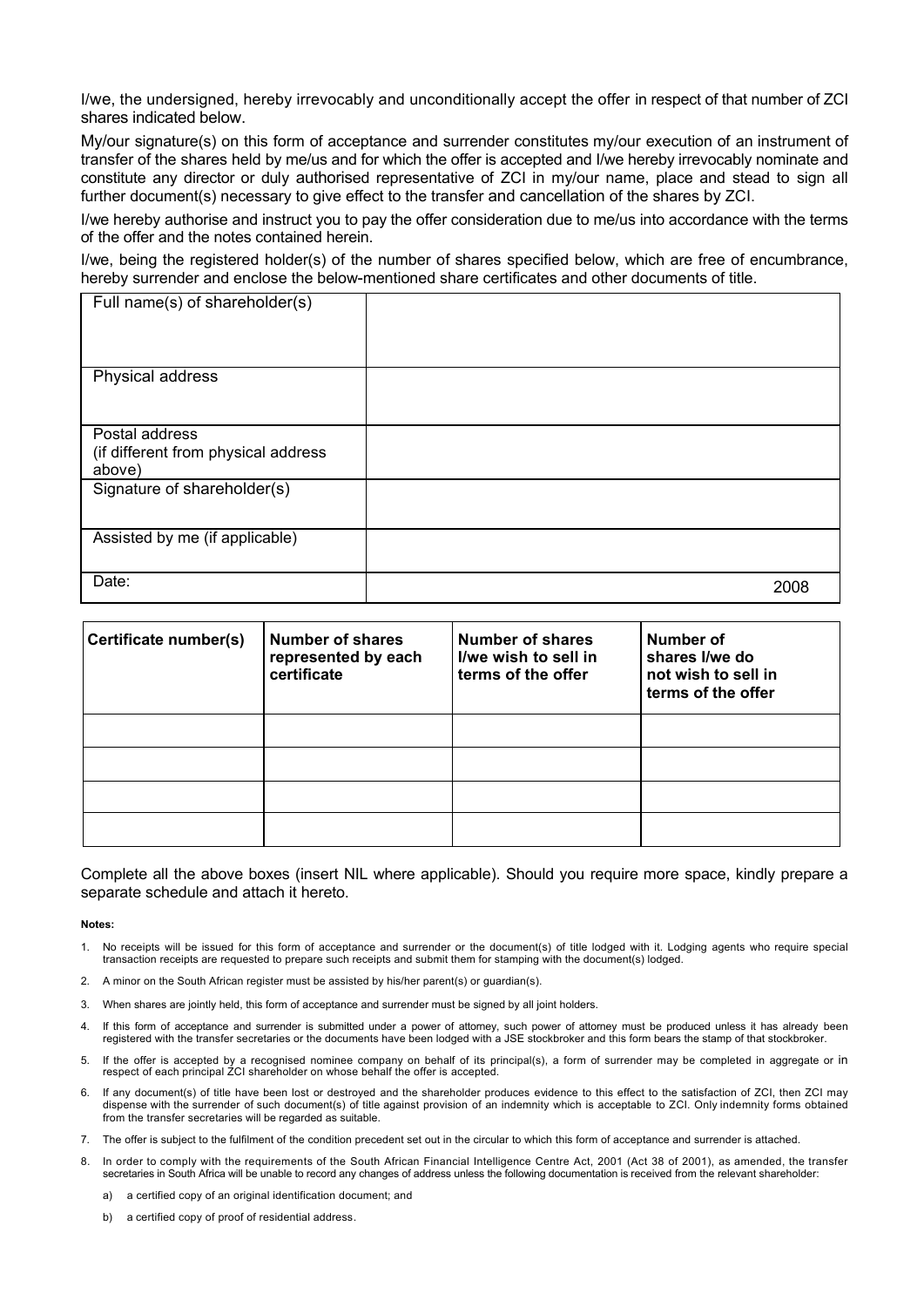I/we, the undersigned, hereby irrevocably and unconditionally accept the offer in respect of that number of ZCI shares indicated below.

My/our signature(s) on this form of acceptance and surrender constitutes my/our execution of an instrument of transfer of the shares held by me/us and for which the offer is accepted and I/we hereby irrevocably nominate and constitute any director or duly authorised representative of ZCI in my/our name, place and stead to sign all further document(s) necessary to give effect to the transfer and cancellation of the shares by ZCI.

I/we hereby authorise and instruct you to pay the offer consideration due to me/us into accordance with the terms of the offer and the notes contained herein.

I/we, being the registered holder(s) of the number of shares specified below, which are free of encumbrance, hereby surrender and enclose the below-mentioned share certificates and other documents of title.

| | |
|---|---|
| Full name(s) of shareholder(s) | |
| Physical address | |
| Postal address (if different from physical address above) | |
| Signature of shareholder(s) | |
| Assisted by me (if applicable) | |
| Date: | 2008 |

| Certificate number(s) | Number of shares represented by each certificate | Number of shares I/we wish to sell in terms of the offer | Number of shares I/we do not wish to sell in terms of the offer |
|---|---|---|---|
| | | | |
| | | | |
| | | | |
| | | | |

Complete all the above boxes (insert NIL where applicable). Should you require more space, kindly prepare a separate schedule and attach it hereto.

**Notes:**

1. No receipts will be issued for this form of acceptance and surrender or the document(s) of title lodged with it. Lodging agents who require special transaction receipts are requested to prepare such receipts and submit them for stamping with the document(s) lodged.
2. A minor on the South African register must be assisted by his/her parent(s) or guardian(s).
3. When shares are jointly held, this form of acceptance and surrender must be signed by all joint holders.
4. If this form of acceptance and surrender is submitted under a power of attorney, such power of attorney must be produced unless it has already been registered with the transfer secretaries or the documents have been lodged with a JSE stockbroker and this form bears the stamp of that stockbroker.
5. If the offer is accepted by a recognised nominee company on behalf of its principal(s), a form of surrender may be completed in aggregate or in respect of each principal ZCI shareholder on whose behalf the offer is accepted.
6. If any document(s) of title have been lost or destroyed and the shareholder produces evidence to this effect to the satisfaction of ZCI, then ZCI may dispense with the surrender of such document(s) of title against provision of an indemnity which is acceptable to ZCI. Only indemnity forms obtained from the transfer secretaries will be regarded as suitable.
7. The offer is subject to the fulfilment of the condition precedent set out in the circular to which this form of acceptance and surrender is attached.
8. In order to comply with the requirements of the South African Financial Intelligence Centre Act, 2001 (Act 38 of 2001), as amended, the transfer secretaries in South Africa will be unable to record any changes of address unless the following documentation is received from the relevant shareholder:

   a) a certified copy of an original identification document; and

   b) a certified copy of proof of residential address.